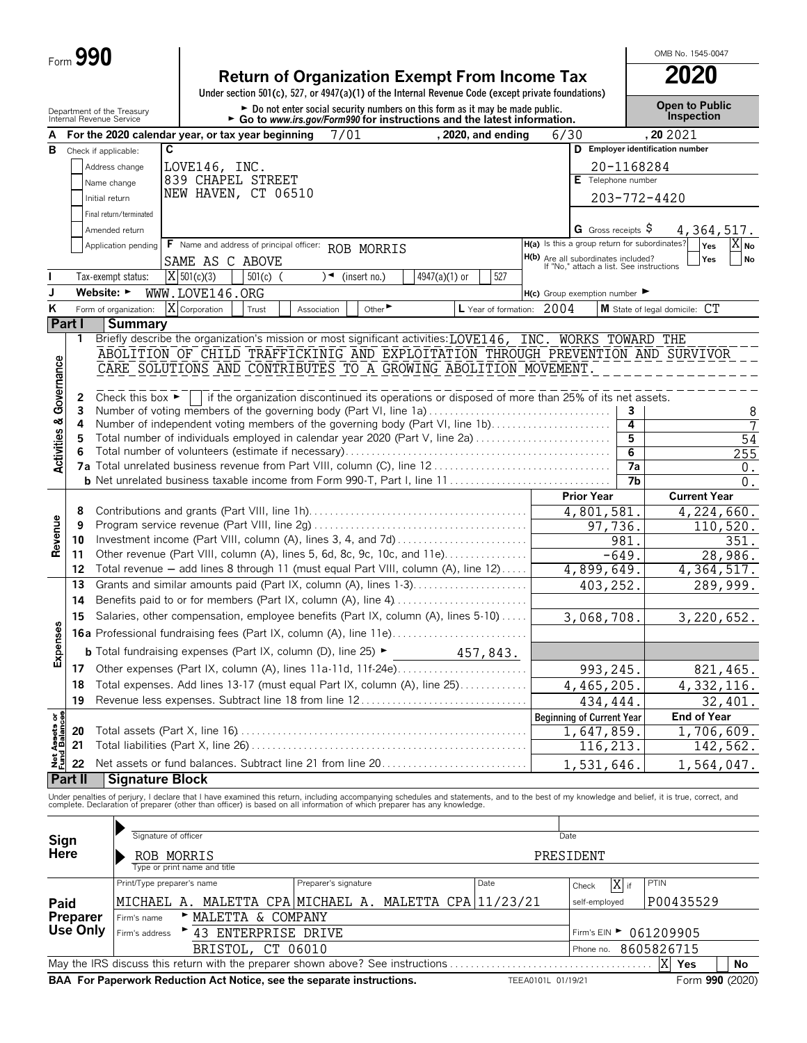Form **990**

# Return of Organization Exempt From Income Tax

**2020**

OMB No. 1545-0047

Under section 501(c), 527, or 4947(a)(1) of the Internal Revenue Code (except private foundations)

► Do not enter social security numbers on this form as it may be made public.
► Go to *www.irs.gov/Form990* for instructions and the latest information.

Department of the Treasury
Internal Revenue Service

**Open to Public Inspection**

**A** For the 2020 calendar year, or tax year beginning 7/01, 2020, and ending 6/30, 20 2021

**B** Check if applicable:
- [ ] Address change
- [ ] Name change
- [ ] Initial return
- [ ] Final return/terminated
- [ ] Amended return
- [ ] Application pending

**C** LOVE146, INC.
839 CHAPEL STREET
NEW HAVEN, CT 06510

**D** Employer identification number: 20-1168284

**E** Telephone number: 203-772-4420

**G** Gross receipts $ 4,364,517.

**F** Name and address of principal officer: ROB MORRIS
SAME AS C ABOVE

**H(a)** Is this a group return for subordinates? Yes [ ] No [X]

**H(b)** Are all subordinates included? Yes [ ] No [ ]
If "No," attach a list. See instructions

**I** Tax-exempt status: [X] 501(c)(3) [ ] 501(c) ( ) ◄ (insert no.) [ ] 4947(a)(1) or [ ] 527

**J** Website: ► WWW.LOVE146.ORG

**H(c)** Group exemption number ►

**K** Form of organization: [X] Corporation [ ] Trust [ ] Association [ ] Other ►

**L** Year of formation: 2004

**M** State of legal domicile: CT

## Part I Summary

**Activities & Governance**

1 Briefly describe the organization's mission or most significant activities: LOVE146, INC. WORKS TOWARD THE ABOLITION OF CHILD TRAFFICKINIG AND EXPLOITATION THROUGH PREVENTION AND SURVIVOR CARE SOLUTIONS AND CONTRIBUTES TO A GROWING ABOLITION MOVEMENT.

2 Check this box ► [ ] if the organization discontinued its operations or disposed of more than 25% of its net assets.

| Line | Description | | Value |
|---|---|---|---|
| 3 | Number of voting members of the governing body (Part VI, line 1a) | 3 | 8 |
| 4 | Number of independent voting members of the governing body (Part VI, line 1b) | 4 | 7 |
| 5 | Total number of individuals employed in calendar year 2020 (Part V, line 2a) | 5 | 54 |
| 6 | Total number of volunteers (estimate if necessary) | 6 | 255 |
| 7a | Total unrelated business revenue from Part VIII, column (C), line 12 | 7a | 0. |
| b | Net unrelated business taxable income from Form 990-T, Part I, line 11 | 7b | 0. |

| Section | Line | Description | Prior Year | Current Year |
|---|---|---|---|---|
| Revenue | 8 | Contributions and grants (Part VIII, line 1h) | 4,801,581. | 4,224,660. |
| | 9 | Program service revenue (Part VIII, line 2g) | 97,736. | 110,520. |
| | 10 | Investment income (Part VIII, column (A), lines 3, 4, and 7d) | 981. | 351. |
| | 11 | Other revenue (Part VIII, column (A), lines 5, 6d, 8c, 9c, 10c, and 11e) | -649. | 28,986. |
| | 12 | Total revenue — add lines 8 through 11 (must equal Part VIII, column (A), line 12) | 4,899,649. | 4,364,517. |
| Expenses | 13 | Grants and similar amounts paid (Part IX, column (A), lines 1-3) | 403,252. | 289,999. |
| | 14 | Benefits paid to or for members (Part IX, column (A), line 4) | | |
| | 15 | Salaries, other compensation, employee benefits (Part IX, column (A), lines 5-10) | 3,068,708. | 3,220,652. |
| | 16a | Professional fundraising fees (Part IX, column (A), line 11e) | | |
| | b | Total fundraising expenses (Part IX, column (D), line 25) ► 457,843. | | |
| | 17 | Other expenses (Part IX, column (A), lines 11a-11d, 11f-24e) | 993,245. | 821,465. |
| | 18 | Total expenses. Add lines 13-17 (must equal Part IX, column (A), line 25) | 4,465,205. | 4,332,116. |
| | 19 | Revenue less expenses. Subtract line 18 from line 12 | 434,444. | 32,401. |

| Section | Line | Description | Beginning of Current Year | End of Year |
|---|---|---|---|---|
| Net Assets or Fund Balances | 20 | Total assets (Part X, line 16) | 1,647,859. | 1,706,609. |
| | 21 | Total liabilities (Part X, line 26) | 116,213. | 142,562. |
| | 22 | Net assets or fund balances. Subtract line 21 from line 20 | 1,531,646. | 1,564,047. |

## Part II Signature Block

Under penalties of perjury, I declare that I have examined this return, including accompanying schedules and statements, and to the best of my knowledge and belief, it is true, correct, and complete. Declaration of preparer (other than officer) is based on all information of which preparer has any knowledge.

**Sign Here**

Signature of officer | Date

ROB MORRIS PRESIDENT
Type or print name and title

**Paid Preparer Use Only**

| Print/Type preparer's name | Preparer's signature | Date | Check [X] if self-employed | PTIN |
|---|---|---|---|---|
| MICHAEL A. MALETTA CPA | MICHAEL A. MALETTA CPA | 11/23/21 | | P00435529 |

Firm's name ► MALETTA & COMPANY
Firm's address ► 43 ENTERPRISE DRIVE, BRISTOL, CT 06010
Firm's EIN ► 061209905
Phone no. 8605826715

May the IRS discuss this return with the preparer shown above? See instructions [X] Yes [ ] No

**BAA For Paperwork Reduction Act Notice, see the separate instructions.** TEEA0101L 01/19/21 Form **990** (2020)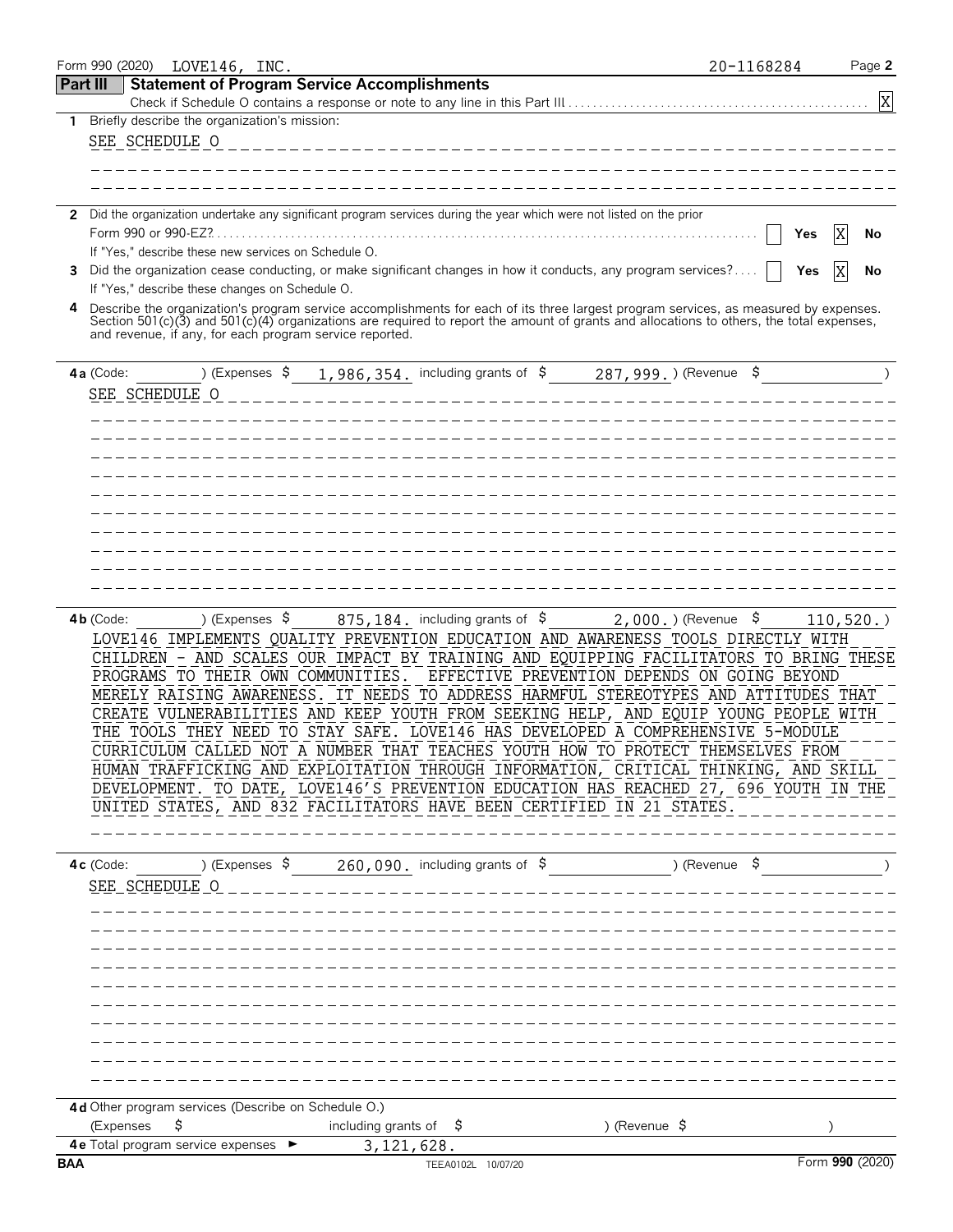Form 990 (2020) LOVE146, INC. 20-1168284

## Part III Statement of Program Service Accomplishments

Check if Schedule O contains a response or note to any line in this Part III . . . . . . . . . . . . . . . . . . . . . . [X]

**1** Briefly describe the organization's mission:

SEE SCHEDULE O

**2** Did the organization undertake any significant program services during the year which were not listed on the prior Form 990 or 990-EZ? . . . . . . . . . . [ ] Yes [X] No

If "Yes," describe these new services on Schedule O.

**3** Did the organization cease conducting, or make significant changes in how it conducts, any program services? . . . . [ ] Yes [X] No

If "Yes," describe these changes on Schedule O.

**4** Describe the organization's program service accomplishments for each of its three largest program services, as measured by expenses. Section 501(c)(3) and 501(c)(4) organizations are required to report the amount of grants and allocations to others, the total expenses, and revenue, if any, for each program service reported.

**4a** (Code: ) (Expenses $ 1,986,354. including grants of $ 287,999. ) (Revenue $ )

SEE SCHEDULE O

**4b** (Code: ) (Expenses $ 875,184. including grants of $ 2,000. ) (Revenue $ 110,520. )

LOVE146 IMPLEMENTS QUALITY PREVENTION EDUCATION AND AWARENESS TOOLS DIRECTLY WITH CHILDREN - AND SCALES OUR IMPACT BY TRAINING AND EQUIPPING FACILITATORS TO BRING THESE PROGRAMS TO THEIR OWN COMMUNITIES. EFFECTIVE PREVENTION DEPENDS ON GOING BEYOND MERELY RAISING AWARENESS. IT NEEDS TO ADDRESS HARMFUL STEREOTYPES AND ATTITUDES THAT CREATE VULNERABILITIES AND KEEP YOUTH FROM SEEKING HELP, AND EQUIP YOUNG PEOPLE WITH THE TOOLS THEY NEED TO STAY SAFE. LOVE146 HAS DEVELOPED A COMPREHENSIVE 5-MODULE CURRICULUM CALLED NOT A NUMBER THAT TEACHES YOUTH HOW TO PROTECT THEMSELVES FROM HUMAN TRAFFICKING AND EXPLOITATION THROUGH INFORMATION, CRITICAL THINKING, AND SKILL DEVELOPMENT. TO DATE, LOVE146'S PREVENTION EDUCATION HAS REACHED 27, 696 YOUTH IN THE UNITED STATES, AND 832 FACILITATORS HAVE BEEN CERTIFIED IN 21 STATES.

**4c** (Code: ) (Expenses $ 260,090. including grants of $ ) (Revenue $ )

SEE SCHEDULE O

**4d** Other program services (Describe on Schedule O.)

(Expenses $ including grants of $ ) (Revenue $ )

**4e** Total program service expenses ► 3,121,628.

BAA TEEA0102L 10/07/20 Form **990** (2020)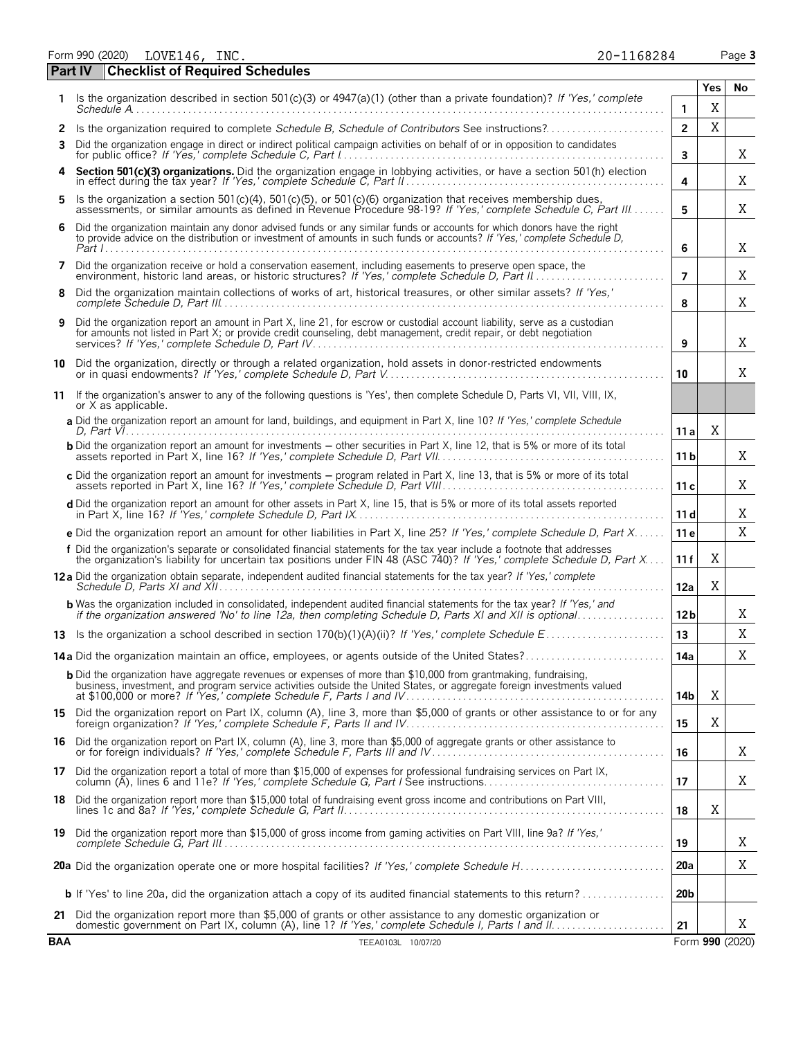Form 990 (2020) LOVE146, INC. 20-1168284 Page 3

## Part IV Checklist of Required Schedules

| | | | Yes | No |
|---|---|---|---|---|
| 1 | Is the organization described in section 501(c)(3) or 4947(a)(1) (other than a private foundation)? *If 'Yes,' complete Schedule A* | 1 | X | |
| 2 | Is the organization required to complete *Schedule B, Schedule of Contributors* See instructions? | 2 | X | |
| 3 | Did the organization engage in direct or indirect political campaign activities on behalf of or in opposition to candidates for public office? *If 'Yes,' complete Schedule C, Part I* | 3 | | X |
| 4 | **Section 501(c)(3) organizations.** Did the organization engage in lobbying activities, or have a section 501(h) election in effect during the tax year? *If 'Yes,' complete Schedule C, Part II* | 4 | | X |
| 5 | Is the organization a section 501(c)(4), 501(c)(5), or 501(c)(6) organization that receives membership dues, assessments, or similar amounts as defined in Revenue Procedure 98-19? *If 'Yes,' complete Schedule C, Part III* | 5 | | X |
| 6 | Did the organization maintain any donor advised funds or any similar funds or accounts for which donors have the right to provide advice on the distribution or investment of amounts in such funds or accounts? *If 'Yes,' complete Schedule D, Part I* | 6 | | X |
| 7 | Did the organization receive or hold a conservation easement, including easements to preserve open space, the environment, historic land areas, or historic structures? *If 'Yes,' complete Schedule D, Part II* | 7 | | X |
| 8 | Did the organization maintain collections of works of art, historical treasures, or other similar assets? *If 'Yes,' complete Schedule D, Part III* | 8 | | X |
| 9 | Did the organization report an amount in Part X, line 21, for escrow or custodial account liability, serve as a custodian for amounts not listed in Part X; or provide credit counseling, debt management, credit repair, or debt negotiation services? *If 'Yes,' complete Schedule D, Part IV* | 9 | | X |
| 10 | Did the organization, directly or through a related organization, hold assets in donor-restricted endowments or in quasi endowments? *If 'Yes,' complete Schedule D, Part V* | 10 | | X |
| 11 | If the organization's answer to any of the following questions is 'Yes', then complete Schedule D, Parts VI, VII, VIII, IX, or X as applicable. | | | |
| | **a** Did the organization report an amount for land, buildings, and equipment in Part X, line 10? *If 'Yes,' complete Schedule D, Part VI* | 11 a | X | |
| | **b** Did the organization report an amount for investments – other securities in Part X, line 12, that is 5% or more of its total assets reported in Part X, line 16? *If 'Yes,' complete Schedule D, Part VII* | 11 b | | X |
| | **c** Did the organization report an amount for investments – program related in Part X, line 13, that is 5% or more of its total assets reported in Part X, line 16? *If 'Yes,' complete Schedule D, Part VIII* | 11 c | | X |
| | **d** Did the organization report an amount for other assets in Part X, line 15, that is 5% or more of its total assets reported in Part X, line 16? *If 'Yes,' complete Schedule D, Part IX* | 11 d | | X |
| | **e** Did the organization report an amount for other liabilities in Part X, line 25? *If 'Yes,' complete Schedule D, Part X* | 11 e | | X |
| | **f** Did the organization's separate or consolidated financial statements for the tax year include a footnote that addresses the organization's liability for uncertain tax positions under FIN 48 (ASC 740)? *If 'Yes,' complete Schedule D, Part X* | 11 f | X | |
| 12 a | Did the organization obtain separate, independent audited financial statements for the tax year? *If 'Yes,' complete Schedule D, Parts XI and XII* | 12a | X | |
| | **b** Was the organization included in consolidated, independent audited financial statements for the tax year? *If 'Yes,' and if the organization answered 'No' to line 12a, then completing Schedule D, Parts XI and XII is optional* | 12b | | X |
| 13 | Is the organization a school described in section 170(b)(1)(A)(ii)? *If 'Yes,' complete Schedule E* | 13 | | X |
| 14 a | Did the organization maintain an office, employees, or agents outside of the United States? | 14a | | X |
| | **b** Did the organization have aggregate revenues or expenses of more than $10,000 from grantmaking, fundraising, business, investment, and program service activities outside the United States, or aggregate foreign investments valued at $100,000 or more? *If 'Yes,' complete Schedule F, Parts I and IV* | 14b | X | |
| 15 | Did the organization report on Part IX, column (A), line 3, more than $5,000 of grants or other assistance to or for any foreign organization? *If 'Yes,' complete Schedule F, Parts II and IV* | 15 | X | |
| 16 | Did the organization report on Part IX, column (A), line 3, more than $5,000 of aggregate grants or other assistance to or for foreign individuals? *If 'Yes,' complete Schedule F, Parts III and IV* | 16 | | X |
| 17 | Did the organization report a total of more than $15,000 of expenses for professional fundraising services on Part IX, column (A), lines 6 and 11e? *If 'Yes,' complete Schedule G, Part I* See instructions | 17 | | X |
| 18 | Did the organization report more than $15,000 total of fundraising event gross income and contributions on Part VIII, lines 1c and 8a? *If 'Yes,' complete Schedule G, Part II* | 18 | X | |
| 19 | Did the organization report more than $15,000 of gross income from gaming activities on Part VIII, line 9a? *If 'Yes,' complete Schedule G, Part III* | 19 | | X |
| 20 a | Did the organization operate one or more hospital facilities? *If 'Yes,' complete Schedule H* | 20a | | X |
| | **b** If 'Yes' to line 20a, did the organization attach a copy of its audited financial statements to this return? | 20b | | |
| 21 | Did the organization report more than $5,000 of grants or other assistance to any domestic organization or domestic government on Part IX, column (A), line 1? *If 'Yes,' complete Schedule I, Parts I and II* | 21 | | X |

BAA TEEA0103L 10/07/20 Form **990** (2020)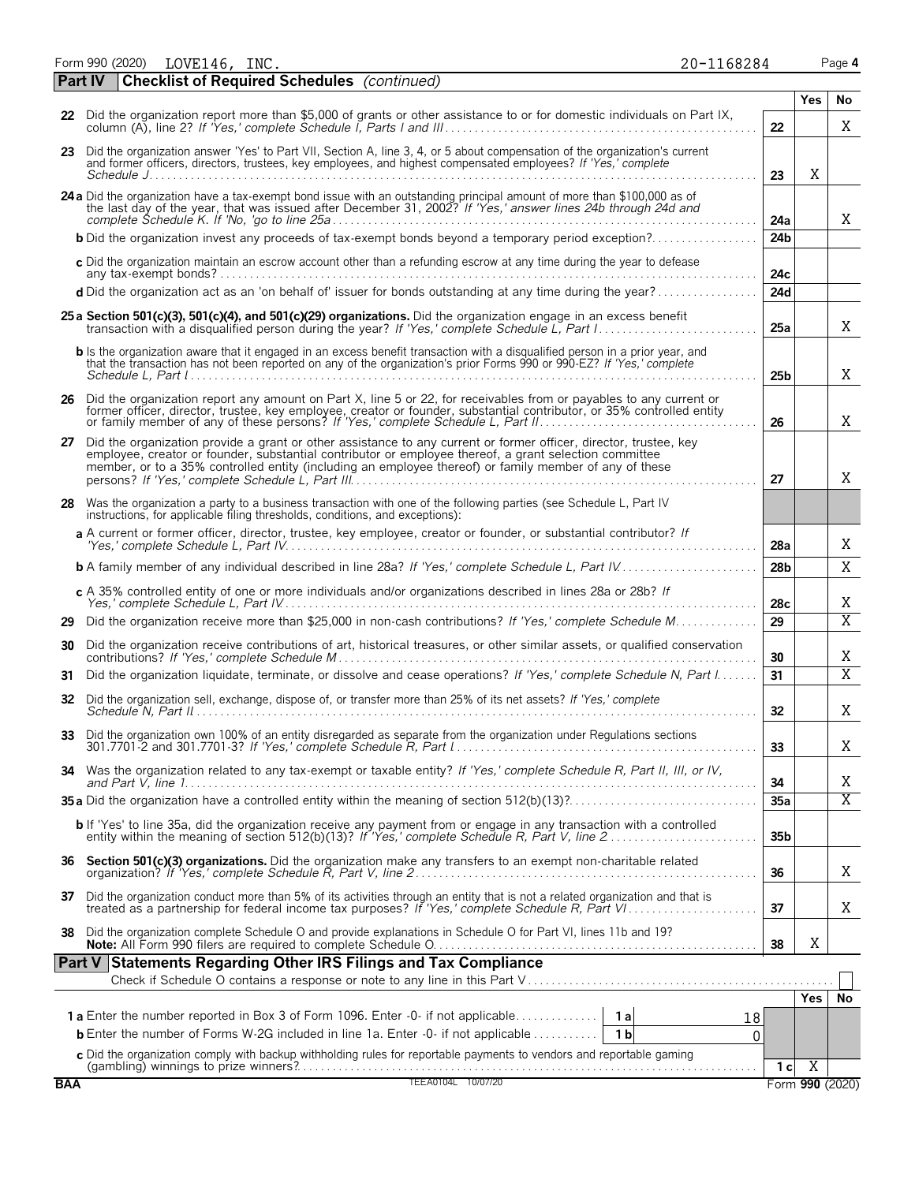Form 990 (2020) LOVE146, INC. 20-1168284 Page 4

## Part IV Checklist of Required Schedules *(continued)*

| | | | Yes | No |
|---|---|---|---|---|
| 22 | Did the organization report more than $5,000 of grants or other assistance to or for domestic individuals on Part IX, column (A), line 2? *If 'Yes,' complete Schedule I, Parts I and III* | 22 | | X |
| 23 | Did the organization answer 'Yes' to Part VII, Section A, line 3, 4, or 5 about compensation of the organization's current and former officers, directors, trustees, key employees, and highest compensated employees? *If 'Yes,' complete Schedule J* | 23 | X | |
| 24a | Did the organization have a tax-exempt bond issue with an outstanding principal amount of more than $100,000 as of the last day of the year, that was issued after December 31, 2002? *If 'Yes,' answer lines 24b through 24d and complete Schedule K. If 'No,' go to line 25a* | 24a | | X |
| b | Did the organization invest any proceeds of tax-exempt bonds beyond a temporary period exception? | 24b | | |
| c | Did the organization maintain an escrow account other than a refunding escrow at any time during the year to defease any tax-exempt bonds? | 24c | | |
| d | Did the organization act as an 'on behalf of' issuer for bonds outstanding at any time during the year? | 24d | | |
| 25a | **Section 501(c)(3), 501(c)(4), and 501(c)(29) organizations.** Did the organization engage in an excess benefit transaction with a disqualified person during the year? *If 'Yes,' complete Schedule L, Part I* | 25a | | X |
| b | Is the organization aware that it engaged in an excess benefit transaction with a disqualified person in a prior year, and that the transaction has not been reported on any of the organization's prior Forms 990 or 990-EZ? *If 'Yes,' complete Schedule L, Part I* | 25b | | X |
| 26 | Did the organization report any amount on Part X, line 5 or 22, for receivables from or payables to any current or former officer, director, trustee, key employee, creator or founder, substantial contributor, or 35% controlled entity or family member of any of these persons? *If 'Yes,' complete Schedule L, Part II* | 26 | | X |
| 27 | Did the organization provide a grant or other assistance to any current or former officer, director, trustee, key employee, creator or founder, substantial contributor or employee thereof, a grant selection committee member, or to a 35% controlled entity (including an employee thereof) or family member of any of these persons? *If 'Yes,' complete Schedule L, Part III* | 27 | | X |
| 28 | Was the organization a party to a business transaction with one of the following parties (see Schedule L, Part IV instructions, for applicable filing thresholds, conditions, and exceptions): | | | |
| a | A current or former officer, director, trustee, key employee, creator or founder, or substantial contributor? *If 'Yes,' complete Schedule L, Part IV* | 28a | | X |
| b | A family member of any individual described in line 28a? *If 'Yes,' complete Schedule L, Part IV* | 28b | | X |
| c | A 35% controlled entity of one or more individuals and/or organizations described in lines 28a or 28b? *If Yes,' complete Schedule L, Part IV* | 28c | | X |
| 29 | Did the organization receive more than $25,000 in non-cash contributions? *If 'Yes,' complete Schedule M* | 29 | | X |
| 30 | Did the organization receive contributions of art, historical treasures, or other similar assets, or qualified conservation contributions? *If 'Yes,' complete Schedule M* | 30 | | X |
| 31 | Did the organization liquidate, terminate, or dissolve and cease operations? *If 'Yes,' complete Schedule N, Part I* | 31 | | X |
| 32 | Did the organization sell, exchange, dispose of, or transfer more than 25% of its net assets? *If 'Yes,' complete Schedule N, Part II* | 32 | | X |
| 33 | Did the organization own 100% of an entity disregarded as separate from the organization under Regulations sections 301.7701-2 and 301.7701-3? *If 'Yes,' complete Schedule R, Part I* | 33 | | X |
| 34 | Was the organization related to any tax-exempt or taxable entity? *If 'Yes,' complete Schedule R, Part II, III, or IV, and Part V, line 1* | 34 | | X |
| 35a | Did the organization have a controlled entity within the meaning of section 512(b)(13)? | 35a | | X |
| b | If 'Yes' to line 35a, did the organization receive any payment from or engage in any transaction with a controlled entity within the meaning of section 512(b)(13)? *If 'Yes,' complete Schedule R, Part V, line 2* | 35b | | |
| 36 | **Section 501(c)(3) organizations.** Did the organization make any transfers to an exempt non-charitable related organization? *If 'Yes,' complete Schedule R, Part V, line 2* | 36 | | X |
| 37 | Did the organization conduct more than 5% of its activities through an entity that is not a related organization and that is treated as a partnership for federal income tax purposes? *If 'Yes,' complete Schedule R, Part VI* | 37 | | X |
| 38 | Did the organization complete Schedule O and provide explanations in Schedule O for Part VI, lines 11b and 19? **Note:** All Form 990 filers are required to complete Schedule O. | 38 | X | |

## Part V Statements Regarding Other IRS Filings and Tax Compliance

Check if Schedule O contains a response or note to any line in this Part V ☐

| | | | | | Yes | No |
|---|---|---|---|---|---|---|
| 1a | Enter the number reported in Box 3 of Form 1096. Enter -0- if not applicable | 1a | 18 | | | |
| b | Enter the number of Forms W-2G included in line 1a. Enter -0- if not applicable | 1b | 0 | | | |
| c | Did the organization comply with backup withholding rules for reportable payments to vendors and reportable gaming (gambling) winnings to prize winners? | | | 1c | X | |

BAA TEEA0104L 10/07/20 Form **990** (2020)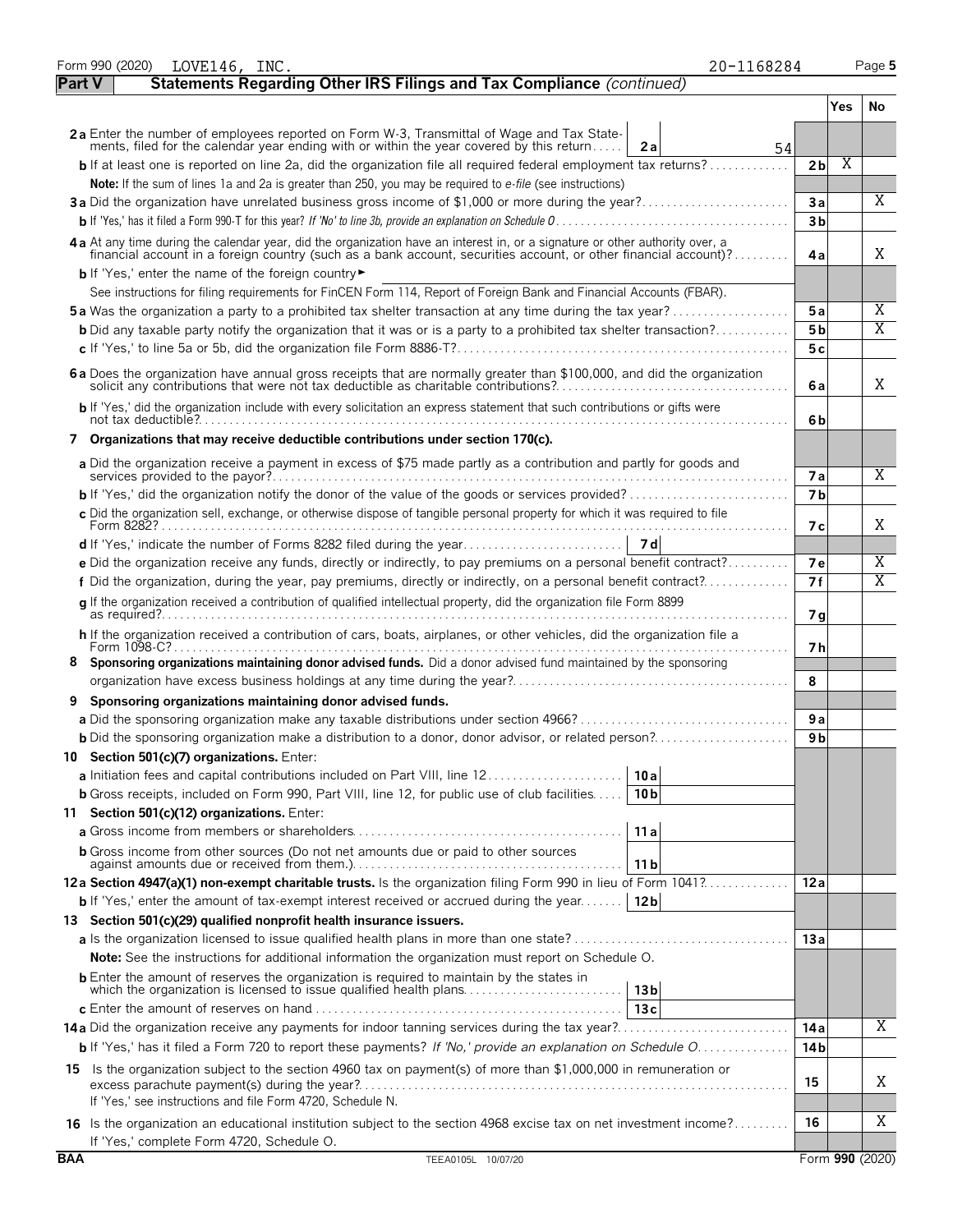Form 990 (2020) LOVE146, INC. 20-1168284 Page 5

## Part V — Statements Regarding Other IRS Filings and Tax Compliance *(continued)*

| | | | Yes | No |
|---|---|---|---|---|
| **2a** | Enter the number of employees reported on Form W-3, Transmittal of Wage and Tax Statements, filed for the calendar year ending with or within the year covered by this return — **2a** 54 | | | |
| **b** | If at least one is reported on line 2a, did the organization file all required federal employment tax returns? | 2b | X | |
| | **Note:** If the sum of lines 1a and 2a is greater than 250, you may be required to *e-file* (see instructions) | | | |
| **3a** | Did the organization have unrelated business gross income of $1,000 or more during the year? | 3a | | X |
| **b** | If 'Yes,' has it filed a Form 990-T for this year? *If 'No' to line 3b, provide an explanation on Schedule O* | 3b | | |
| **4a** | At any time during the calendar year, did the organization have an interest in, or a signature or other authority over, a financial account in a foreign country (such as a bank account, securities account, or other financial account)? | 4a | | X |
| **b** | If 'Yes,' enter the name of the foreign country ► | | | |
| | See instructions for filing requirements for FinCEN Form 114, Report of Foreign Bank and Financial Accounts (FBAR). | | | |
| **5a** | Was the organization a party to a prohibited tax shelter transaction at any time during the tax year? | 5a | | X |
| **b** | Did any taxable party notify the organization that it was or is a party to a prohibited tax shelter transaction? | 5b | | X |
| **c** | If 'Yes,' to line 5a or 5b, did the organization file Form 8886-T? | 5c | | |
| **6a** | Does the organization have annual gross receipts that are normally greater than $100,000, and did the organization solicit any contributions that were not tax deductible as charitable contributions? | 6a | | X |
| **b** | If 'Yes,' did the organization include with every solicitation an express statement that such contributions or gifts were not tax deductible? | 6b | | |
| **7** | **Organizations that may receive deductible contributions under section 170(c).** | | | |
| **a** | Did the organization receive a payment in excess of $75 made partly as a contribution and partly for goods and services provided to the payor? | 7a | | X |
| **b** | If 'Yes,' did the organization notify the donor of the value of the goods or services provided? | 7b | | |
| **c** | Did the organization sell, exchange, or otherwise dispose of tangible personal property for which it was required to file Form 8282? | 7c | | X |
| **d** | If 'Yes,' indicate the number of Forms 8282 filed during the year — **7d** | | | |
| **e** | Did the organization receive any funds, directly or indirectly, to pay premiums on a personal benefit contract? | 7e | | X |
| **f** | Did the organization, during the year, pay premiums, directly or indirectly, on a personal benefit contract? | 7f | | X |
| **g** | If the organization received a contribution of qualified intellectual property, did the organization file Form 8899 as required? | 7g | | |
| **h** | If the organization received a contribution of cars, boats, airplanes, or other vehicles, did the organization file a Form 1098-C? | 7h | | |
| **8** | **Sponsoring organizations maintaining donor advised funds.** Did a donor advised fund maintained by the sponsoring organization have excess business holdings at any time during the year? | 8 | | |
| **9** | **Sponsoring organizations maintaining donor advised funds.** | | | |
| **a** | Did the sponsoring organization make any taxable distributions under section 4966? | 9a | | |
| **b** | Did the sponsoring organization make a distribution to a donor, donor advisor, or related person? | 9b | | |
| **10** | **Section 501(c)(7) organizations.** Enter: | | | |
| **a** | Initiation fees and capital contributions included on Part VIII, line 12 — **10a** | | | |
| **b** | Gross receipts, included on Form 990, Part VIII, line 12, for public use of club facilities — **10b** | | | |
| **11** | **Section 501(c)(12) organizations.** Enter: | | | |
| **a** | Gross income from members or shareholders — **11a** | | | |
| **b** | Gross income from other sources (Do not net amounts due or paid to other sources against amounts due or received from them.) — **11b** | | | |
| **12a** | **Section 4947(a)(1) non-exempt charitable trusts.** Is the organization filing Form 990 in lieu of Form 1041? | 12a | | |
| **b** | If 'Yes,' enter the amount of tax-exempt interest received or accrued during the year — **12b** | | | |
| **13** | **Section 501(c)(29) qualified nonprofit health insurance issuers.** | | | |
| **a** | Is the organization licensed to issue qualified health plans in more than one state? | 13a | | |
| | **Note:** See the instructions for additional information the organization must report on Schedule O. | | | |
| **b** | Enter the amount of reserves the organization is required to maintain by the states in which the organization is licensed to issue qualified health plans — **13b** | | | |
| **c** | Enter the amount of reserves on hand — **13c** | | | |
| **14a** | Did the organization receive any payments for indoor tanning services during the tax year? | 14a | | X |
| **b** | If 'Yes,' has it filed a Form 720 to report these payments? *If 'No,' provide an explanation on Schedule O* | 14b | | |
| **15** | Is the organization subject to the section 4960 tax on payment(s) of more than $1,000,000 in remuneration or excess parachute payment(s) during the year? If 'Yes,' see instructions and file Form 4720, Schedule N. | 15 | | X |
| **16** | Is the organization an educational institution subject to the section 4968 excise tax on net investment income? If 'Yes,' complete Form 4720, Schedule O. | 16 | | X |

BAA TEEA0105L 10/07/20 Form **990** (2020)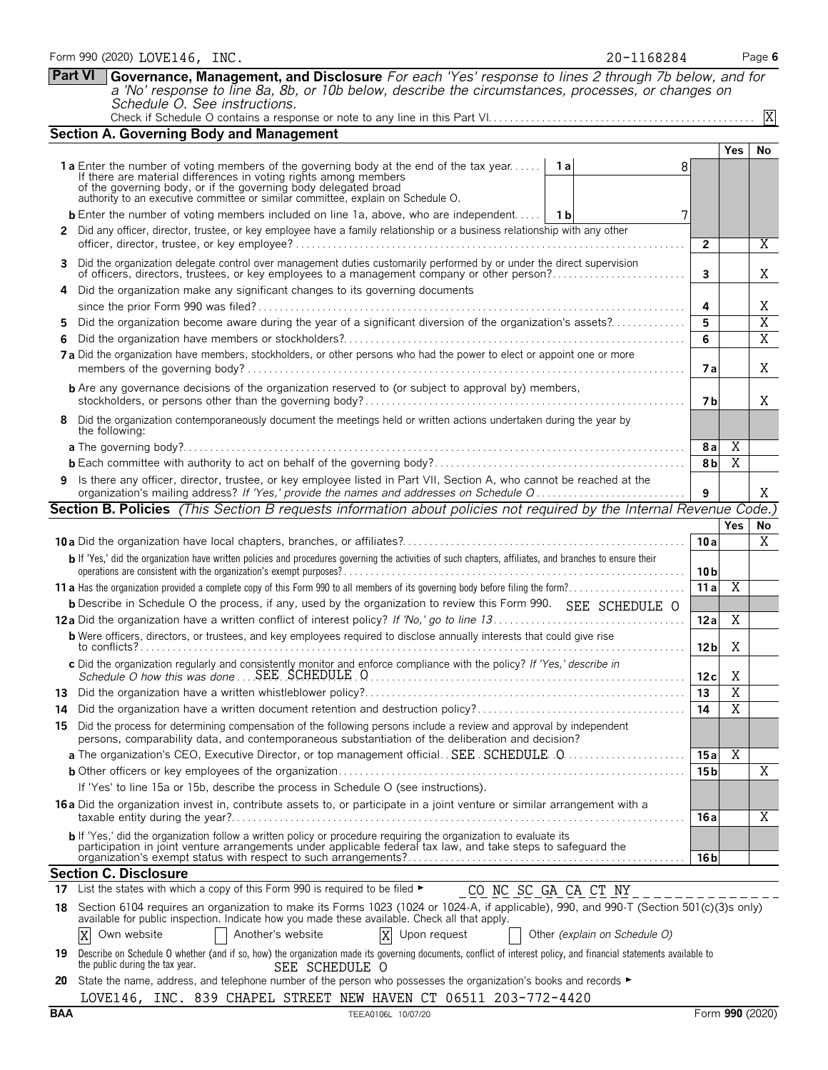Form 990 (2020) LOVE146, INC. 20-1168284

**Part VI** **Governance, Management, and Disclosure** *For each 'Yes' response to lines 2 through 7b below, and for a 'No' response to line 8a, 8b, or 10b below, describe the circumstances, processes, or changes on Schedule O. See instructions.*

Check if Schedule O contains a response or note to any line in this Part VI. [X]

## Section A. Governing Body and Management

| | | | Yes | No |
|---|---|---|---|---|
| **1a** Enter the number of voting members of the governing body at the end of the tax year. If there are material differences in voting rights among members of the governing body, or if the governing body delegated broad authority to an executive committee or similar committee, explain on Schedule O. | 1a 8 | | | |
| **b** Enter the number of voting members included on line 1a, above, who are independent. | 1b 7 | | | |
| **2** Did any officer, director, trustee, or key employee have a family relationship or a business relationship with any other officer, director, trustee, or key employee? | | 2 | | X |
| **3** Did the organization delegate control over management duties customarily performed by or under the direct supervision of officers, directors, trustees, or key employees to a management company or other person? | | 3 | | X |
| **4** Did the organization make any significant changes to its governing documents since the prior Form 990 was filed? | | 4 | | X |
| **5** Did the organization become aware during the year of a significant diversion of the organization's assets? | | 5 | | X |
| **6** Did the organization have members or stockholders? | | 6 | | X |
| **7a** Did the organization have members, stockholders, or other persons who had the power to elect or appoint one or more members of the governing body? | | 7a | | X |
| **b** Are any governance decisions of the organization reserved to (or subject to approval by) members, stockholders, or persons other than the governing body? | | 7b | | X |
| **8** Did the organization contemporaneously document the meetings held or written actions undertaken during the year by the following: | | | | |
| **a** The governing body? | | 8a | X | |
| **b** Each committee with authority to act on behalf of the governing body? | | 8b | X | |
| **9** Is there any officer, director, trustee, or key employee listed in Part VII, Section A, who cannot be reached at the organization's mailing address? *If 'Yes,' provide the names and addresses on Schedule O* | | 9 | | X |

## Section B. Policies *(This Section B requests information about policies not required by the Internal Revenue Code.)*

| | | Yes | No |
|---|---|---|---|
| **10a** Did the organization have local chapters, branches, or affiliates? | 10a | | X |
| **b** If 'Yes,' did the organization have written policies and procedures governing the activities of such chapters, affiliates, and branches to ensure their operations are consistent with the organization's exempt purposes? | 10b | | |
| **11a** Has the organization provided a complete copy of this Form 990 to all members of its governing body before filing the form? | 11a | X | |
| **b** Describe in Schedule O the process, if any, used by the organization to review this Form 990. SEE SCHEDULE O | | | |
| **12a** Did the organization have a written conflict of interest policy? *If 'No,' go to line 13* | 12a | X | |
| **b** Were officers, directors, or trustees, and key employees required to disclose annually interests that could give rise to conflicts? | 12b | X | |
| **c** Did the organization regularly and consistently monitor and enforce compliance with the policy? *If 'Yes,' describe in Schedule O how this was done* SEE SCHEDULE O | 12c | X | |
| **13** Did the organization have a written whistleblower policy? | 13 | X | |
| **14** Did the organization have a written document retention and destruction policy? | 14 | X | |
| **15** Did the process for determining compensation of the following persons include a review and approval by independent persons, comparability data, and contemporaneous substantiation of the deliberation and decision? | | | |
| **a** The organization's CEO, Executive Director, or top management official. SEE SCHEDULE O | 15a | X | |
| **b** Other officers or key employees of the organization | 15b | | X |
| If 'Yes' to line 15a or 15b, describe the process in Schedule O (see instructions). | | | |
| **16a** Did the organization invest in, contribute assets to, or participate in a joint venture or similar arrangement with a taxable entity during the year? | 16a | | X |
| **b** If 'Yes,' did the organization follow a written policy or procedure requiring the organization to evaluate its participation in joint venture arrangements under applicable federal tax law, and take steps to safeguard the organization's exempt status with respect to such arrangements? | 16b | | |

## Section C. Disclosure

**17** List the states with which a copy of this Form 990 is required to be filed ► CO NC SC GA CA CT NY

**18** Section 6104 requires an organization to make its Forms 1023 (1024 or 1024-A, if applicable), 990, and 990-T (Section 501(c)(3)s only) available for public inspection. Indicate how you made these available. Check all that apply.

[X] Own website [ ] Another's website [X] Upon request [ ] Other *(explain on Schedule O)*

**19** Describe on Schedule O whether (and if so, how) the organization made its governing documents, conflict of interest policy, and financial statements available to the public during the tax year. SEE SCHEDULE O

**20** State the name, address, and telephone number of the person who possesses the organization's books and records ►

LOVE146, INC. 839 CHAPEL STREET NEW HAVEN CT 06511 203-772-4420

BAA TEEA0106L 10/07/20 Form **990** (2020)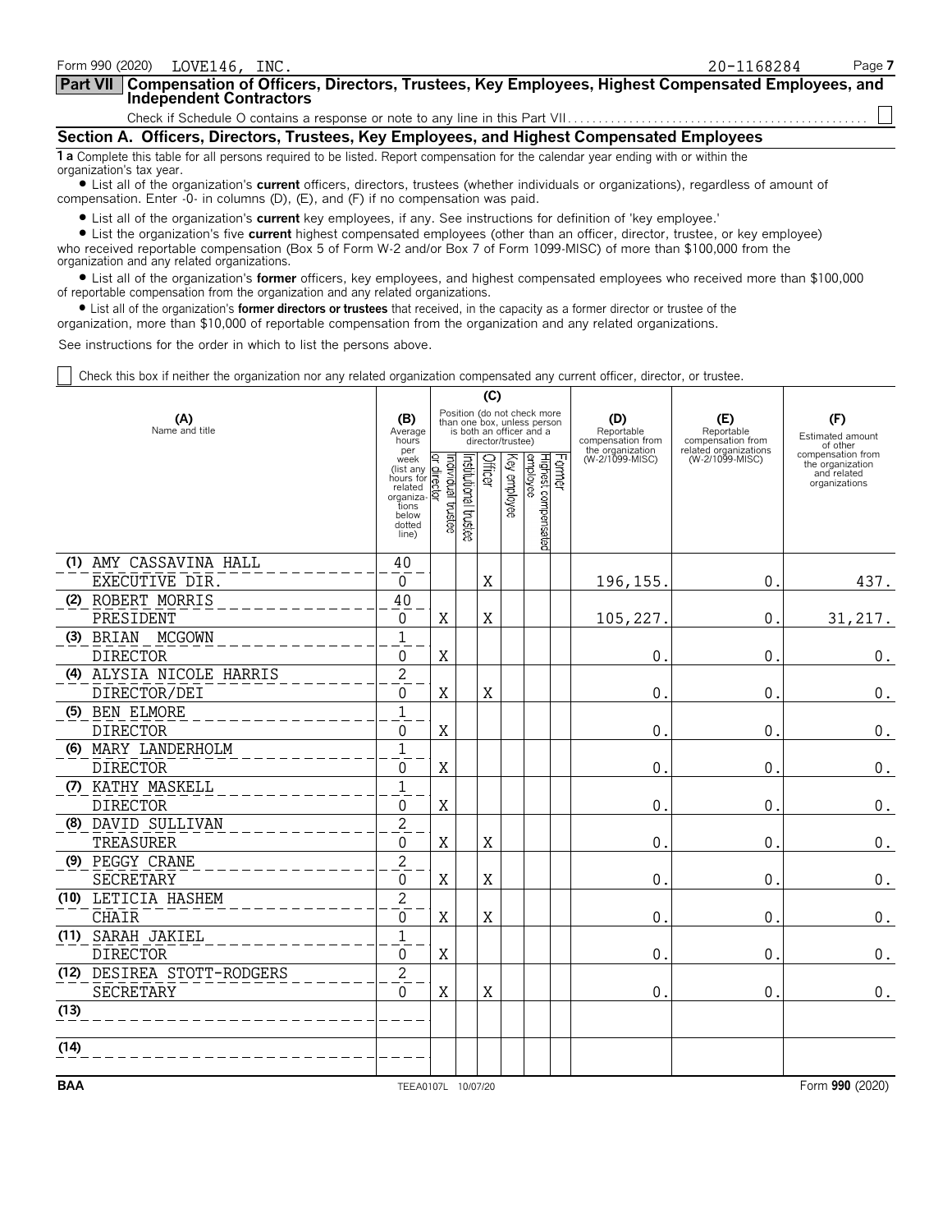Form 990 (2020) LOVE146, INC. 20-1168284

## Part VII Compensation of Officers, Directors, Trustees, Key Employees, Highest Compensated Employees, and Independent Contractors

Check if Schedule O contains a response or note to any line in this Part VII ☐

### Section A. Officers, Directors, Trustees, Key Employees, and Highest Compensated Employees

**1 a** Complete this table for all persons required to be listed. Report compensation for the calendar year ending with or within the organization's tax year.

- List all of the organization's **current** officers, directors, trustees (whether individuals or organizations), regardless of amount of compensation. Enter -0- in columns (D), (E), and (F) if no compensation was paid.
- List all of the organization's **current** key employees, if any. See instructions for definition of 'key employee.'
- List the organization's five **current** highest compensated employees (other than an officer, director, trustee, or key employee) who received reportable compensation (Box 5 of Form W-2 and/or Box 7 of Form 1099-MISC) of more than $100,000 from the organization and any related organizations.
- List all of the organization's **former** officers, key employees, and highest compensated employees who received more than $100,000 of reportable compensation from the organization and any related organizations.
- List all of the organization's **former directors or trustees** that received, in the capacity as a former director or trustee of the organization, more than $10,000 of reportable compensation from the organization and any related organizations.

See instructions for the order in which to list the persons above.

☐ Check this box if neither the organization nor any related organization compensated any current officer, director, or trustee.

| (A) Name and title | (B) Average hours per week (list any hours for related organizations below dotted line) | (C) Individual trustee or director | Institutional trustee | Officer | Key employee | Highest compensated employee | Former | (D) Reportable compensation from the organization (W-2/1099-MISC) | (E) Reportable compensation from related organizations (W-2/1099-MISC) | (F) Estimated amount of other compensation from the organization and related organizations |
|---|---|---|---|---|---|---|---|---|---|---|
| (1) AMY CASSAVINA HALL<br>EXECUTIVE DIR. | 40<br>0 | | | X | | | | 196,155. | 0. | 437. |
| (2) ROBERT MORRIS<br>PRESIDENT | 40<br>0 | X | | X | | | | 105,227. | 0. | 31,217. |
| (3) BRIAN MCGOWN<br>DIRECTOR | 1<br>0 | X | | | | | | 0. | 0. | 0. |
| (4) ALYSIA NICOLE HARRIS<br>DIRECTOR/DEI | 2<br>0 | X | | X | | | | 0. | 0. | 0. |
| (5) BEN ELMORE<br>DIRECTOR | 1<br>0 | X | | | | | | 0. | 0. | 0. |
| (6) MARY LANDERHOLM<br>DIRECTOR | 1<br>0 | X | | | | | | 0. | 0. | 0. |
| (7) KATHY MASKELL<br>DIRECTOR | 1<br>0 | X | | | | | | 0. | 0. | 0. |
| (8) DAVID SULLIVAN<br>TREASURER | 2<br>0 | X | | X | | | | 0. | 0. | 0. |
| (9) PEGGY CRANE<br>SECRETARY | 2<br>0 | X | | X | | | | 0. | 0. | 0. |
| (10) LETICIA HASHEM<br>CHAIR | 2<br>0 | X | | X | | | | 0. | 0. | 0. |
| (11) SARAH JAKIEL<br>DIRECTOR | 1<br>0 | X | | | | | | 0. | 0. | 0. |
| (12) DESIREA STOTT-RODGERS<br>SECRETARY | 2<br>0 | X | | X | | | | 0. | 0. | 0. |
| (13) | | | | | | | | | | |
| (14) | | | | | | | | | | |

BAA TEEA0107L 10/07/20 Form **990** (2020)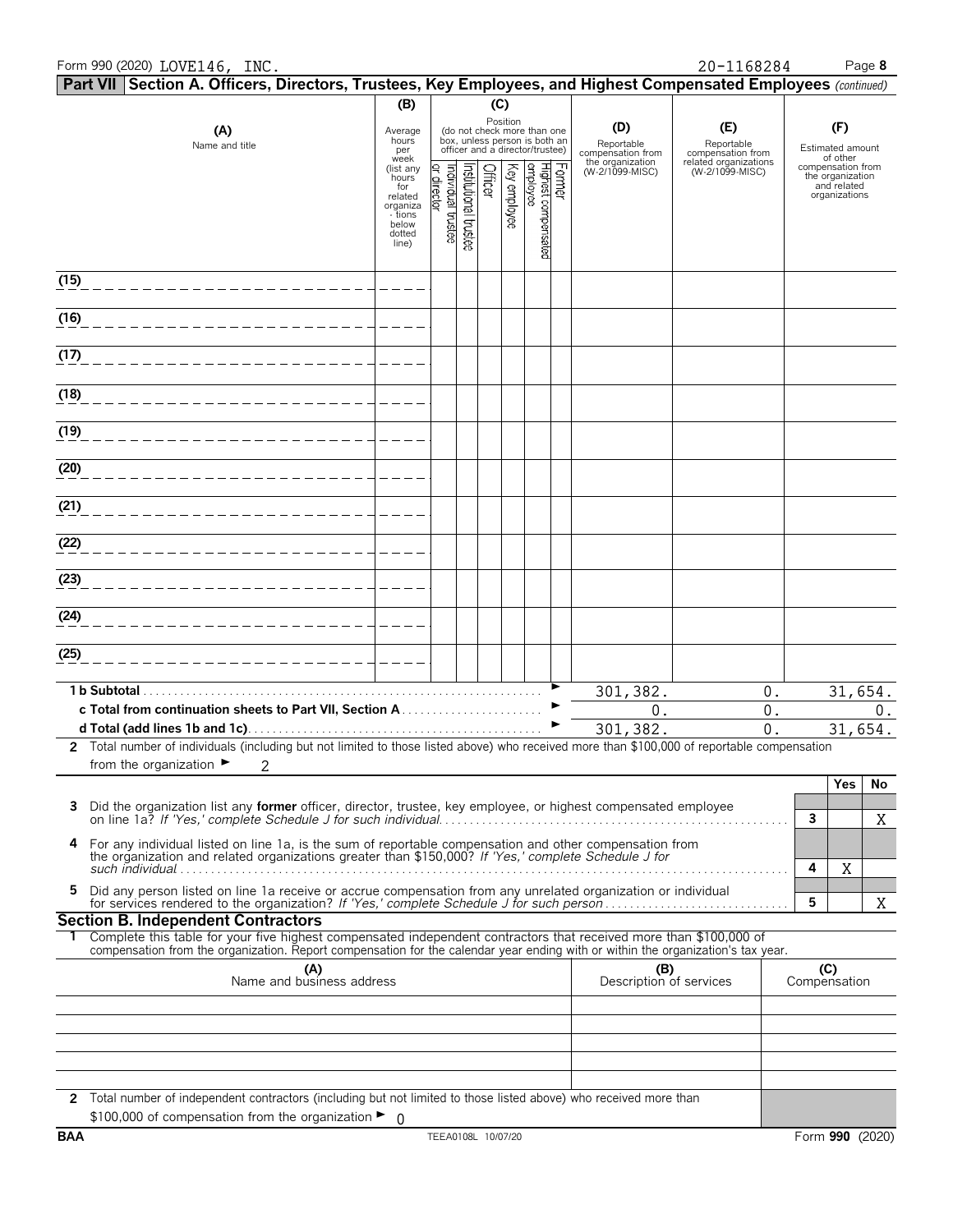Form 990 (2020) LOVE146, INC. 20-1168284

## Part VII Section A. Officers, Directors, Trustees, Key Employees, and Highest Compensated Employees *(continued)*

| (A) Name and title | (B) Average hours per week (list any hours for related organizations below dotted line) | (C) Position (do not check more than one box, unless person is both an officer and a director/trustee): Individual trustee or director | Institutional trustee | Officer | Key employee | Highest compensated employee | Former | (D) Reportable compensation from the organization (W-2/1099-MISC) | (E) Reportable compensation from related organizations (W-2/1099-MISC) | (F) Estimated amount of other compensation from the organization and related organizations |
|---|---|---|---|---|---|---|---|---|---|---|
| (15) | | | | | | | | | | |
| (16) | | | | | | | | | | |
| (17) | | | | | | | | | | |
| (18) | | | | | | | | | | |
| (19) | | | | | | | | | | |
| (20) | | | | | | | | | | |
| (21) | | | | | | | | | | |
| (22) | | | | | | | | | | |
| (23) | | | | | | | | | | |
| (24) | | | | | | | | | | |
| (25) | | | | | | | | | | |
| **1 b Subtotal** | | | | | | | | 301,382. | 0. | 31,654. |
| **c Total from continuation sheets to Part VII, Section A** | | | | | | | | 0. | 0. | 0. |
| **d Total (add lines 1b and 1c)** | | | | | | | | 301,382. | 0. | 31,654. |

**2** Total number of individuals (including but not limited to those listed above) who received more than $100,000 of reportable compensation from the organization ► 2

| | | | Yes | No |
|---|---|---|---|---|
| **3** | Did the organization list any **former** officer, director, trustee, key employee, or highest compensated employee on line 1a? *If 'Yes,' complete Schedule J for such individual* | 3 | | X |
| **4** | For any individual listed on line 1a, is the sum of reportable compensation and other compensation from the organization and related organizations greater than $150,000? *If 'Yes,' complete Schedule J for such individual* | 4 | X | |
| **5** | Did any person listed on line 1a receive or accrue compensation from any unrelated organization or individual for services rendered to the organization? *If 'Yes,' complete Schedule J for such person* | 5 | | X |

### Section B. Independent Contractors

**1** Complete this table for your five highest compensated independent contractors that received more than $100,000 of compensation from the organization. Report compensation for the calendar year ending with or within the organization's tax year.

| (A) Name and business address | (B) Description of services | (C) Compensation |
|---|---|---|
| | | |
| | | |
| | | |
| | | |
| | | |

**2** Total number of independent contractors (including but not limited to those listed above) who received more than $100,000 of compensation from the organization ► 0

BAA TEEA0108L 10/07/20 Form **990** (2020)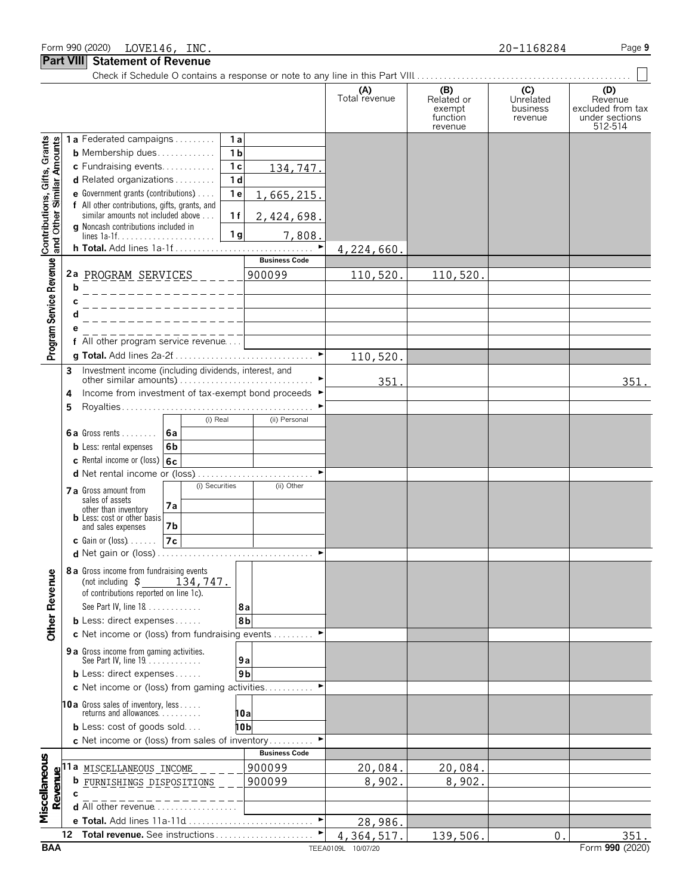Form 990 (2020) LOVE146, INC. 20-1168284

## Part VIII Statement of Revenue

Check if Schedule O contains a response or note to any line in this Part VIII . . . . . ☐

| | | | (A) Total revenue | (B) Related or exempt function revenue | (C) Unrelated business revenue | (D) Revenue excluded from tax under sections 512-514 |
|---|---|---|---|---|---|---|
| **Contributions, Gifts, Grants and Other Similar Amounts** | 1a Federated campaigns . . . 1a | | | | | |
| | b Membership dues . . . 1b | | | | | |
| | c Fundraising events . . . 1c | 134,747. | | | | |
| | d Related organizations . . . 1d | | | | | |
| | e Government grants (contributions) . . . 1e | 1,665,215. | | | | |
| | f All other contributions, gifts, grants, and similar amounts not included above . . . 1f | 2,424,698. | | | | |
| | g Noncash contributions included in lines 1a-1f . . . 1g | 7,808. | | | | |
| | h **Total.** Add lines 1a-1f . . . ► | | 4,224,660. | | | |
| **Program Service Revenue** | | **Business Code** | | | | |
| | 2a PROGRAM SERVICES | 900099 | 110,520. | 110,520. | | |
| | b | | | | | |
| | c | | | | | |
| | d | | | | | |
| | e | | | | | |
| | f All other program service revenue . . . | | | | | |
| | g **Total.** Add lines 2a-2f . . . ► | | 110,520. | | | |
| **Other Revenue** | 3 Investment income (including dividends, interest, and other similar amounts) . . . ► | | 351. | | | 351. |
| | 4 Income from investment of tax-exempt bond proceeds ► | | | | | |
| | 5 Royalties . . . ► | | | | | |
| | | (i) Real / (ii) Personal | | | | |
| | 6a Gross rents . . . 6a | | | | | |
| | b Less: rental expenses 6b | | | | | |
| | c Rental income or (loss) 6c | | | | | |
| | d Net rental income or (loss) . . . ► | | | | | |
| | | (i) Securities / (ii) Other | | | | |
| | 7a Gross amount from sales of assets other than inventory 7a | | | | | |
| | b Less: cost or other basis and sales expenses 7b | | | | | |
| | c Gain or (loss) . . . 7c | | | | | |
| | d Net gain or (loss) . . . ► | | | | | |
| | 8a Gross income from fundraising events (not including $ 134,747. of contributions reported on line 1c). See Part IV, line 18 . . . 8a | | | | | |
| | b Less: direct expenses . . . 8b | | | | | |
| | c Net income or (loss) from fundraising events . . . ► | | | | | |
| | 9a Gross income from gaming activities. See Part IV, line 19 . . . 9a | | | | | |
| | b Less: direct expenses . . . 9b | | | | | |
| | c Net income or (loss) from gaming activities . . . ► | | | | | |
| | 10a Gross sales of inventory, less returns and allowances . . . 10a | | | | | |
| | b Less: cost of goods sold . . . 10b | | | | | |
| | c Net income or (loss) from sales of inventory . . . ► | | | | | |
| **Miscellaneous Revenue** | | **Business Code** | | | | |
| | 11a MISCELLANEOUS INCOME | 900099 | 20,084. | 20,084. | | |
| | b FURNISHINGS DISPOSITIONS | 900099 | 8,902. | 8,902. | | |
| | c | | | | | |
| | d All other revenue . . . | | | | | |
| | e **Total.** Add lines 11a-11d . . . ► | | 28,986. | | | |
| | 12 **Total revenue.** See instructions . . . ► | | 4,364,517. | 139,506. | 0. | 351. |

BAA TEEA0109L 10/07/20 Form **990** (2020)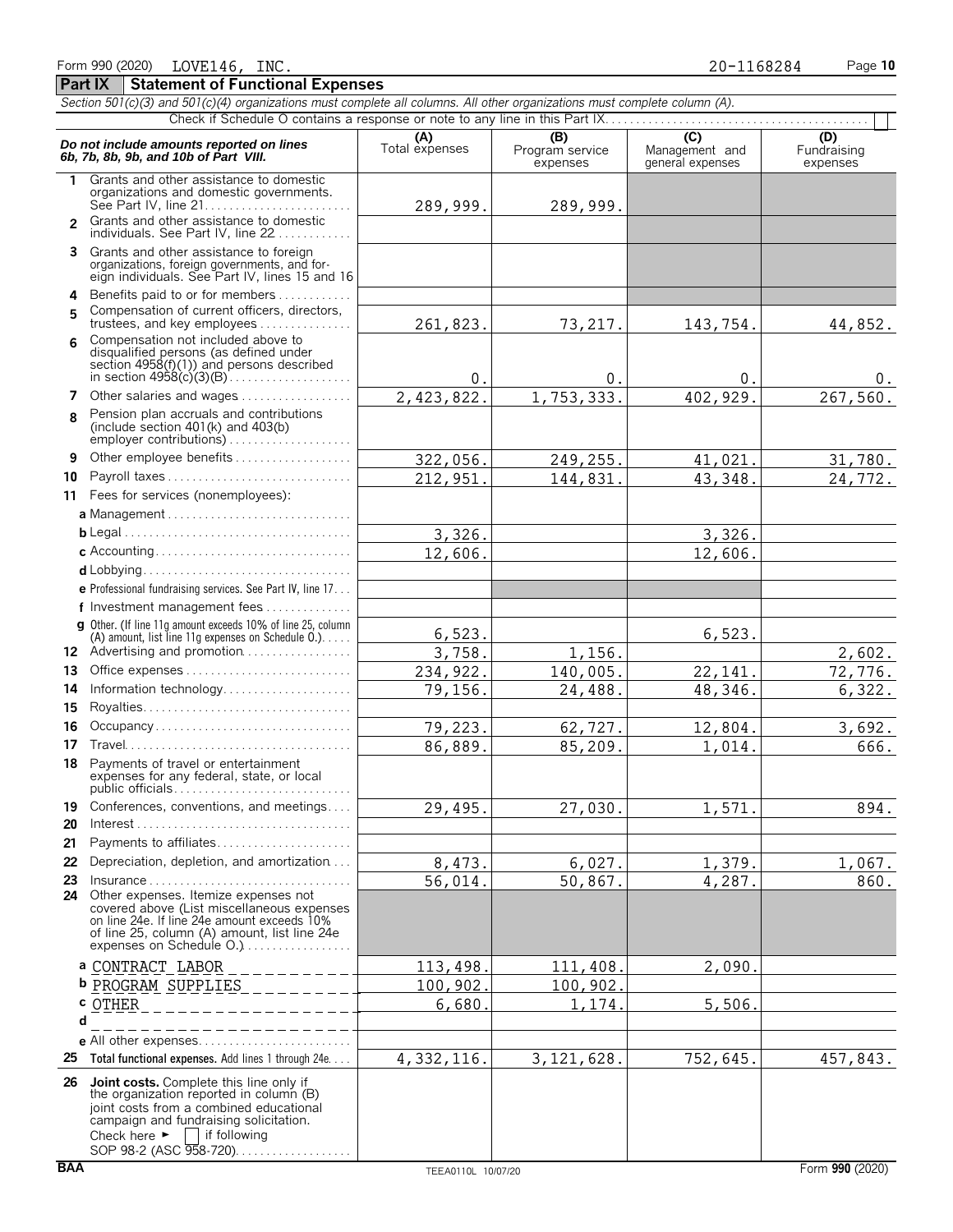Form 990 (2020) LOVE146, INC. 20-1168284

## Part IX Statement of Functional Expenses

*Section 501(c)(3) and 501(c)(4) organizations must complete all columns. All other organizations must complete column (A).*

Check if Schedule O contains a response or note to any line in this Part IX

| *Do not include amounts reported on lines 6b, 7b, 8b, 9b, and 10b of Part VIII.* | (A) Total expenses | (B) Program service expenses | (C) Management and general expenses | (D) Fundraising expenses |
|---|---|---|---|---|
| 1 Grants and other assistance to domestic organizations and domestic governments. See Part IV, line 21 | 289,999. | 289,999. | | |
| 2 Grants and other assistance to domestic individuals. See Part IV, line 22 | | | | |
| 3 Grants and other assistance to foreign organizations, foreign governments, and foreign individuals. See Part IV, lines 15 and 16 | | | | |
| 4 Benefits paid to or for members | | | | |
| 5 Compensation of current officers, directors, trustees, and key employees | 261,823. | 73,217. | 143,754. | 44,852. |
| 6 Compensation not included above to disqualified persons (as defined under section 4958(f)(1)) and persons described in section 4958(c)(3)(B) | 0. | 0. | 0. | 0. |
| 7 Other salaries and wages | 2,423,822. | 1,753,333. | 402,929. | 267,560. |
| 8 Pension plan accruals and contributions (include section 401(k) and 403(b) employer contributions) | | | | |
| 9 Other employee benefits | 322,056. | 249,255. | 41,021. | 31,780. |
| 10 Payroll taxes | 212,951. | 144,831. | 43,348. | 24,772. |
| 11 Fees for services (nonemployees): | | | | |
| a Management | | | | |
| b Legal | 3,326. | | 3,326. | |
| c Accounting | 12,606. | | 12,606. | |
| d Lobbying | | | | |
| e Professional fundraising services. See Part IV, line 17 | | | | |
| f Investment management fees | | | | |
| g Other. (If line 11g amount exceeds 10% of line 25, column (A) amount, list line 11g expenses on Schedule O.) | 6,523. | | 6,523. | |
| 12 Advertising and promotion | 3,758. | 1,156. | | 2,602. |
| 13 Office expenses | 234,922. | 140,005. | 22,141. | 72,776. |
| 14 Information technology | 79,156. | 24,488. | 48,346. | 6,322. |
| 15 Royalties | | | | |
| 16 Occupancy | 79,223. | 62,727. | 12,804. | 3,692. |
| 17 Travel | 86,889. | 85,209. | 1,014. | 666. |
| 18 Payments of travel or entertainment expenses for any federal, state, or local public officials | | | | |
| 19 Conferences, conventions, and meetings | 29,495. | 27,030. | 1,571. | 894. |
| 20 Interest | | | | |
| 21 Payments to affiliates | | | | |
| 22 Depreciation, depletion, and amortization | 8,473. | 6,027. | 1,379. | 1,067. |
| 23 Insurance | 56,014. | 50,867. | 4,287. | 860. |
| 24 Other expenses. Itemize expenses not covered above (List miscellaneous expenses on line 24e. If line 24e amount exceeds 10% of line 25, column (A) amount, list line 24e expenses on Schedule O.) | | | | |
| a CONTRACT LABOR | 113,498. | 111,408. | 2,090. | |
| b PROGRAM SUPPLIES | 100,902. | 100,902. | | |
| c OTHER | 6,680. | 1,174. | 5,506. | |
| d | | | | |
| e All other expenses | | | | |
| 25 **Total functional expenses.** Add lines 1 through 24e | 4,332,116. | 3,121,628. | 752,645. | 457,843. |
| 26 **Joint costs.** Complete this line only if the organization reported in column (B) joint costs from a combined educational campaign and fundraising solicitation. Check here ► ☐ if following SOP 98-2 (ASC 958-720) | | | | |

BAA TEEA0110L 10/07/20 Form **990** (2020)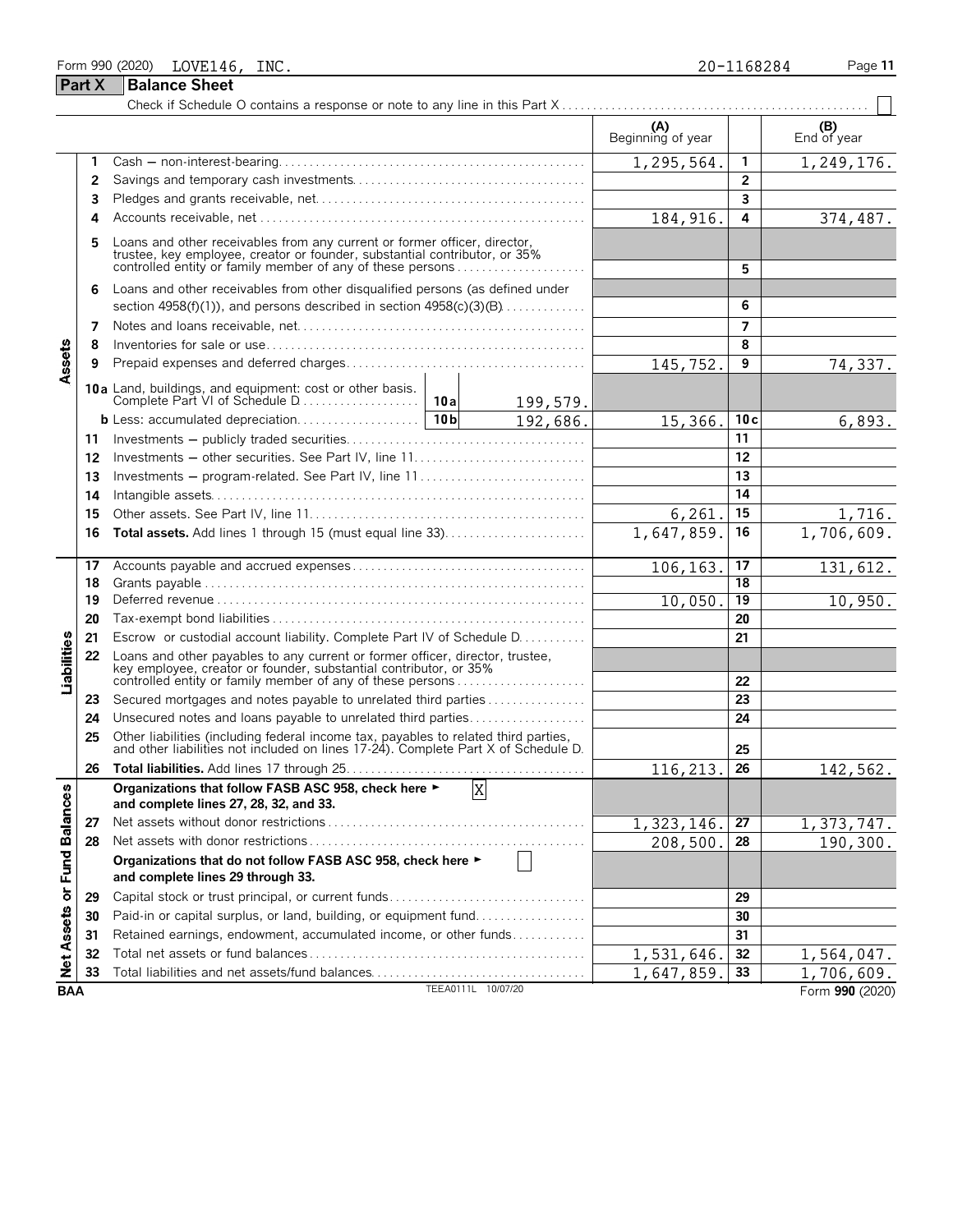Form 990 (2020) LOVE146, INC. 20-1168284

## Part X Balance Sheet

Check if Schedule O contains a response or note to any line in this Part X . . . . . . . . . . . . . . . . . . . . . . . . . . . . . . . . . . . . . . . . . . . . . . . . . ☐

| | | | | (A) Beginning of year | | (B) End of year |
|---|---|---|---|---|---|---|
| **Assets** | 1 | Cash — non-interest-bearing | | 1,295,564. | 1 | 1,249,176. |
| | 2 | Savings and temporary cash investments | | | 2 | |
| | 3 | Pledges and grants receivable, net | | | 3 | |
| | 4 | Accounts receivable, net | | 184,916. | 4 | 374,487. |
| | 5 | Loans and other receivables from any current or former officer, director, trustee, key employee, creator or founder, substantial contributor, or 35% controlled entity or family member of any of these persons | | | 5 | |
| | 6 | Loans and other receivables from other disqualified persons (as defined under section 4958(f)(1)), and persons described in section 4958(c)(3)(B) | | | 6 | |
| | 7 | Notes and loans receivable, net | | | 7 | |
| | 8 | Inventories for sale or use | | | 8 | |
| | 9 | Prepaid expenses and deferred charges | | 145,752. | 9 | 74,337. |
| | 10a | Land, buildings, and equipment: cost or other basis. Complete Part VI of Schedule D | 10a 199,579. | | | |
| | b | Less: accumulated depreciation | 10b 192,686. | 15,366. | 10c | 6,893. |
| | 11 | Investments — publicly traded securities | | | 11 | |
| | 12 | Investments — other securities. See Part IV, line 11 | | | 12 | |
| | 13 | Investments — program-related. See Part IV, line 11 | | | 13 | |
| | 14 | Intangible assets | | | 14 | |
| | 15 | Other assets. See Part IV, line 11 | | 6,261. | 15 | 1,716. |
| | 16 | **Total assets.** Add lines 1 through 15 (must equal line 33) | | 1,647,859. | 16 | 1,706,609. |
| **Liabilities** | 17 | Accounts payable and accrued expenses | | 106,163. | 17 | 131,612. |
| | 18 | Grants payable | | | 18 | |
| | 19 | Deferred revenue | | 10,050. | 19 | 10,950. |
| | 20 | Tax-exempt bond liabilities | | | 20 | |
| | 21 | Escrow or custodial account liability. Complete Part IV of Schedule D | | | 21 | |
| | 22 | Loans and other payables to any current or former officer, director, trustee, key employee, creator or founder, substantial contributor, or 35% controlled entity or family member of any of these persons | | | 22 | |
| | 23 | Secured mortgages and notes payable to unrelated third parties | | | 23 | |
| | 24 | Unsecured notes and loans payable to unrelated third parties | | | 24 | |
| | 25 | Other liabilities (including federal income tax, payables to related third parties, and other liabilities not included on lines 17-24). Complete Part X of Schedule D | | | 25 | |
| | 26 | **Total liabilities.** Add lines 17 through 25 | | 116,213. | 26 | 142,562. |
| **Net Assets or Fund Balances** | | **Organizations that follow FASB ASC 958, check here ►** ☒ **and complete lines 27, 28, 32, and 33.** | | | | |
| | 27 | Net assets without donor restrictions | | 1,323,146. | 27 | 1,373,747. |
| | 28 | Net assets with donor restrictions | | 208,500. | 28 | 190,300. |
| | | **Organizations that do not follow FASB ASC 958, check here ►** ☐ **and complete lines 29 through 33.** | | | | |
| | 29 | Capital stock or trust principal, or current funds | | | 29 | |
| | 30 | Paid-in or capital surplus, or land, building, or equipment fund | | | 30 | |
| | 31 | Retained earnings, endowment, accumulated income, or other funds | | | 31 | |
| | 32 | Total net assets or fund balances | | 1,531,646. | 32 | 1,564,047. |
| | 33 | Total liabilities and net assets/fund balances | | 1,647,859. | 33 | 1,706,609. |

BAA TEEA0111L 10/07/20 Form **990** (2020)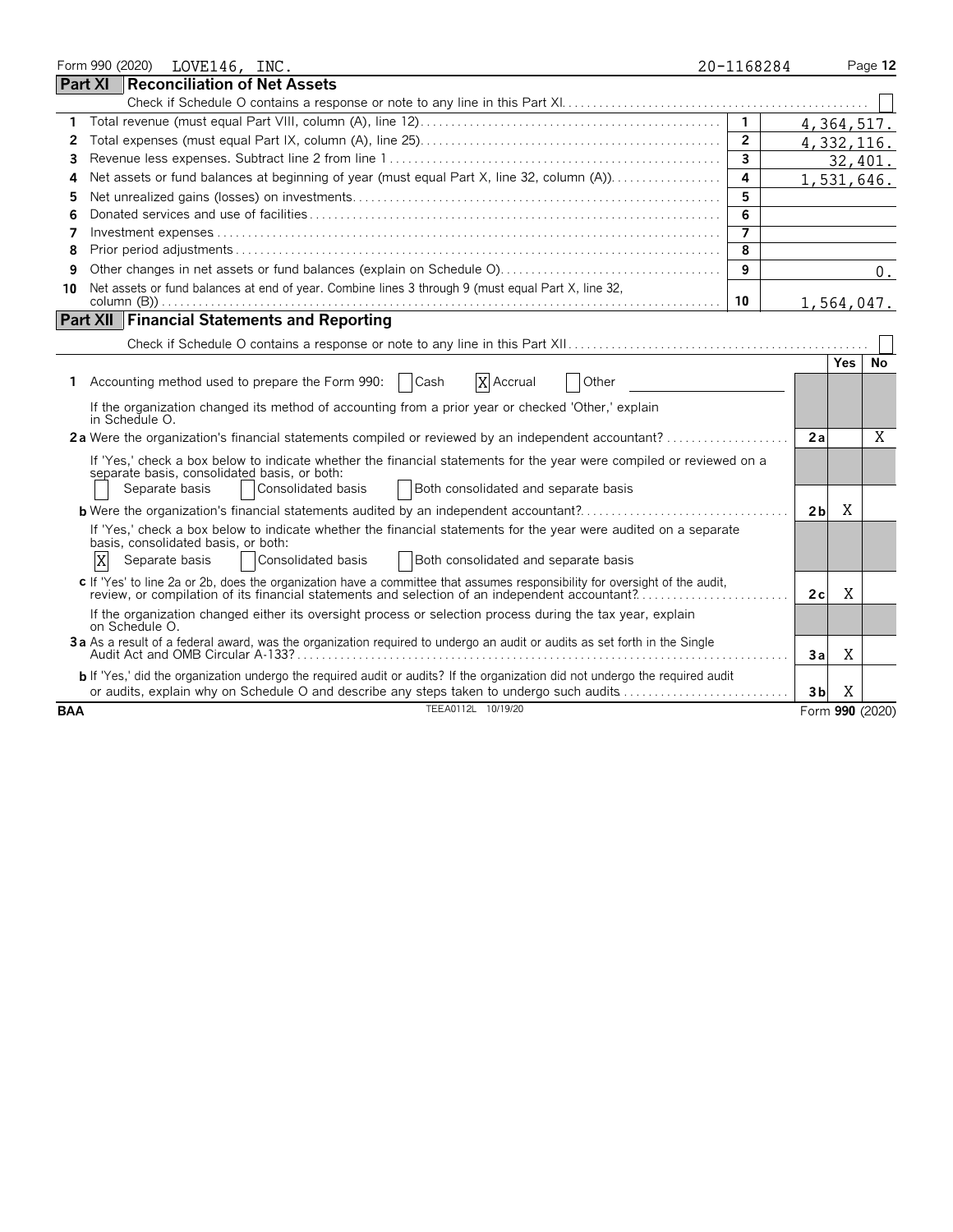Form 990 (2020) LOVE146, INC. 20-1168284

## Part XI Reconciliation of Net Assets

Check if Schedule O contains a response or note to any line in this Part XI. ☐

| | | | |
|---|---|---|---|
| 1 | Total revenue (must equal Part VIII, column (A), line 12) | 1 | 4,364,517. |
| 2 | Total expenses (must equal Part IX, column (A), line 25) | 2 | 4,332,116. |
| 3 | Revenue less expenses. Subtract line 2 from line 1 | 3 | 32,401. |
| 4 | Net assets or fund balances at beginning of year (must equal Part X, line 32, column (A)) | 4 | 1,531,646. |
| 5 | Net unrealized gains (losses) on investments | 5 | |
| 6 | Donated services and use of facilities | 6 | |
| 7 | Investment expenses | 7 | |
| 8 | Prior period adjustments | 8 | |
| 9 | Other changes in net assets or fund balances (explain on Schedule O) | 9 | 0. |
| 10 | Net assets or fund balances at end of year. Combine lines 3 through 9 (must equal Part X, line 32, column (B)) | 10 | 1,564,047. |

## Part XII Financial Statements and Reporting

Check if Schedule O contains a response or note to any line in this Part XII. ☐

| | | | Yes | No |
|---|---|---|---|---|
| 1 | Accounting method used to prepare the Form 990: ☐ Cash ☒ Accrual ☐ Other<br>If the organization changed its method of accounting from a prior year or checked 'Other,' explain in Schedule O. | | | |
| 2a | Were the organization's financial statements compiled or reviewed by an independent accountant? | 2a | | X |
| | If 'Yes,' check a box below to indicate whether the financial statements for the year were compiled or reviewed on a separate basis, consolidated basis, or both:<br>☐ Separate basis ☐ Consolidated basis ☐ Both consolidated and separate basis | | | |
| b | Were the organization's financial statements audited by an independent accountant? | 2b | X | |
| | If 'Yes,' check a box below to indicate whether the financial statements for the year were audited on a separate basis, consolidated basis, or both:<br>☒ Separate basis ☐ Consolidated basis ☐ Both consolidated and separate basis | | | |
| c | If 'Yes' to line 2a or 2b, does the organization have a committee that assumes responsibility for oversight of the audit, review, or compilation of its financial statements and selection of an independent accountant? | 2c | X | |
| | If the organization changed either its oversight process or selection process during the tax year, explain on Schedule O. | | | |
| 3a | As a result of a federal award, was the organization required to undergo an audit or audits as set forth in the Single Audit Act and OMB Circular A-133? | 3a | X | |
| b | If 'Yes,' did the organization undergo the required audit or audits? If the organization did not undergo the required audit or audits, explain why on Schedule O and describe any steps taken to undergo such audits | 3b | X | |

BAA TEEA0112L 10/19/20 Form **990** (2020)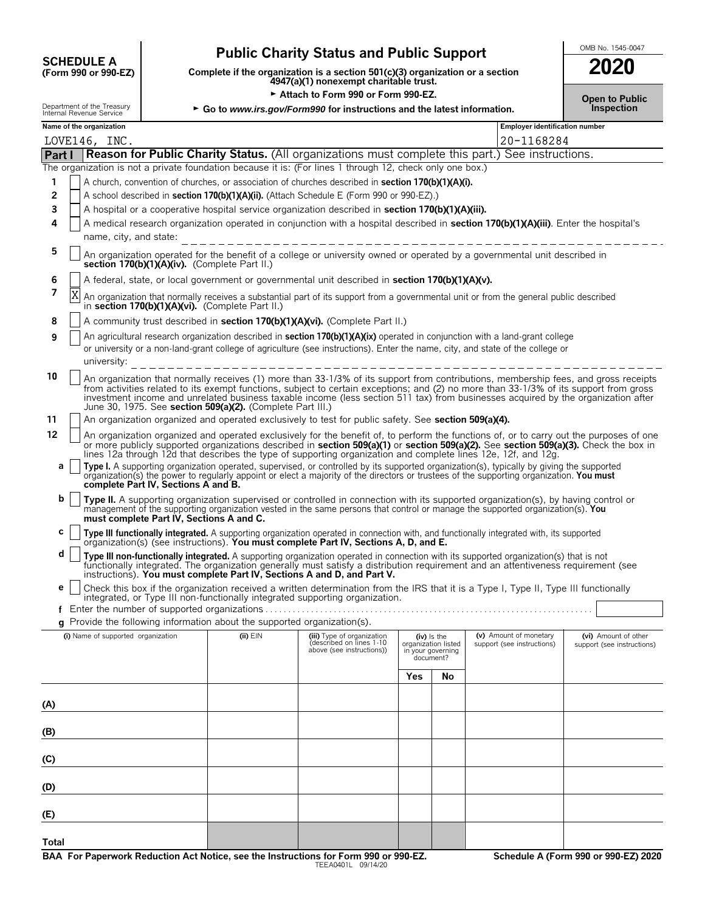**SCHEDULE A**
**(Form 990 or 990-EZ)**

Department of the Treasury
Internal Revenue Service

# Public Charity Status and Public Support

**Complete if the organization is a section 501(c)(3) organization or a section 4947(a)(1) nonexempt charitable trust.**

► **Attach to Form 990 or Form 990-EZ.**

► **Go to www.irs.gov/Form990 for instructions and the latest information.**

OMB No. 1545-0047

**2020**

**Open to Public Inspection**

**Name of the organization:** LOVE146, INC.

**Employer identification number:** 20-1168284

## Part I  Reason for Public Charity Status. (All organizations must complete this part.) See instructions.

The organization is not a private foundation because it is: (For lines 1 through 12, check only one box.)

1 [ ] A church, convention of churches, or association of churches described in **section 170(b)(1)(A)(i).**

2 [ ] A school described in **section 170(b)(1)(A)(ii).** (Attach Schedule E (Form 990 or 990-EZ).)

3 [ ] A hospital or a cooperative hospital service organization described in **section 170(b)(1)(A)(iii).**

4 [ ] A medical research organization operated in conjunction with a hospital described in **section 170(b)(1)(A)(iii)**. Enter the hospital's name, city, and state:

5 [ ] An organization operated for the benefit of a college or university owned or operated by a governmental unit described in **section 170(b)(1)(A)(iv).** (Complete Part II.)

6 [ ] A federal, state, or local government or governmental unit described in **section 170(b)(1)(A)(v).**

7 [X] An organization that normally receives a substantial part of its support from a governmental unit or from the general public described in **section 170(b)(1)(A)(vi).** (Complete Part II.)

8 [ ] A community trust described in **section 170(b)(1)(A)(vi).** (Complete Part II.)

9 [ ] An agricultural research organization described in **section 170(b)(1)(A)(ix)** operated in conjunction with a land-grant college or university or a non-land-grant college of agriculture (see instructions). Enter the name, city, and state of the college or university:

10 [ ] An organization that normally receives (1) more than 33-1/3% of its support from contributions, membership fees, and gross receipts from activities related to its exempt functions, subject to certain exceptions; and (2) no more than 33-1/3% of its support from gross investment income and unrelated business taxable income (less section 511 tax) from businesses acquired by the organization after June 30, 1975. See **section 509(a)(2).** (Complete Part III.)

11 [ ] An organization organized and operated exclusively to test for public safety. See **section 509(a)(4).**

12 [ ] An organization organized and operated exclusively for the benefit of, to perform the functions of, or to carry out the purposes of one or more publicly supported organizations described in **section 509(a)(1)** or **section 509(a)(2).** See **section 509(a)(3).** Check the box in lines 12a through 12d that describes the type of supporting organization and complete lines 12e, 12f, and 12g.

a [ ] **Type I.** A supporting organization operated, supervised, or controlled by its supported organization(s), typically by giving the supported organization(s) the power to regularly appoint or elect a majority of the directors or trustees of the supporting organization. **You must complete Part IV, Sections A and B.**

b [ ] **Type II.** A supporting organization supervised or controlled in connection with its supported organization(s), by having control or management of the supporting organization vested in the same persons that control or manage the supported organization(s). **You must complete Part IV, Sections A and C.**

c [ ] **Type III functionally integrated.** A supporting organization operated in connection with, and functionally integrated with, its supported organization(s) (see instructions). **You must complete Part IV, Sections A, D, and E.**

d [ ] **Type III non-functionally integrated.** A supporting organization operated in connection with its supported organization(s) that is not functionally integrated. The organization generally must satisfy a distribution requirement and an attentiveness requirement (see instructions). **You must complete Part IV, Sections A and D, and Part V.**

e [ ] Check this box if the organization received a written determination from the IRS that it is a Type I, Type II, Type III functionally integrated, or Type III non-functionally integrated supporting organization.

f Enter the number of supported organizations

g Provide the following information about the supported organization(s).

| (i) Name of supported organization | (ii) EIN | (iii) Type of organization (described on lines 1-10 above (see instructions)) | (iv) Is the organization listed in your governing document? | | (v) Amount of monetary support (see instructions) | (vi) Amount of other support (see instructions) |
|---|---|---|---|---|---|---|
| | | | Yes | No | | |
| (A) | | | | | | |
| (B) | | | | | | |
| (C) | | | | | | |
| (D) | | | | | | |
| (E) | | | | | | |
| Total | | | | | | |

**BAA For Paperwork Reduction Act Notice, see the Instructions for Form 990 or 990-EZ.**  TEEA0401L 09/14/20  **Schedule A (Form 990 or 990-EZ) 2020**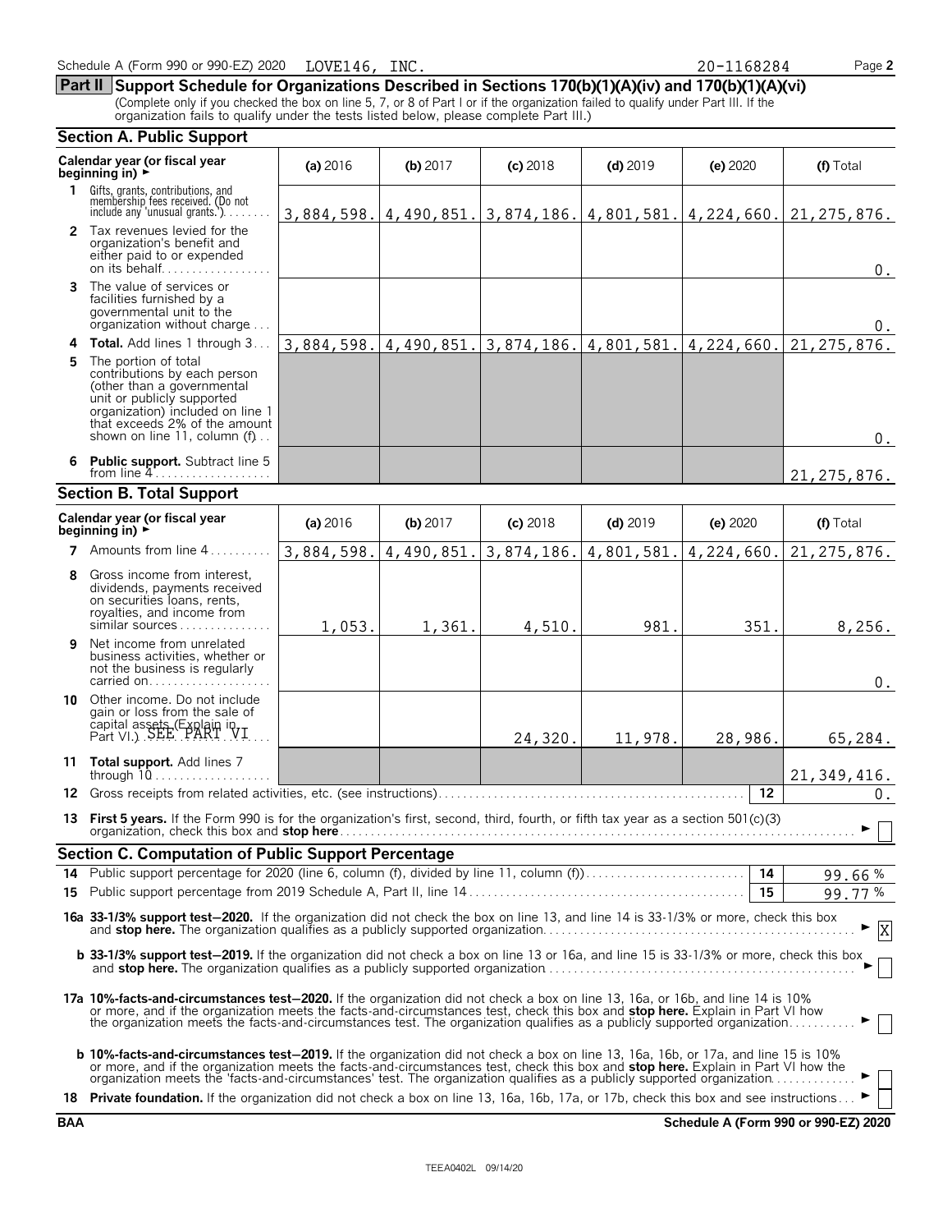Schedule A (Form 990 or 990-EZ) 2020 LOVE146, INC. 20-1168284 Page **2**

## Part II Support Schedule for Organizations Described in Sections 170(b)(1)(A)(iv) and 170(b)(1)(A)(vi)

(Complete only if you checked the box on line 5, 7, or 8 of Part I or if the organization failed to qualify under Part III. If the organization fails to qualify under the tests listed below, please complete Part III.)

### Section A. Public Support

| Calendar year (or fiscal year beginning in) ► | (a) 2016 | (b) 2017 | (c) 2018 | (d) 2019 | (e) 2020 | (f) Total |
|---|---|---|---|---|---|---|
| 1 Gifts, grants, contributions, and membership fees received. (Do not include any 'unusual grants.') | 3,884,598. | 4,490,851. | 3,874,186. | 4,801,581. | 4,224,660. | 21,275,876. |
| 2 Tax revenues levied for the organization's benefit and either paid to or expended on its behalf | | | | | | 0. |
| 3 The value of services or facilities furnished by a governmental unit to the organization without charge | | | | | | 0. |
| 4 **Total.** Add lines 1 through 3 | 3,884,598. | 4,490,851. | 3,874,186. | 4,801,581. | 4,224,660. | 21,275,876. |
| 5 The portion of total contributions by each person (other than a governmental unit or publicly supported organization) included on line 1 that exceeds 2% of the amount shown on line 11, column (f) | | | | | | 0. |
| 6 **Public support.** Subtract line 5 from line 4 | | | | | | 21,275,876. |

### Section B. Total Support

| Calendar year (or fiscal year beginning in) ► | (a) 2016 | (b) 2017 | (c) 2018 | (d) 2019 | (e) 2020 | (f) Total |
|---|---|---|---|---|---|---|
| 7 Amounts from line 4 | 3,884,598. | 4,490,851. | 3,874,186. | 4,801,581. | 4,224,660. | 21,275,876. |
| 8 Gross income from interest, dividends, payments received on securities loans, rents, royalties, and income from similar sources | 1,053. | 1,361. | 4,510. | 981. | 351. | 8,256. |
| 9 Net income from unrelated business activities, whether or not the business is regularly carried on | | | | | | 0. |
| 10 Other income. Do not include gain or loss from the sale of capital assets (Explain in Part VI.) SEE PART VI | | | 24,320. | 11,978. | 28,986. | 65,284. |
| 11 **Total support.** Add lines 7 through 10 | | | | | | 21,349,416. |

**12** Gross receipts from related activities, etc. (see instructions) **12** 0.

**13 First 5 years.** If the Form 990 is for the organization's first, second, third, fourth, or fifth tax year as a section 501(c)(3) organization, check this box and **stop here** ► ☐

### Section C. Computation of Public Support Percentage

**14** Public support percentage for 2020 (line 6, column (f), divided by line 11, column (f)) **14** 99.66 %

**15** Public support percentage from 2019 Schedule A, Part II, line 14 **15** 99.77 %

**16a 33-1/3% support test–2020.** If the organization did not check the box on line 13, and line 14 is 33-1/3% or more, check this box and **stop here.** The organization qualifies as a publicly supported organization ► ☒

**b 33-1/3% support test–2019.** If the organization did not check a box on line 13 or 16a, and line 15 is 33-1/3% or more, check this box and **stop here.** The organization qualifies as a publicly supported organization ► ☐

**17a 10%-facts-and-circumstances test–2020.** If the organization did not check a box on line 13, 16a, or 16b, and line 14 is 10% or more, and if the organization meets the facts-and-circumstances test, check this box and **stop here.** Explain in Part VI how the organization meets the facts-and-circumstances test. The organization qualifies as a publicly supported organization ► ☐

**b 10%-facts-and-circumstances test–2019.** If the organization did not check a box on line 13, 16a, 16b, or 17a, and line 15 is 10% or more, and if the organization meets the facts-and-circumstances test, check this box and **stop here.** Explain in Part VI how the organization meets the 'facts-and-circumstances' test. The organization qualifies as a publicly supported organization ► ☐

**18 Private foundation.** If the organization did not check a box on line 13, 16a, 16b, 17a, or 17b, check this box and see instructions ► ☐

**BAA** **Schedule A (Form 990 or 990-EZ) 2020**

TEEA0402L 09/14/20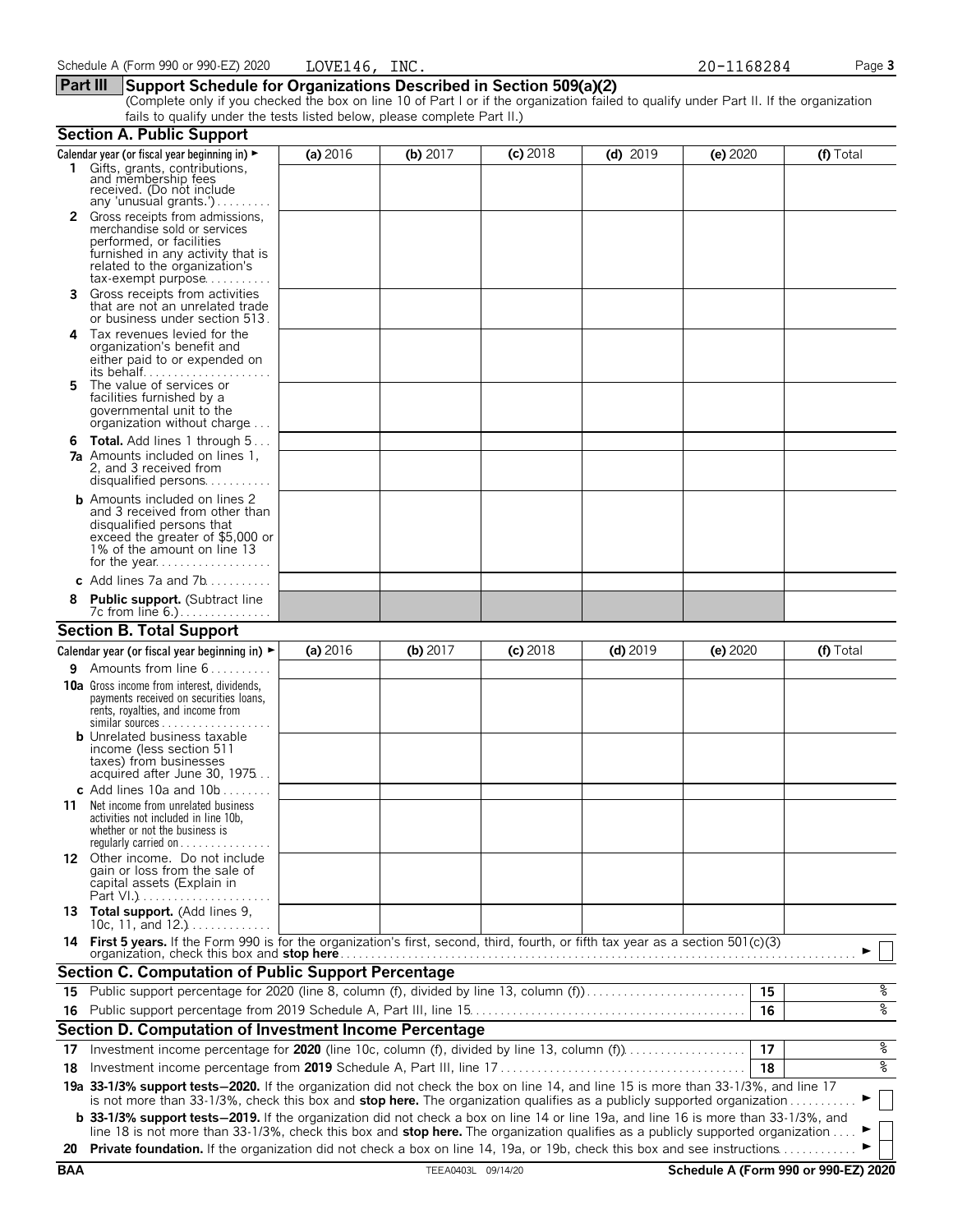Schedule A (Form 990 or 990-EZ) 2020 LOVE146, INC. 20-1168284

## Part III Support Schedule for Organizations Described in Section 509(a)(2)

(Complete only if you checked the box on line 10 of Part I or if the organization failed to qualify under Part II. If the organization fails to qualify under the tests listed below, please complete Part II.)

### Section A. Public Support

| Calendar year (or fiscal year beginning in) ► | (a) 2016 | (b) 2017 | (c) 2018 | (d) 2019 | (e) 2020 | (f) Total |
|---|---|---|---|---|---|---|
| **1** Gifts, grants, contributions, and membership fees received. (Do not include any 'unusual grants.') | | | | | | |
| **2** Gross receipts from admissions, merchandise sold or services performed, or facilities furnished in any activity that is related to the organization's tax-exempt purpose | | | | | | |
| **3** Gross receipts from activities that are not an unrelated trade or business under section 513 | | | | | | |
| **4** Tax revenues levied for the organization's benefit and either paid to or expended on its behalf | | | | | | |
| **5** The value of services or facilities furnished by a governmental unit to the organization without charge | | | | | | |
| **6 Total.** Add lines 1 through 5 | | | | | | |
| **7a** Amounts included on lines 1, 2, and 3 received from disqualified persons | | | | | | |
| **b** Amounts included on lines 2 and 3 received from other than disqualified persons that exceed the greater of $5,000 or 1% of the amount on line 13 for the year | | | | | | |
| **c** Add lines 7a and 7b | | | | | | |
| **8 Public support.** (Subtract line 7c from line 6.) | | | | | | |

### Section B. Total Support

| Calendar year (or fiscal year beginning in) ► | (a) 2016 | (b) 2017 | (c) 2018 | (d) 2019 | (e) 2020 | (f) Total |
|---|---|---|---|---|---|---|
| **9** Amounts from line 6 | | | | | | |
| **10a** Gross income from interest, dividends, payments received on securities loans, rents, royalties, and income from similar sources | | | | | | |
| **b** Unrelated business taxable income (less section 511 taxes) from businesses acquired after June 30, 1975 | | | | | | |
| **c** Add lines 10a and 10b | | | | | | |
| **11** Net income from unrelated business activities not included in line 10b, whether or not the business is regularly carried on | | | | | | |
| **12** Other income. Do not include gain or loss from the sale of capital assets (Explain in Part VI.) | | | | | | |
| **13 Total support.** (Add lines 9, 10c, 11, and 12.) | | | | | | |

**14 First 5 years.** If the Form 990 is for the organization's first, second, third, fourth, or fifth tax year as a section 501(c)(3) organization, check this box and **stop here** ► ☐

### Section C. Computation of Public Support Percentage

| | | | |
|---|---|---|---|
| **15** | Public support percentage for 2020 (line 8, column (f), divided by line 13, column (f)) | 15 | % |
| **16** | Public support percentage from 2019 Schedule A, Part III, line 15 | 16 | % |

### Section D. Computation of Investment Income Percentage

| | | | |
|---|---|---|---|
| **17** | Investment income percentage for **2020** (line 10c, column (f), divided by line 13, column (f)) | 17 | % |
| **18** | Investment income percentage from **2019** Schedule A, Part III, line 17 | 18 | % |

**19a 33-1/3% support tests—2020.** If the organization did not check the box on line 14, and line 15 is more than 33-1/3%, and line 17 is not more than 33-1/3%, check this box and **stop here.** The organization qualifies as a publicly supported organization ► ☐

**b 33-1/3% support tests—2019.** If the organization did not check a box on line 14 or line 19a, and line 16 is more than 33-1/3%, and line 18 is not more than 33-1/3%, check this box and **stop here.** The organization qualifies as a publicly supported organization ► ☐

**20 Private foundation.** If the organization did not check a box on line 14, 19a, or 19b, check this box and see instructions ► ☐

BAA TEEA0403L 09/14/20 Schedule A (Form 990 or 990-EZ) 2020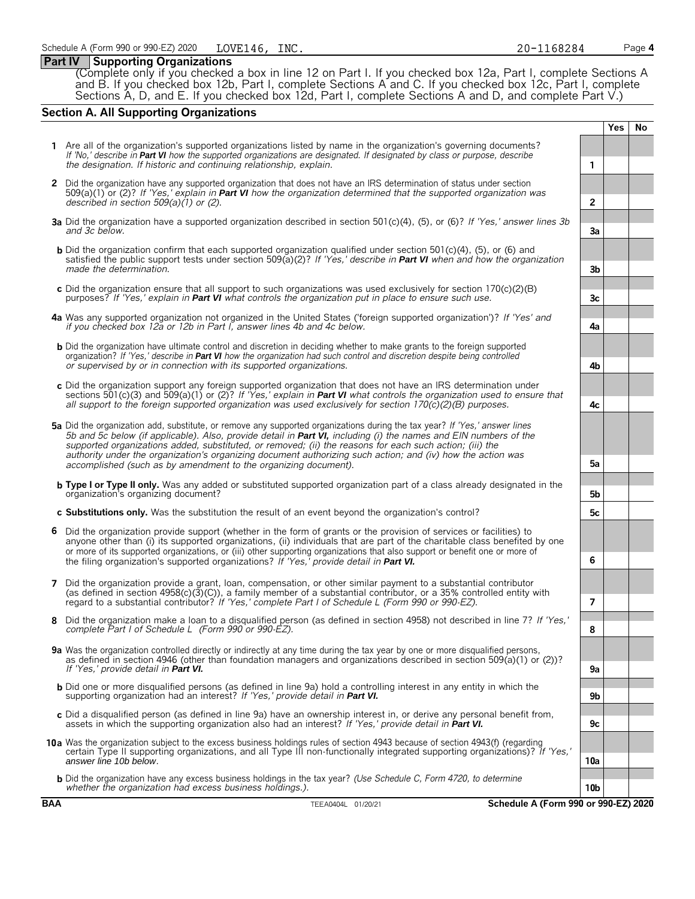Schedule A (Form 990 or 990-EZ) 2020 LOVE146, INC. 20-1168284

## Part IV Supporting Organizations

(Complete only if you checked a box in line 12 on Part I. If you checked box 12a, Part I, complete Sections A and B. If you checked box 12b, Part I, complete Sections A and C. If you checked box 12c, Part I, complete Sections A, D, and E. If you checked box 12d, Part I, complete Sections A and D, and complete Part V.)

### Section A. All Supporting Organizations

| | | | Yes | No |
|---|---|---|---|---|
| 1 | Are all of the organization's supported organizations listed by name in the organization's governing documents? *If 'No,' describe in **Part VI** how the supported organizations are designated. If designated by class or purpose, describe the designation. If historic and continuing relationship, explain.* | 1 | | |
| 2 | Did the organization have any supported organization that does not have an IRS determination of status under section 509(a)(1) or (2)? *If 'Yes,' explain in **Part VI** how the organization determined that the supported organization was described in section 509(a)(1) or (2).* | 2 | | |
| 3a | Did the organization have a supported organization described in section 501(c)(4), (5), or (6)? *If 'Yes,' answer lines 3b and 3c below.* | 3a | | |
| b | Did the organization confirm that each supported organization qualified under section 501(c)(4), (5), or (6) and satisfied the public support tests under section 509(a)(2)? *If 'Yes,' describe in **Part VI** when and how the organization made the determination.* | 3b | | |
| c | Did the organization ensure that all support to such organizations was used exclusively for section 170(c)(2)(B) purposes? *If 'Yes,' explain in **Part VI** what controls the organization put in place to ensure such use.* | 3c | | |
| 4a | Was any supported organization not organized in the United States ('foreign supported organization')? *If 'Yes' and if you checked box 12a or 12b in Part I, answer lines 4b and 4c below.* | 4a | | |
| b | Did the organization have ultimate control and discretion in deciding whether to make grants to the foreign supported organization? *If 'Yes,' describe in **Part VI** how the organization had such control and discretion despite being controlled or supervised by or in connection with its supported organizations.* | 4b | | |
| c | Did the organization support any foreign supported organization that does not have an IRS determination under sections 501(c)(3) and 509(a)(1) or (2)? *If 'Yes,' explain in **Part VI** what controls the organization used to ensure that all support to the foreign supported organization was used exclusively for section 170(c)(2)(B) purposes.* | 4c | | |
| 5a | Did the organization add, substitute, or remove any supported organizations during the tax year? *If 'Yes,' answer lines 5b and 5c below (if applicable). Also, provide detail in **Part VI,** including (i) the names and EIN numbers of the supported organizations added, substituted, or removed; (ii) the reasons for each such action; (iii) the authority under the organization's organizing document authorizing such action; and (iv) how the action was accomplished (such as by amendment to the organizing document).* | 5a | | |
| b | **Type I or Type II only.** Was any added or substituted supported organization part of a class already designated in the organization's organizing document? | 5b | | |
| c | **Substitutions only.** Was the substitution the result of an event beyond the organization's control? | 5c | | |
| 6 | Did the organization provide support (whether in the form of grants or the provision of services or facilities) to anyone other than (i) its supported organizations, (ii) individuals that are part of the charitable class benefited by one or more of its supported organizations, or (iii) other supporting organizations that also support or benefit one or more of the filing organization's supported organizations? *If 'Yes,' provide detail in **Part VI.*** | 6 | | |
| 7 | Did the organization provide a grant, loan, compensation, or other similar payment to a substantial contributor (as defined in section 4958(c)(3)(C)), a family member of a substantial contributor, or a 35% controlled entity with regard to a substantial contributor? *If 'Yes,' complete Part I of Schedule L (Form 990 or 990-EZ).* | 7 | | |
| 8 | Did the organization make a loan to a disqualified person (as defined in section 4958) not described in line 7? *If 'Yes,' complete Part I of Schedule L (Form 990 or 990-EZ).* | 8 | | |
| 9a | Was the organization controlled directly or indirectly at any time during the tax year by one or more disqualified persons, as defined in section 4946 (other than foundation managers and organizations described in section 509(a)(1) or (2))? *If 'Yes,' provide detail in **Part VI.*** | 9a | | |
| b | Did one or more disqualified persons (as defined in line 9a) hold a controlling interest in any entity in which the supporting organization had an interest? *If 'Yes,' provide detail in **Part VI.*** | 9b | | |
| c | Did a disqualified person (as defined in line 9a) have an ownership interest in, or derive any personal benefit from, assets in which the supporting organization also had an interest? *If 'Yes,' provide detail in **Part VI.*** | 9c | | |
| 10a | Was the organization subject to the excess business holdings rules of section 4943 because of section 4943(f) (regarding certain Type II supporting organizations, and all Type III non-functionally integrated supporting organizations)? *If 'Yes,' answer line 10b below.* | 10a | | |
| b | Did the organization have any excess business holdings in the tax year? *(Use Schedule C, Form 4720, to determine whether the organization had excess business holdings.).* | 10b | | |

BAA TEEA0404L 01/20/21 Schedule A (Form 990 or 990-EZ) 2020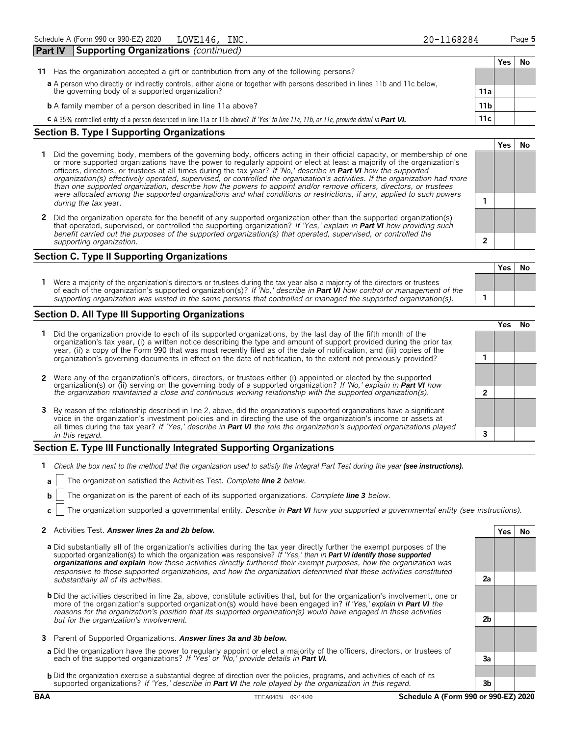Schedule A (Form 990 or 990-EZ) 2020 LOVE146, INC. 20-1168284 Page 5

**Part IV Supporting Organizations** *(continued)*

| | | | Yes | No |
|---|---|---|---|---|
| **11** | Has the organization accepted a gift or contribution from any of the following persons? | | | |
| **a** | A person who directly or indirectly controls, either alone or together with persons described in lines 11b and 11c below, the governing body of a supported organization? | **11a** | | |
| **b** | A family member of a person described in line 11a above? | **11b** | | |
| **c** | A 35% controlled entity of a person described in line 11a or 11b above? *If 'Yes' to line 11a, 11b, or 11c, provide detail in **Part VI.*** | **11c** | | |

## Section B. Type I Supporting Organizations

| | | | Yes | No |
|---|---|---|---|---|
| **1** | Did the governing body, members of the governing body, officers acting in their official capacity, or membership of one or more supported organizations have the power to regularly appoint or elect at least a majority of the organization's officers, directors, or trustees at all times during the tax year? *If 'No,' describe in **Part VI** how the supported organization(s) effectively operated, supervised, or controlled the organization's activities. If the organization had more than one supported organization, describe how the powers to appoint and/or remove officers, directors, or trustees were allocated among the supported organizations and what conditions or restrictions, if any, applied to such powers during the tax* year. | **1** | | |
| **2** | Did the organization operate for the benefit of any supported organization other than the supported organization(s) that operated, supervised, or controlled the supporting organization? *If 'Yes,' explain in **Part VI** how providing such benefit carried out the purposes of the supported organization(s) that operated, supervised, or controlled the supporting organization.* | **2** | | |

## Section C. Type II Supporting Organizations

| | | | Yes | No |
|---|---|---|---|---|
| **1** | Were a majority of the organization's directors or trustees during the tax year also a majority of the directors or trustees of each of the organization's supported organization(s)? *If 'No,' describe in **Part VI** how control or management of the supporting organization was vested in the same persons that controlled or managed the supported organization(s).* | **1** | | |

## Section D. All Type III Supporting Organizations

| | | | Yes | No |
|---|---|---|---|---|
| **1** | Did the organization provide to each of its supported organizations, by the last day of the fifth month of the organization's tax year, (i) a written notice describing the type and amount of support provided during the prior tax year, (ii) a copy of the Form 990 that was most recently filed as of the date of notification, and (iii) copies of the organization's governing documents in effect on the date of notification, to the extent not previously provided? | **1** | | |
| **2** | Were any of the organization's officers, directors, or trustees either (i) appointed or elected by the supported organization(s) or (ii) serving on the governing body of a supported organization? *If 'No,' explain in **Part VI** how the organization maintained a close and continuous working relationship with the supported organization(s).* | **2** | | |
| **3** | By reason of the relationship described in line 2, above, did the organization's supported organizations have a significant voice in the organization's investment policies and in directing the use of the organization's income or assets at all times during the tax year? *If 'Yes,' describe in **Part VI** the role the organization's supported organizations played in this regard.* | **3** | | |

## Section E. Type III Functionally Integrated Supporting Organizations

**1** *Check the box next to the method that the organization used to satisfy the Integral Part Test during the year* ***(see instructions).***

**a** ☐ The organization satisfied the Activities Test. *Complete **line 2** below.*

**b** ☐ The organization is the parent of each of its supported organizations. *Complete **line 3** below.*

**c** ☐ The organization supported a governmental entity. *Describe in **Part VI** how you supported a governmental entity (see instructions).*

| | | | Yes | No |
|---|---|---|---|---|
| **2** | Activities Test. ***Answer lines 2a and 2b below.*** | | | |
| **a** | Did substantially all of the organization's activities during the tax year directly further the exempt purposes of the supported organization(s) to which the organization was responsive? *If 'Yes,' then in **Part VI identify those supported organizations and explain** how these activities directly furthered their exempt purposes, how the organization was responsive to those supported organizations, and how the organization determined that these activities constituted substantially all of its activities.* | **2a** | | |
| **b** | Did the activities described in line 2a, above, constitute activities that, but for the organization's involvement, one or more of the organization's supported organization(s) would have been engaged in? *If 'Yes,' explain in **Part VI** the reasons for the organization's position that its supported organization(s) would have engaged in these activities but for the organization's involvement.* | **2b** | | |
| **3** | Parent of Supported Organizations. ***Answer lines 3a and 3b below.*** | | | |
| **a** | Did the organization have the power to regularly appoint or elect a majority of the officers, directors, or trustees of each of the supported organizations? *If 'Yes' or 'No,' provide details in **Part VI.*** | **3a** | | |
| **b** | Did the organization exercise a substantial degree of direction over the policies, programs, and activities of each of its supported organizations? *If 'Yes,' describe in **Part VI** the role played by the organization in this regard.* | **3b** | | |

BAA TEEA0405L 09/14/20 **Schedule A (Form 990 or 990-EZ) 2020**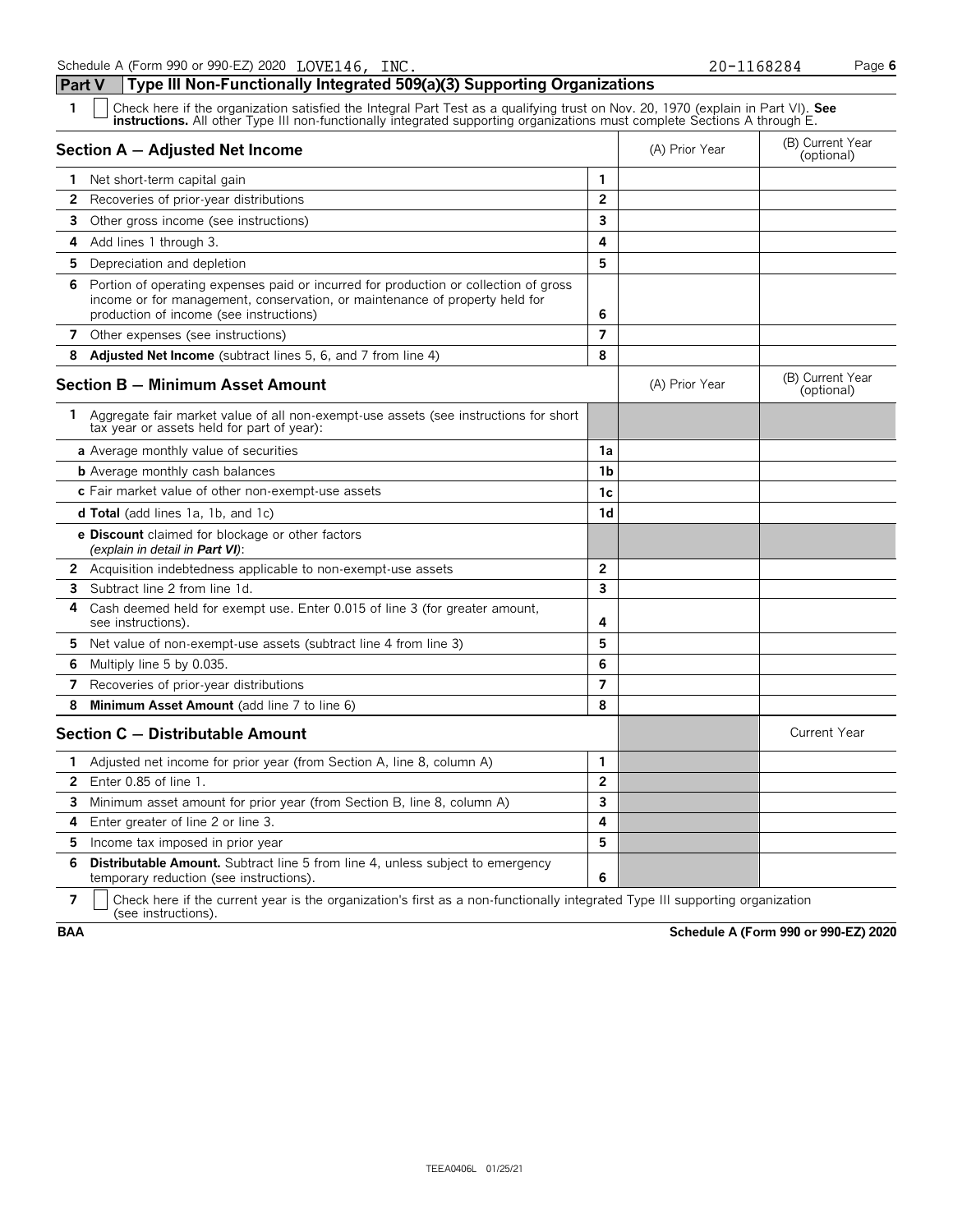Schedule A (Form 990 or 990-EZ) 2020 LOVE146, INC. 20-1168284

## Part V Type III Non-Functionally Integrated 509(a)(3) Supporting Organizations

**1** ☐ Check here if the organization satisfied the Integral Part Test as a qualifying trust on Nov. 20, 1970 (explain in Part VI). **See instructions.** All other Type III non-functionally integrated supporting organizations must complete Sections A through E.

| Section A — Adjusted Net Income | | (A) Prior Year | (B) Current Year (optional) |
|---|---|---|---|
| **1** Net short-term capital gain | 1 | | |
| **2** Recoveries of prior-year distributions | 2 | | |
| **3** Other gross income (see instructions) | 3 | | |
| **4** Add lines 1 through 3. | 4 | | |
| **5** Depreciation and depletion | 5 | | |
| **6** Portion of operating expenses paid or incurred for production or collection of gross income or for management, conservation, or maintenance of property held for production of income (see instructions) | 6 | | |
| **7** Other expenses (see instructions) | 7 | | |
| **8** **Adjusted Net Income** (subtract lines 5, 6, and 7 from line 4) | 8 | | |

| Section B — Minimum Asset Amount | | (A) Prior Year | (B) Current Year (optional) |
|---|---|---|---|
| **1** Aggregate fair market value of all non-exempt-use assets (see instructions for short tax year or assets held for part of year): | | | |
| **a** Average monthly value of securities | 1a | | |
| **b** Average monthly cash balances | 1b | | |
| **c** Fair market value of other non-exempt-use assets | 1c | | |
| **d Total** (add lines 1a, 1b, and 1c) | 1d | | |
| **e Discount** claimed for blockage or other factors *(explain in detail in **Part VI**)*: | | | |
| **2** Acquisition indebtedness applicable to non-exempt-use assets | 2 | | |
| **3** Subtract line 2 from line 1d. | 3 | | |
| **4** Cash deemed held for exempt use. Enter 0.015 of line 3 (for greater amount, see instructions). | 4 | | |
| **5** Net value of non-exempt-use assets (subtract line 4 from line 3) | 5 | | |
| **6** Multiply line 5 by 0.035. | 6 | | |
| **7** Recoveries of prior-year distributions | 7 | | |
| **8** **Minimum Asset Amount** (add line 7 to line 6) | 8 | | |

| Section C — Distributable Amount | | | Current Year |
|---|---|---|---|
| **1** Adjusted net income for prior year (from Section A, line 8, column A) | 1 | | |
| **2** Enter 0.85 of line 1. | 2 | | |
| **3** Minimum asset amount for prior year (from Section B, line 8, column A) | 3 | | |
| **4** Enter greater of line 2 or line 3. | 4 | | |
| **5** Income tax imposed in prior year | 5 | | |
| **6** **Distributable Amount.** Subtract line 5 from line 4, unless subject to emergency temporary reduction (see instructions). | 6 | | |

**7** ☐ Check here if the current year is the organization's first as a non-functionally integrated Type III supporting organization (see instructions).

**BAA** **Schedule A (Form 990 or 990-EZ) 2020**

TEEA0406L 01/25/21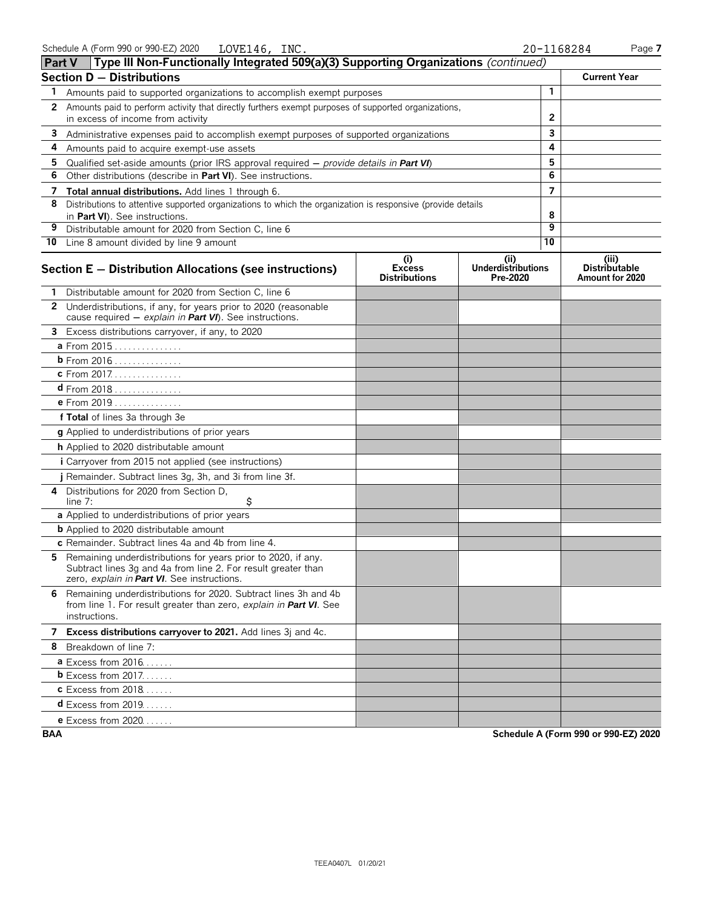Schedule A (Form 990 or 990-EZ) 2020 LOVE146, INC. 20-1168284

## Part V Type III Non-Functionally Integrated 509(a)(3) Supporting Organizations *(continued)*

| Section D — Distributions | | Current Year |
|---|---|---|
| **1** Amounts paid to supported organizations to accomplish exempt purposes | 1 | |
| **2** Amounts paid to perform activity that directly furthers exempt purposes of supported organizations, in excess of income from activity | 2 | |
| **3** Administrative expenses paid to accomplish exempt purposes of supported organizations | 3 | |
| **4** Amounts paid to acquire exempt-use assets | 4 | |
| **5** Qualified set-aside amounts (prior IRS approval required — *provide details in **Part VI***) | 5 | |
| **6** Other distributions (describe in **Part VI**). See instructions. | 6 | |
| **7** **Total annual distributions.** Add lines 1 through 6. | 7 | |
| **8** Distributions to attentive supported organizations to which the organization is responsive (provide details in **Part VI**). See instructions. | 8 | |
| **9** Distributable amount for 2020 from Section C, line 6 | 9 | |
| **10** Line 8 amount divided by line 9 amount | 10 | |

| Section E — Distribution Allocations (see instructions) | (i) Excess Distributions | (ii) Underdistributions Pre-2020 | (iii) Distributable Amount for 2020 |
|---|---|---|---|
| **1** Distributable amount for 2020 from Section C, line 6 | | | |
| **2** Underdistributions, if any, for years prior to 2020 (reasonable cause required — *explain in **Part VI***). See instructions. | | | |
| **3** Excess distributions carryover, if any, to 2020 | | | |
| **a** From 2015 | | | |
| **b** From 2016 | | | |
| **c** From 2017 | | | |
| **d** From 2018 | | | |
| **e** From 2019 | | | |
| **f Total** of lines 3a through 3e | | | |
| **g** Applied to underdistributions of prior years | | | |
| **h** Applied to 2020 distributable amount | | | |
| **i** Carryover from 2015 not applied (see instructions) | | | |
| **j** Remainder. Subtract lines 3g, 3h, and 3i from line 3f. | | | |
| **4** Distributions for 2020 from Section D, line 7: $ | | | |
| **a** Applied to underdistributions of prior years | | | |
| **b** Applied to 2020 distributable amount | | | |
| **c** Remainder. Subtract lines 4a and 4b from line 4. | | | |
| **5** Remaining underdistributions for years prior to 2020, if any. Subtract lines 3g and 4a from line 2. For result greater than zero, *explain in **Part VI***. See instructions. | | | |
| **6** Remaining underdistributions for 2020. Subtract lines 3h and 4b from line 1. For result greater than zero, *explain in **Part VI***. See instructions. | | | |
| **7** **Excess distributions carryover to 2021.** Add lines 3j and 4c. | | | |
| **8** Breakdown of line 7: | | | |
| **a** Excess from 2016 | | | |
| **b** Excess from 2017 | | | |
| **c** Excess from 2018 | | | |
| **d** Excess from 2019 | | | |
| **e** Excess from 2020 | | | |

BAA Schedule A (Form 990 or 990-EZ) 2020

TEEA0407L 01/20/21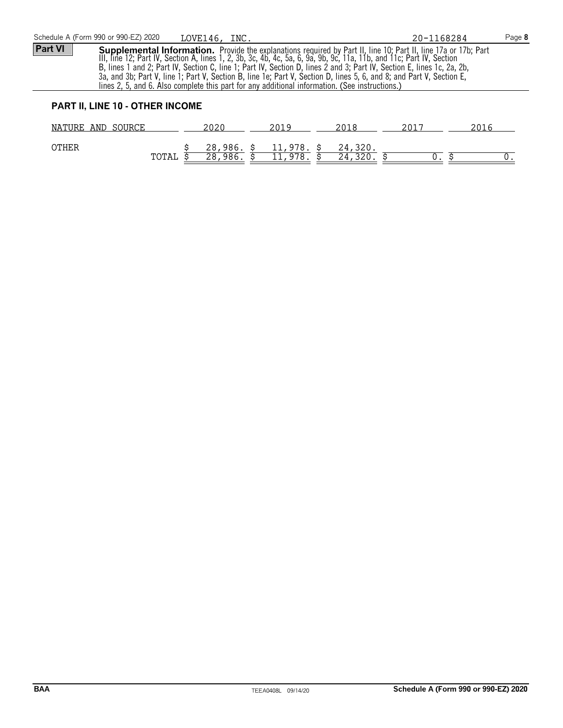**Part VI** **Supplemental Information.** Provide the explanations required by Part II, line 10; Part II, line 17a or 17b; Part III, line 12; Part IV, Section A, lines 1, 2, 3b, 3c, 4b, 4c, 5a, 6, 9a, 9b, 9c, 11a, 11b, and 11c; Part IV, Section B, lines 1 and 2; Part IV, Section C, line 1; Part IV, Section D, lines 2 and 3; Part IV, Section E, lines 1c, 2a, 2b, 3a, and 3b; Part V, line 1; Part V, Section B, line 1e; Part V, Section D, lines 5, 6, and 8; and Part V, Section E, lines 2, 5, and 6. Also complete this part for any additional information. (See instructions.)

### PART II, LINE 10 - OTHER INCOME

| NATURE AND SOURCE | 2020 | 2019 | 2018 | 2017 | 2016 |
|---|---|---|---|---|---|
| OTHER | $ 28,986. | $ 11,978. | $ 24,320. | | |
| TOTAL | $ 28,986. | $ 11,978. | $ 24,320. | $ 0. | $ 0. |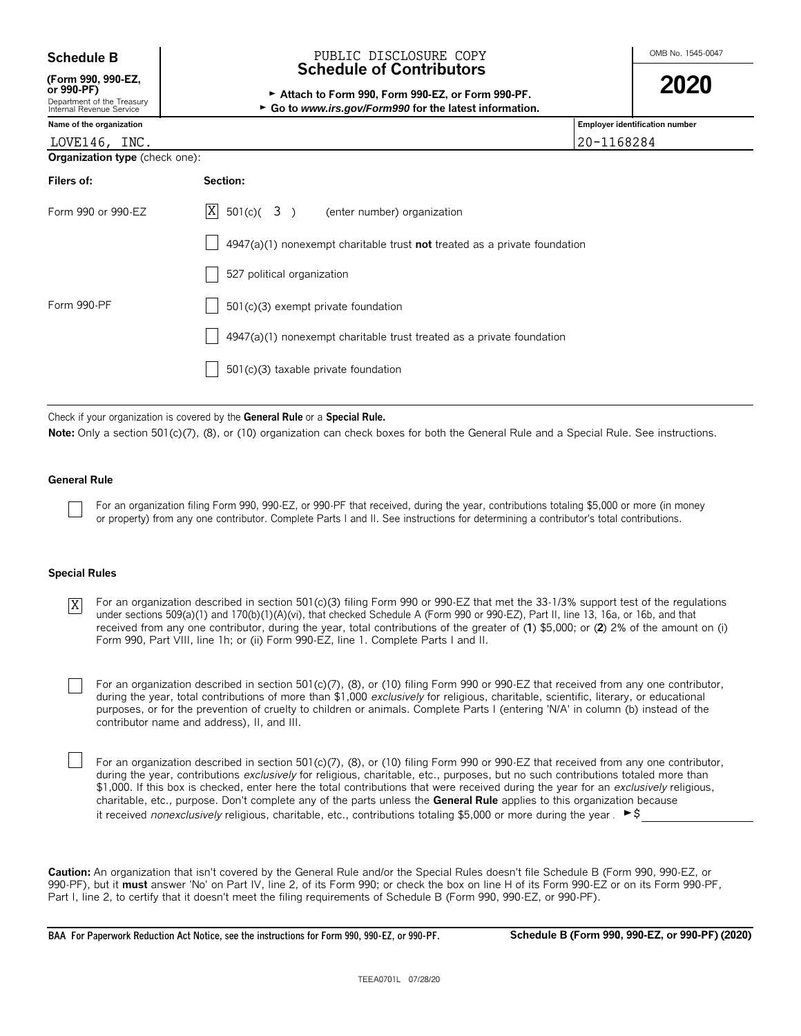**Schedule B**

**(Form 990, 990-EZ, or 990-PF)**

Department of the Treasury
Internal Revenue Service

PUBLIC DISCLOSURE COPY

# Schedule of Contributors

► **Attach to Form 990, Form 990-EZ, or Form 990-PF.**

► **Go to *www.irs.gov/Form990* for the latest information.**

OMB No. 1545-0047

**2020**

| Name of the organization | Employer identification number |
|---|---|
| LOVE146, INC. | 20-1168284 |

**Organization type** (check one):

| Filers of: | Section: |
|---|---|
| Form 990 or 990-EZ | [X] 501(c)( 3 ) (enter number) organization |
| | [ ] 4947(a)(1) nonexempt charitable trust **not** treated as a private foundation |
| | [ ] 527 political organization |
| Form 990-PF | [ ] 501(c)(3) exempt private foundation |
| | [ ] 4947(a)(1) nonexempt charitable trust treated as a private foundation |
| | [ ] 501(c)(3) taxable private foundation |

Check if your organization is covered by the **General Rule** or a **Special Rule.**

**Note:** Only a section 501(c)(7), (8), or (10) organization can check boxes for both the General Rule and a Special Rule. See instructions.

**General Rule**

[ ] For an organization filing Form 990, 990-EZ, or 990-PF that received, during the year, contributions totaling $5,000 or more (in money or property) from any one contributor. Complete Parts I and II. See instructions for determining a contributor's total contributions.

**Special Rules**

[X] For an organization described in section 501(c)(3) filing Form 990 or 990-EZ that met the 33-1/3% support test of the regulations under sections 509(a)(1) and 170(b)(1)(A)(vi), that checked Schedule A (Form 990 or 990-EZ), Part II, line 13, 16a, or 16b, and that received from any one contributor, during the year, total contributions of the greater of (**1**) $5,000; or (**2**) 2% of the amount on (i) Form 990, Part VIII, line 1h; or (ii) Form 990-EZ, line 1. Complete Parts I and II.

[ ] For an organization described in section 501(c)(7), (8), or (10) filing Form 990 or 990-EZ that received from any one contributor, during the year, total contributions of more than $1,000 *exclusively* for religious, charitable, scientific, literary, or educational purposes, or for the prevention of cruelty to children or animals. Complete Parts I (entering 'N/A' in column (b) instead of the contributor name and address), II, and III.

[ ] For an organization described in section 501(c)(7), (8), or (10) filing Form 990 or 990-EZ that received from any one contributor, during the year, contributions *exclusively* for religious, charitable, etc., purposes, but no such contributions totaled more than $1,000. If this box is checked, enter here the total contributions that were received during the year for an *exclusively* religious, charitable, etc., purpose. Don't complete any of the parts unless the **General Rule** applies to this organization because it received *nonexclusively* religious, charitable, etc., contributions totaling $5,000 or more during the year . ►$ ____________

**Caution:** An organization that isn't covered by the General Rule and/or the Special Rules doesn't file Schedule B (Form 990, 990-EZ, or 990-PF), but it **must** answer 'No' on Part IV, line 2, of its Form 990; or check the box on line H of its Form 990-EZ or on its Form 990-PF, Part I, line 2, to certify that it doesn't meet the filing requirements of Schedule B (Form 990, 990-EZ, or 990-PF).

**BAA For Paperwork Reduction Act Notice, see the instructions for Form 990, 990-EZ, or 990-PF.** **Schedule B (Form 990, 990-EZ, or 990-PF) (2020)**

TEEA0701L 07/28/20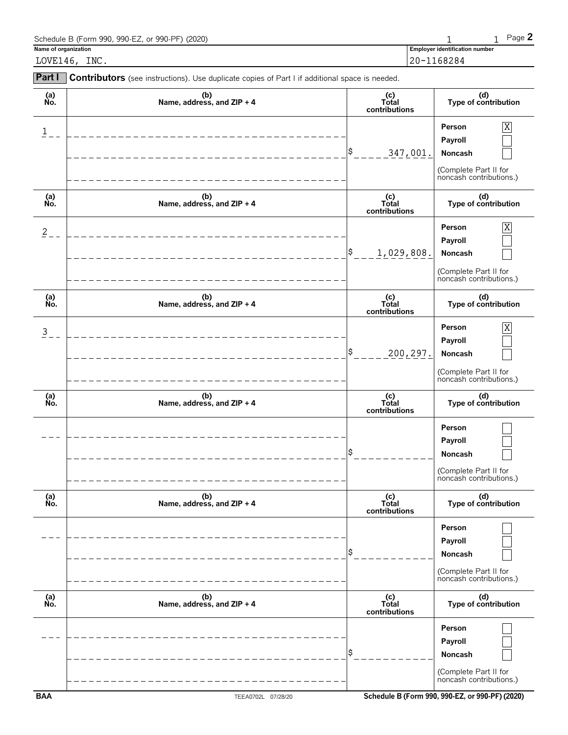Schedule B (Form 990, 990-EZ, or 990-PF) (2020)

**Name of organization**
LOVE146, INC.

**Employer identification number**
20-1168284

**Part I** **Contributors** (see instructions). Use duplicate copies of Part I if additional space is needed.

| (a) No. | (b) Name, address, and ZIP + 4 | (c) Total contributions | (d) Type of contribution |
|---|---|---|---|
| 1 | | $ 347,001. | Person [X] Payroll [ ] Noncash [ ] (Complete Part II for noncash contributions.) |
| 2 | | $ 1,029,808. | Person [X] Payroll [ ] Noncash [ ] (Complete Part II for noncash contributions.) |
| 3 | | $ 200,297. | Person [X] Payroll [ ] Noncash [ ] (Complete Part II for noncash contributions.) |
| | | $ | Person [ ] Payroll [ ] Noncash [ ] (Complete Part II for noncash contributions.) |
| | | $ | Person [ ] Payroll [ ] Noncash [ ] (Complete Part II for noncash contributions.) |
| | | $ | Person [ ] Payroll [ ] Noncash [ ] (Complete Part II for noncash contributions.) |

BAA TEEA0702L 07/28/20 Schedule B (Form 990, 990-EZ, or 990-PF) (2020)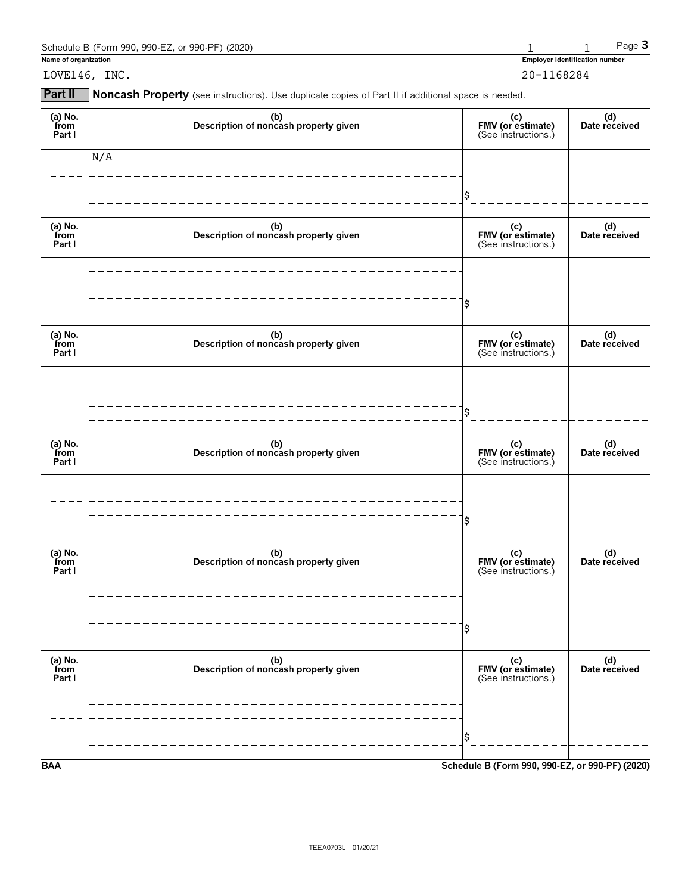Schedule B (Form 990, 990-EZ, or 990-PF) (2020)

**Name of organization**

LOVE146, INC.

**Employer identification number**

20-1168284

## Part II Noncash Property (see instructions). Use duplicate copies of Part II if additional space is needed.

| (a) No. from Part I | (b) Description of noncash property given | (c) FMV (or estimate) (See instructions.) | (d) Date received |
|---|---|---|---|
| | N/A | $ | |
| | | $ | |
| | | $ | |
| | | $ | |
| | | $ | |
| | | $ | |

BAA

Schedule B (Form 990, 990-EZ, or 990-PF) (2020)

TEEA0703L 01/20/21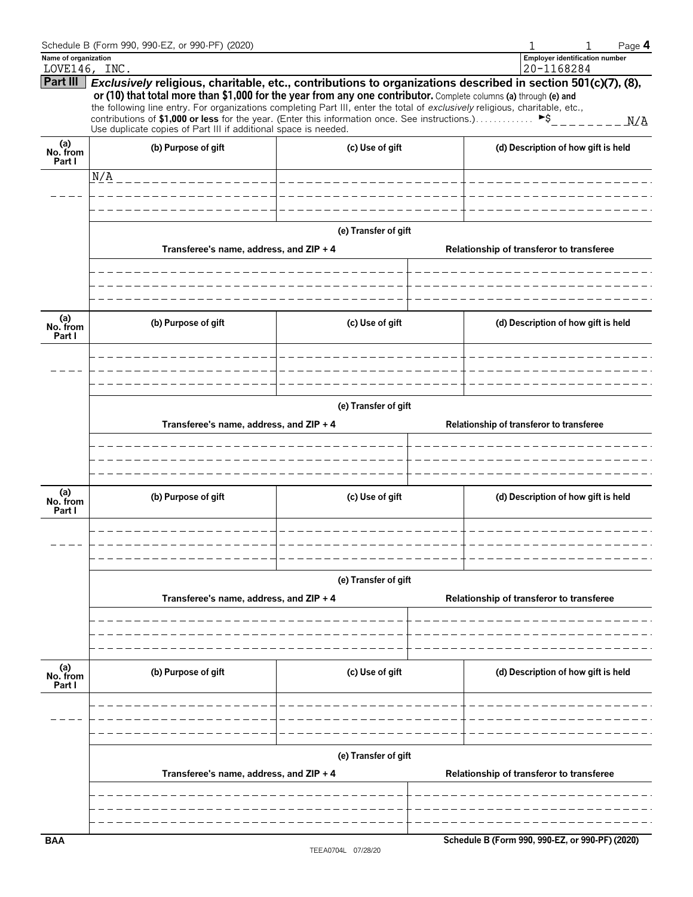Schedule B (Form 990, 990-EZ, or 990-PF) (2020)

**Name of organization**
LOVE146, INC.

**Employer identification number**
20-1168284

## Part III

***Exclusively*** **religious, charitable, etc., contributions to organizations described in section 501(c)(7), (8), or (10) that total more than $1,000 for the year from any one contributor.** Complete columns **(a)** through **(e)** and the following line entry. For organizations completing Part III, enter the total of *exclusively* religious, charitable, etc., contributions of **$1,000 or less** for the year. (Enter this information once. See instructions.) ► $ N/A

Use duplicate copies of Part III if additional space is needed.

| (a) No. from Part I | (b) Purpose of gift | (c) Use of gift | (d) Description of how gift is held |
|---|---|---|---|
| | N/A | | |

**(e) Transfer of gift**

| Transferee's name, address, and ZIP + 4 | Relationship of transferor to transferee |
|---|---|
| | |

| (a) No. from Part I | (b) Purpose of gift | (c) Use of gift | (d) Description of how gift is held |
|---|---|---|---|
| | | | |

**(e) Transfer of gift**

| Transferee's name, address, and ZIP + 4 | Relationship of transferor to transferee |
|---|---|
| | |

| (a) No. from Part I | (b) Purpose of gift | (c) Use of gift | (d) Description of how gift is held |
|---|---|---|---|
| | | | |

**(e) Transfer of gift**

| Transferee's name, address, and ZIP + 4 | Relationship of transferor to transferee |
|---|---|
| | |

| (a) No. from Part I | (b) Purpose of gift | (c) Use of gift | (d) Description of how gift is held |
|---|---|---|---|
| | | | |

**(e) Transfer of gift**

| Transferee's name, address, and ZIP + 4 | Relationship of transferor to transferee |
|---|---|
| | |

BAA

Schedule B (Form 990, 990-EZ, or 990-PF) (2020)

TEEA0704L 07/28/20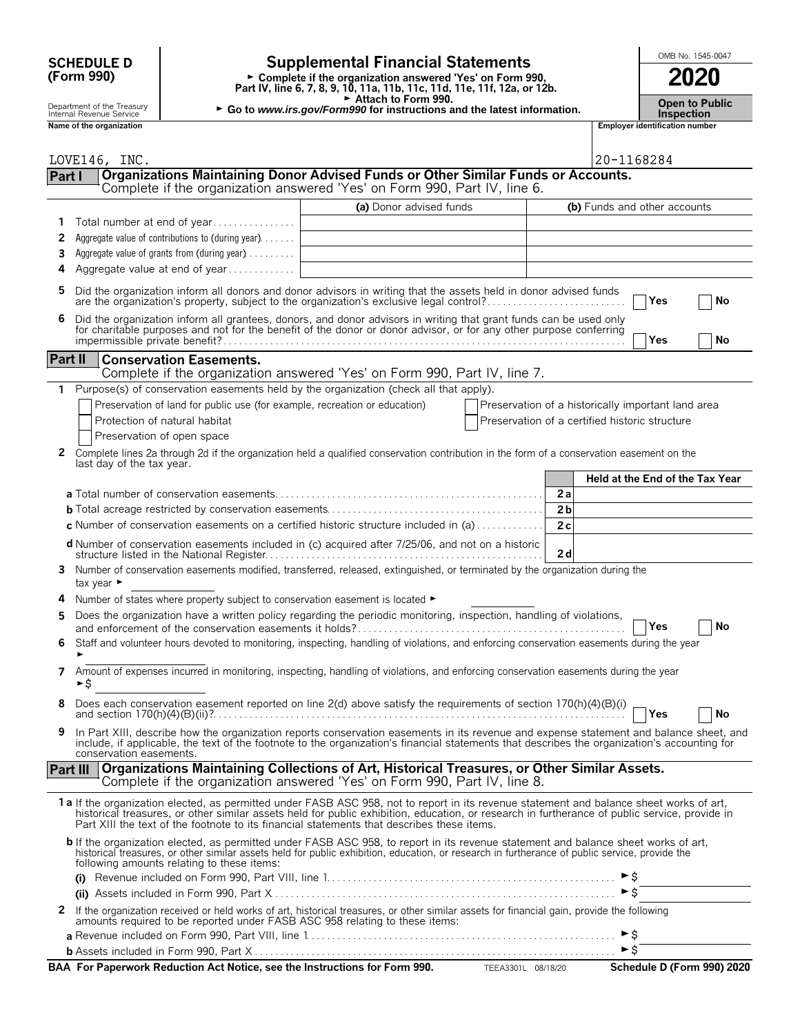**SCHEDULE D (Form 990)**

Department of the Treasury
Internal Revenue Service

# Supplemental Financial Statements

► Complete if the organization answered 'Yes' on Form 990, Part IV, line 6, 7, 8, 9, 10, 11a, 11b, 11c, 11d, 11e, 11f, 12a, or 12b.
► Attach to Form 990.
► Go to *www.irs.gov/Form990* for instructions and the latest information.

OMB No. 1545-0047

**2020**

**Open to Public Inspection**

| Name of the organization | Employer identification number |
|---|---|
| LOVE146, INC. | 20-1168284 |

## Part I Organizations Maintaining Donor Advised Funds or Other Similar Funds or Accounts.
Complete if the organization answered 'Yes' on Form 990, Part IV, line 6.

| | | (a) Donor advised funds | (b) Funds and other accounts |
|---|---|---|---|
| 1 | Total number at end of year | | |
| 2 | Aggregate value of contributions to (during year) | | |
| 3 | Aggregate value of grants from (during year) | | |
| 4 | Aggregate value at end of year | | |

5 Did the organization inform all donors and donor advisors in writing that the assets held in donor advised funds are the organization's property, subject to the organization's exclusive legal control? ☐ Yes ☐ No

6 Did the organization inform all grantees, donors, and donor advisors in writing that grant funds can be used only for charitable purposes and not for the benefit of the donor or donor advisor, or for any other purpose conferring impermissible private benefit? ☐ Yes ☐ No

## Part II Conservation Easements.
Complete if the organization answered 'Yes' on Form 990, Part IV, line 7.

1 Purpose(s) of conservation easements held by the organization (check all that apply).

☐ Preservation of land for public use (for example, recreation or education)
☐ Protection of natural habitat
☐ Preservation of open space
☐ Preservation of a historically important land area
☐ Preservation of a certified historic structure

2 Complete lines 2a through 2d if the organization held a qualified conservation contribution in the form of a conservation easement on the last day of the tax year.

| | | Held at the End of the Tax Year |
|---|---|---|
| a Total number of conservation easements | 2a | |
| b Total acreage restricted by conservation easements | 2b | |
| c Number of conservation easements on a certified historic structure included in (a) | 2c | |
| d Number of conservation easements included in (c) acquired after 7/25/06, and not on a historic structure listed in the National Register | 2d | |

3 Number of conservation easements modified, transferred, released, extinguished, or terminated by the organization during the tax year ►

4 Number of states where property subject to conservation easement is located ►

5 Does the organization have a written policy regarding the periodic monitoring, inspection, handling of violations, and enforcement of the conservation easements it holds? ☐ Yes ☐ No

6 Staff and volunteer hours devoted to monitoring, inspecting, handling of violations, and enforcing conservation easements during the year ►

7 Amount of expenses incurred in monitoring, inspecting, handling of violations, and enforcing conservation easements during the year ►$

8 Does each conservation easement reported on line 2(d) above satisfy the requirements of section 170(h)(4)(B)(i) and section 170(h)(4)(B)(ii)? ☐ Yes ☐ No

9 In Part XIII, describe how the organization reports conservation easements in its revenue and expense statement and balance sheet, and include, if applicable, the text of the footnote to the organization's financial statements that describes the organization's accounting for conservation easements.

## Part III Organizations Maintaining Collections of Art, Historical Treasures, or Other Similar Assets.
Complete if the organization answered 'Yes' on Form 990, Part IV, line 8.

1a If the organization elected, as permitted under FASB ASC 958, not to report in its revenue statement and balance sheet works of art, historical treasures, or other similar assets held for public exhibition, education, or research in furtherance of public service, provide in Part XIII the text of the footnote to its financial statements that describes these items.

b If the organization elected, as permitted under FASB ASC 958, to report in its revenue statement and balance sheet works of art, historical treasures, or other similar assets held for public exhibition, education, or research in furtherance of public service, provide the following amounts relating to these items:

(i) Revenue included on Form 990, Part VIII, line 1 ►$

(ii) Assets included in Form 990, Part X ►$

2 If the organization received or held works of art, historical treasures, or other similar assets for financial gain, provide the following amounts required to be reported under FASB ASC 958 relating to these items:

a Revenue included on Form 990, Part VIII, line 1 ►$

b Assets included in Form 990, Part X ►$

**BAA For Paperwork Reduction Act Notice, see the Instructions for Form 990.** TEEA3301L 08/18/20 **Schedule D (Form 990) 2020**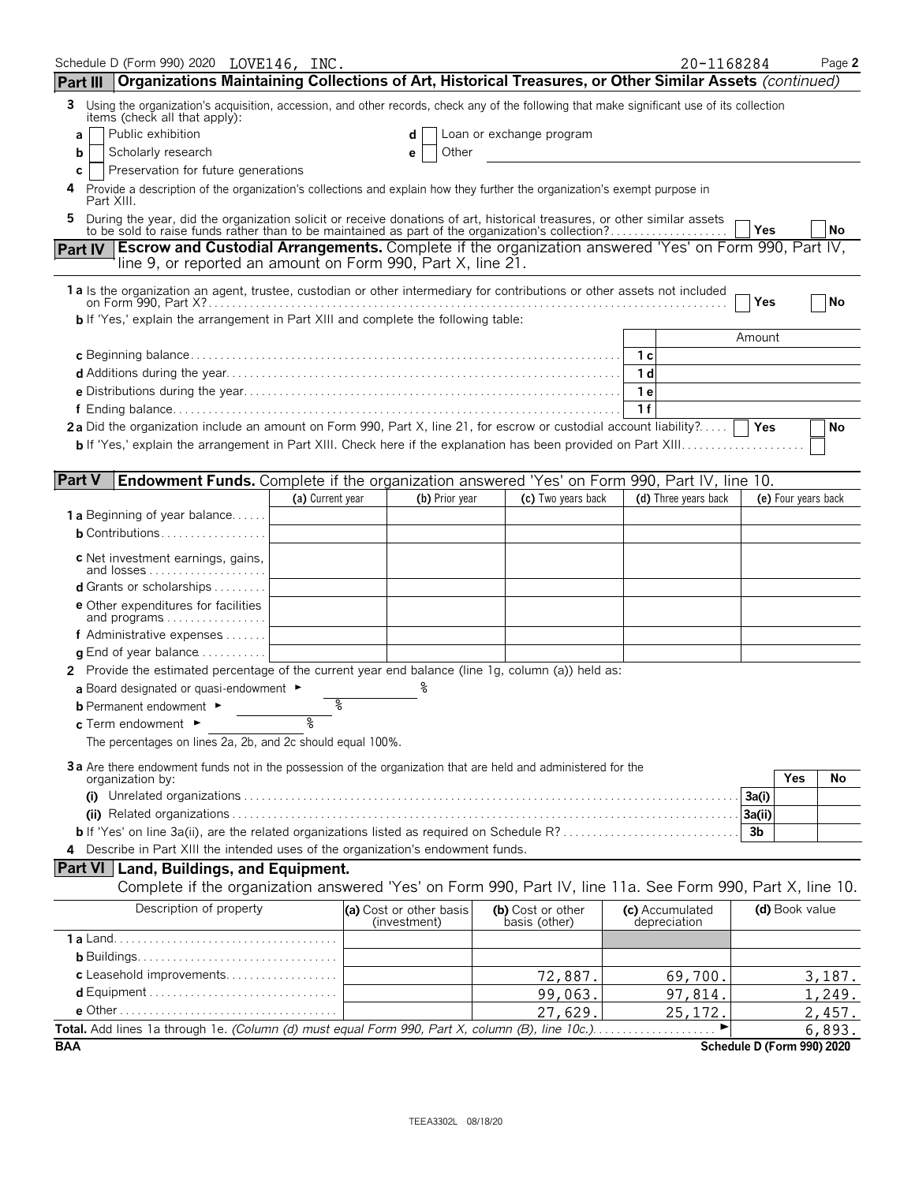Schedule D (Form 990) 2020 LOVE146, INC. 20-1168284

## Part III Organizations Maintaining Collections of Art, Historical Treasures, or Other Similar Assets *(continued)*

**3** Using the organization's acquisition, accession, and other records, check any of the following that make significant use of its collection items (check all that apply):

- **a** ☐ Public exhibition
- **b** ☐ Scholarly research
- **c** ☐ Preservation for future generations
- **d** ☐ Loan or exchange program
- **e** ☐ Other

**4** Provide a description of the organization's collections and explain how they further the organization's exempt purpose in Part XIII.

**5** During the year, did the organization solicit or receive donations of art, historical treasures, or other similar assets to be sold to raise funds rather than to be maintained as part of the organization's collection? ☐ Yes ☐ No

## Part IV Escrow and Custodial Arrangements.

Complete if the organization answered 'Yes' on Form 990, Part IV, line 9, or reported an amount on Form 990, Part X, line 21.

**1a** Is the organization an agent, trustee, custodian or other intermediary for contributions or other assets not included on Form 990, Part X? ☐ Yes ☐ No

**b** If 'Yes,' explain the arrangement in Part XIII and complete the following table:

| | | Amount |
|---|---|---|
| **c** Beginning balance | 1c | |
| **d** Additions during the year | 1d | |
| **e** Distributions during the year | 1e | |
| **f** Ending balance | 1f | |

**2a** Did the organization include an amount on Form 990, Part X, line 21, for escrow or custodial account liability? ☐ Yes ☐ No

**b** If 'Yes,' explain the arrangement in Part XIII. Check here if the explanation has been provided on Part XIII ☐

## Part V Endowment Funds.

Complete if the organization answered 'Yes' on Form 990, Part IV, line 10.

| | (a) Current year | (b) Prior year | (c) Two years back | (d) Three years back | (e) Four years back |
|---|---|---|---|---|---|
| **1a** Beginning of year balance | | | | | |
| **b** Contributions | | | | | |
| **c** Net investment earnings, gains, and losses | | | | | |
| **d** Grants or scholarships | | | | | |
| **e** Other expenditures for facilities and programs | | | | | |
| **f** Administrative expenses | | | | | |
| **g** End of year balance | | | | | |

**2** Provide the estimated percentage of the current year end balance (line 1g, column (a)) held as:

- **a** Board designated or quasi-endowment ► %
- **b** Permanent endowment ► %
- **c** Term endowment ► %

The percentages on lines 2a, 2b, and 2c should equal 100%.

**3a** Are there endowment funds not in the possession of the organization that are held and administered for the organization by:

| | | Yes | No |
|---|---|---|---|
| **(i)** Unrelated organizations | 3a(i) | | |
| **(ii)** Related organizations | 3a(ii) | | |
| **b** If 'Yes' on line 3a(ii), are the related organizations listed as required on Schedule R? | 3b | | |

**4** Describe in Part XIII the intended uses of the organization's endowment funds.

## Part VI Land, Buildings, and Equipment.

Complete if the organization answered 'Yes' on Form 990, Part IV, line 11a. See Form 990, Part X, line 10.

| Description of property | (a) Cost or other basis (investment) | (b) Cost or other basis (other) | (c) Accumulated depreciation | (d) Book value |
|---|---|---|---|---|
| **1a** Land | | | | |
| **b** Buildings | | | | |
| **c** Leasehold improvements | | 72,887. | 69,700. | 3,187. |
| **d** Equipment | | 99,063. | 97,814. | 1,249. |
| **e** Other | | 27,629. | 25,172. | 2,457. |
| **Total.** Add lines 1a through 1e. *(Column (d) must equal Form 990, Part X, column (B), line 10c.)* ► | | | | 6,893. |

BAA Schedule D (Form 990) 2020

TEEA3302L 08/18/20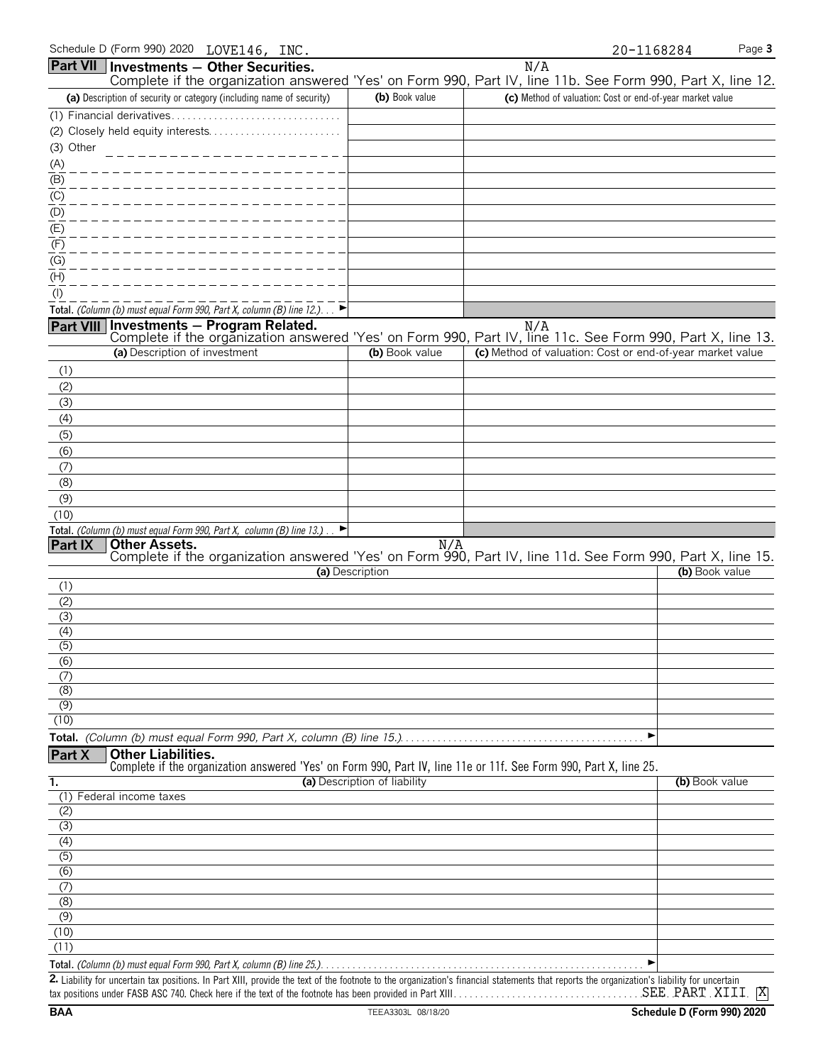Schedule D (Form 990) 2020 LOVE146, INC. 20-1168284

## Part VII Investments — Other Securities.

N/A

Complete if the organization answered 'Yes' on Form 990, Part IV, line 11b. See Form 990, Part X, line 12.

| (a) Description of security or category (including name of security) | (b) Book value | (c) Method of valuation: Cost or end-of-year market value |
|---|---|---|
| (1) Financial derivatives | | |
| (2) Closely held equity interests | | |
| (3) Other | | |
| (A) | | |
| (B) | | |
| (C) | | |
| (D) | | |
| (E) | | |
| (F) | | |
| (G) | | |
| (H) | | |
| (I) | | |
| **Total.** *(Column (b) must equal Form 990, Part X, column (B) line 12.)* ► | | |

## Part VIII Investments — Program Related.

N/A

Complete if the organization answered 'Yes' on Form 990, Part IV, line 11c. See Form 990, Part X, line 13.

| (a) Description of investment | (b) Book value | (c) Method of valuation: Cost or end-of-year market value |
|---|---|---|
| (1) | | |
| (2) | | |
| (3) | | |
| (4) | | |
| (5) | | |
| (6) | | |
| (7) | | |
| (8) | | |
| (9) | | |
| (10) | | |
| **Total.** *(Column (b) must equal Form 990, Part X, column (B) line 13.)* ► | | |

## Part IX Other Assets.

N/A

Complete if the organization answered 'Yes' on Form 990, Part IV, line 11d. See Form 990, Part X, line 15.

| (a) Description | (b) Book value |
|---|---|
| (1) | |
| (2) | |
| (3) | |
| (4) | |
| (5) | |
| (6) | |
| (7) | |
| (8) | |
| (9) | |
| (10) | |
| **Total.** *(Column (b) must equal Form 990, Part X, column (B) line 15.)* ► | |

## Part X Other Liabilities.

Complete if the organization answered 'Yes' on Form 990, Part IV, line 11e or 11f. See Form 990, Part X, line 25.

| 1. (a) Description of liability | (b) Book value |
|---|---|
| (1) Federal income taxes | |
| (2) | |
| (3) | |
| (4) | |
| (5) | |
| (6) | |
| (7) | |
| (8) | |
| (9) | |
| (10) | |
| (11) | |
| **Total.** *(Column (b) must equal Form 990, Part X, column (B) line 25.)* ► | |

**2.** Liability for uncertain tax positions. In Part XIII, provide the text of the footnote to the organization's financial statements that reports the organization's liability for uncertain tax positions under FASB ASC 740. Check here if the text of the footnote has been provided in Part XIII. SEE PART XIII [X]

BAA TEEA3303L 08/18/20 Schedule D (Form 990) 2020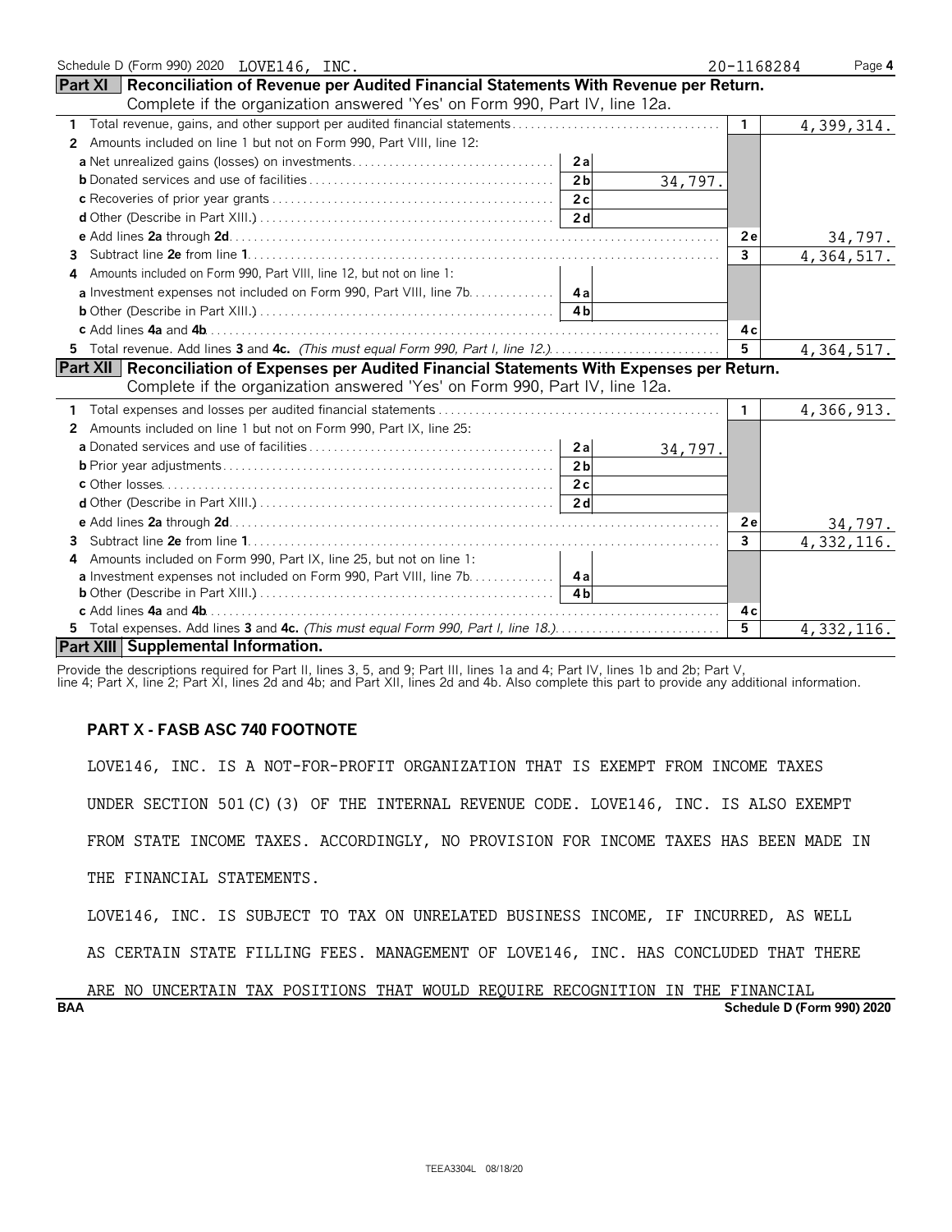Schedule D (Form 990) 2020 LOVE146, INC. 20-1168284 Page 4

**Part XI Reconciliation of Revenue per Audited Financial Statements With Revenue per Return.**
Complete if the organization answered 'Yes' on Form 990, Part IV, line 12a.

| Line | Description | Sub-line | Sub-amount | Line | Amount |
|---|---|---|---|---|---|
| 1 | Total revenue, gains, and other support per audited financial statements | | | 1 | 4,399,314. |
| 2 | Amounts included on line 1 but not on Form 990, Part VIII, line 12: | | | | |
| | a Net unrealized gains (losses) on investments | 2a | | | |
| | b Donated services and use of facilities | 2b | 34,797. | | |
| | c Recoveries of prior year grants | 2c | | | |
| | d Other (Describe in Part XIII.) | 2d | | | |
| | e Add lines 2a through 2d | | | 2e | 34,797. |
| 3 | Subtract line 2e from line 1 | | | 3 | 4,364,517. |
| 4 | Amounts included on Form 990, Part VIII, line 12, but not on line 1: | | | | |
| | a Investment expenses not included on Form 990, Part VIII, line 7b | 4a | | | |
| | b Other (Describe in Part XIII.) | 4b | | | |
| | c Add lines 4a and 4b | | | 4c | |
| 5 | Total revenue. Add lines 3 and 4c. *(This must equal Form 990, Part I, line 12.)* | | | 5 | 4,364,517. |

**Part XII Reconciliation of Expenses per Audited Financial Statements With Expenses per Return.**
Complete if the organization answered 'Yes' on Form 990, Part IV, line 12a.

| Line | Description | Sub-line | Sub-amount | Line | Amount |
|---|---|---|---|---|---|
| 1 | Total expenses and losses per audited financial statements | | | 1 | 4,366,913. |
| 2 | Amounts included on line 1 but not on Form 990, Part IX, line 25: | | | | |
| | a Donated services and use of facilities | 2a | 34,797. | | |
| | b Prior year adjustments | 2b | | | |
| | c Other losses | 2c | | | |
| | d Other (Describe in Part XIII.) | 2d | | | |
| | e Add lines 2a through 2d | | | 2e | 34,797. |
| 3 | Subtract line 2e from line 1 | | | 3 | 4,332,116. |
| 4 | Amounts included on Form 990, Part IX, line 25, but not on line 1: | | | | |
| | a Investment expenses not included on Form 990, Part VIII, line 7b | 4a | | | |
| | b Other (Describe in Part XIII.) | 4b | | | |
| | c Add lines 4a and 4b | | | 4c | |
| 5 | Total expenses. Add lines 3 and 4c. *(This must equal Form 990, Part I, line 18.)* | | | 5 | 4,332,116. |

**Part XIII Supplemental Information.**

Provide the descriptions required for Part II, lines 3, 5, and 9; Part III, lines 1a and 4; Part IV, lines 1b and 2b; Part V, line 4; Part X, line 2; Part XI, lines 2d and 4b; and Part XII, lines 2d and 4b. Also complete this part to provide any additional information.

**PART X - FASB ASC 740 FOOTNOTE**

LOVE146, INC. IS A NOT-FOR-PROFIT ORGANIZATION THAT IS EXEMPT FROM INCOME TAXES UNDER SECTION 501(C)(3) OF THE INTERNAL REVENUE CODE. LOVE146, INC. IS ALSO EXEMPT FROM STATE INCOME TAXES. ACCORDINGLY, NO PROVISION FOR INCOME TAXES HAS BEEN MADE IN THE FINANCIAL STATEMENTS.

LOVE146, INC. IS SUBJECT TO TAX ON UNRELATED BUSINESS INCOME, IF INCURRED, AS WELL AS CERTAIN STATE FILLING FEES. MANAGEMENT OF LOVE146, INC. HAS CONCLUDED THAT THERE ARE NO UNCERTAIN TAX POSITIONS THAT WOULD REQUIRE RECOGNITION IN THE FINANCIAL

BAA Schedule D (Form 990) 2020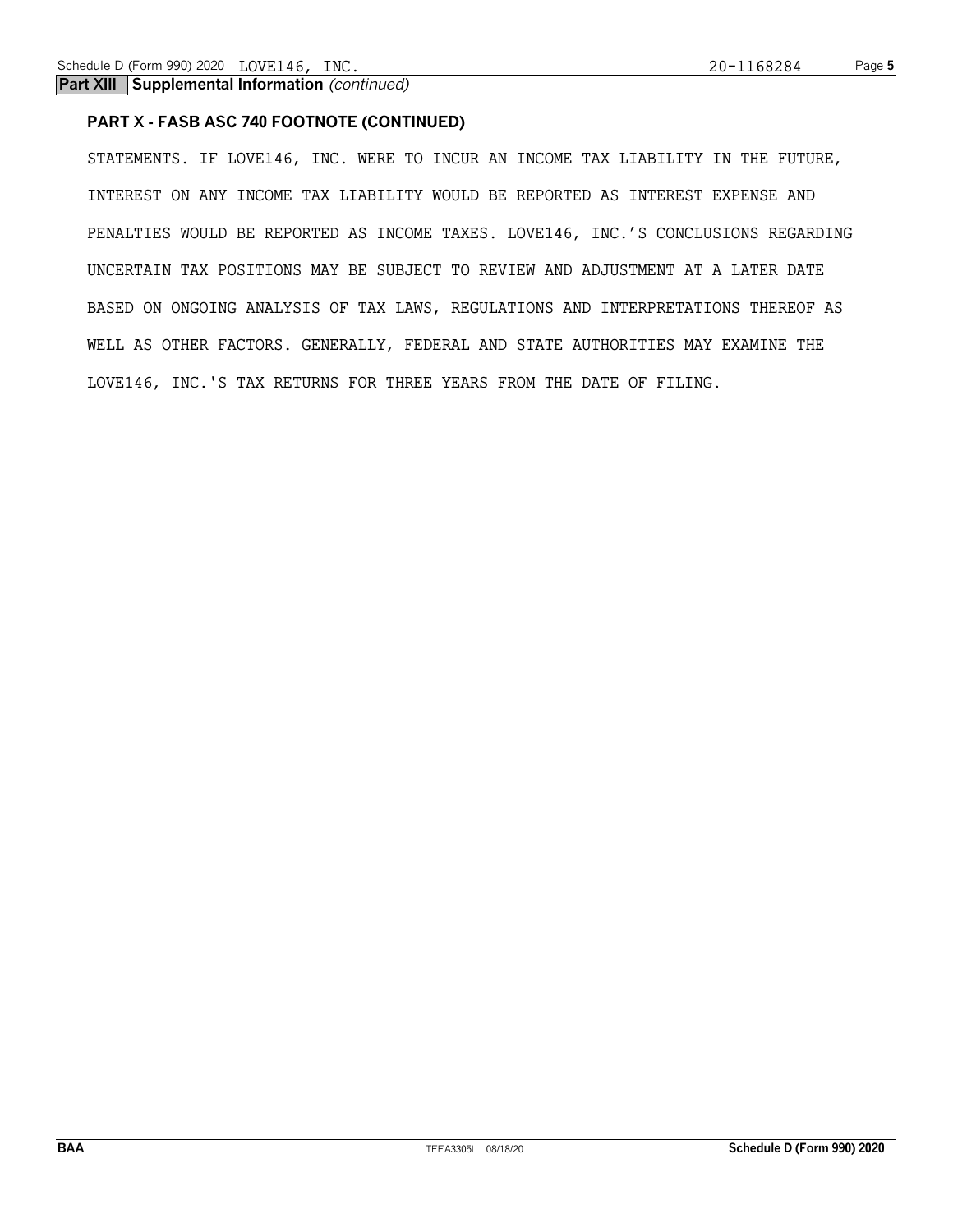**Part XIII Supplemental Information** *(continued)*

**PART X - FASB ASC 740 FOOTNOTE (CONTINUED)**

STATEMENTS. IF LOVE146, INC. WERE TO INCUR AN INCOME TAX LIABILITY IN THE FUTURE, INTEREST ON ANY INCOME TAX LIABILITY WOULD BE REPORTED AS INTEREST EXPENSE AND PENALTIES WOULD BE REPORTED AS INCOME TAXES. LOVE146, INC.'S CONCLUSIONS REGARDING UNCERTAIN TAX POSITIONS MAY BE SUBJECT TO REVIEW AND ADJUSTMENT AT A LATER DATE BASED ON ONGOING ANALYSIS OF TAX LAWS, REGULATIONS AND INTERPRETATIONS THEREOF AS WELL AS OTHER FACTORS. GENERALLY, FEDERAL AND STATE AUTHORITIES MAY EXAMINE THE LOVE146, INC.'S TAX RETURNS FOR THREE YEARS FROM THE DATE OF FILING.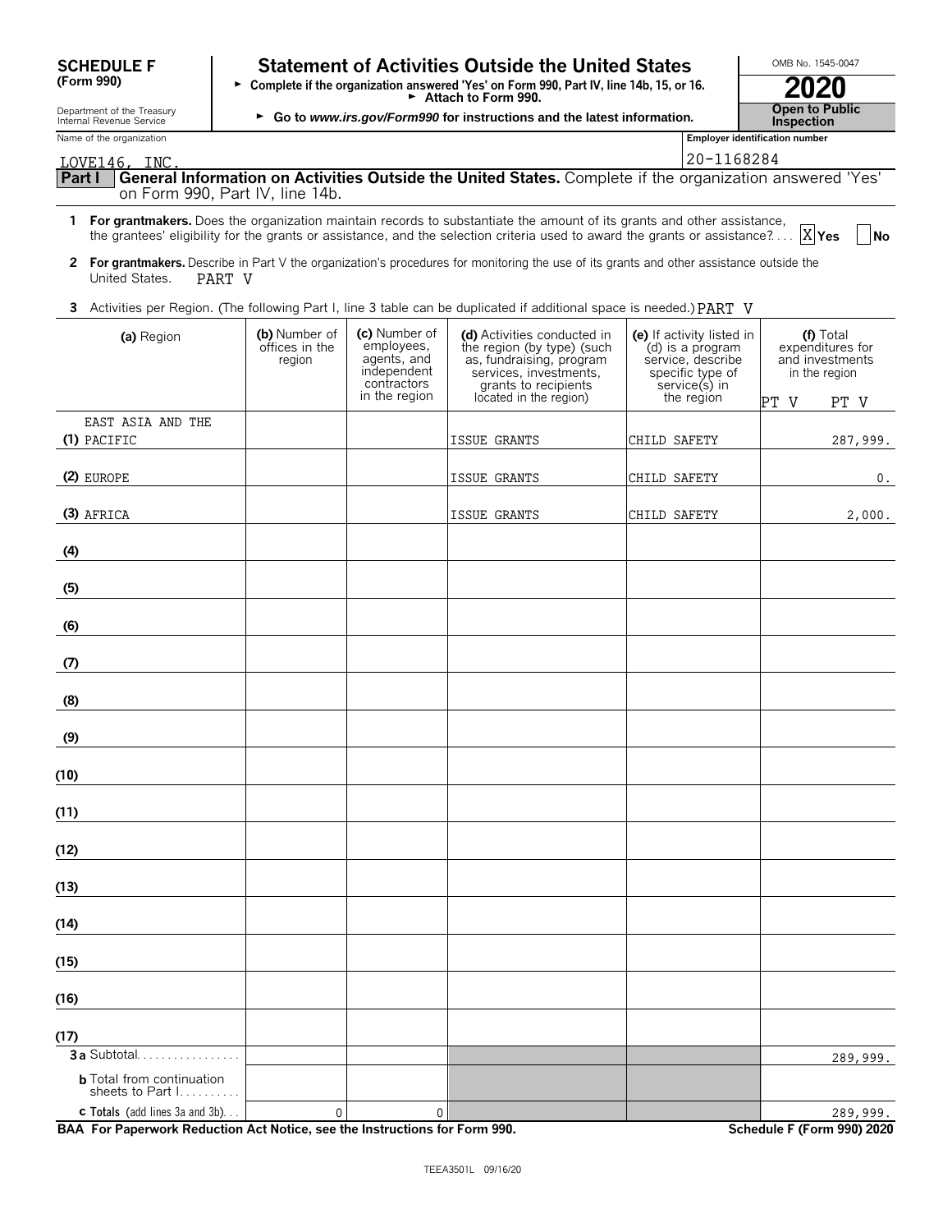**SCHEDULE F (Form 990)**

Department of the Treasury
Internal Revenue Service

# Statement of Activities Outside the United States

► Complete if the organization answered 'Yes' on Form 990, Part IV, line 14b, 15, or 16.
► Attach to Form 990.
► Go to *www.irs.gov/Form990* for instructions and the latest information.

OMB No. 1545-0047

**2020**

**Open to Public Inspection**

Name of the organization: LOVE146, INC.

Employer identification number: 20-1168284

**Part I** **General Information on Activities Outside the United States.** Complete if the organization answered 'Yes' on Form 990, Part IV, line 14b.

**1** **For grantmakers.** Does the organization maintain records to substantiate the amount of its grants and other assistance, the grantees' eligibility for the grants or assistance, and the selection criteria used to award the grants or assistance? . . . . [X] **Yes** [ ] **No**

**2** **For grantmakers.** Describe in Part V the organization's procedures for monitoring the use of its grants and other assistance outside the United States. PART V

**3** Activities per Region. (The following Part I, line 3 table can be duplicated if additional space is needed.) PART V

| (a) Region | (b) Number of offices in the region | (c) Number of employees, agents, and independent contractors in the region | (d) Activities conducted in the region (by type) (such as, fundraising, program services, investments, grants to recipients located in the region) | (e) If activity listed in (d) is a program service, describe specific type of service(s) in the region | (f) Total expenditures for and investments in the region PT V PT V |
|---|---|---|---|---|---|
| (1) EAST ASIA AND THE PACIFIC | | | ISSUE GRANTS | CHILD SAFETY | 287,999. |
| (2) EUROPE | | | ISSUE GRANTS | CHILD SAFETY | 0. |
| (3) AFRICA | | | ISSUE GRANTS | CHILD SAFETY | 2,000. |
| (4) | | | | | |
| (5) | | | | | |
| (6) | | | | | |
| (7) | | | | | |
| (8) | | | | | |
| (9) | | | | | |
| (10) | | | | | |
| (11) | | | | | |
| (12) | | | | | |
| (13) | | | | | |
| (14) | | | | | |
| (15) | | | | | |
| (16) | | | | | |
| (17) | | | | | |
| **3a** Subtotal | | | | | 289,999. |
| **b** Total from continuation sheets to Part I | | | | | |
| **c Totals** (add lines 3a and 3b) | 0 | 0 | | | 289,999. |

**BAA For Paperwork Reduction Act Notice, see the Instructions for Form 990.** **Schedule F (Form 990) 2020**

TEEA3501L 09/16/20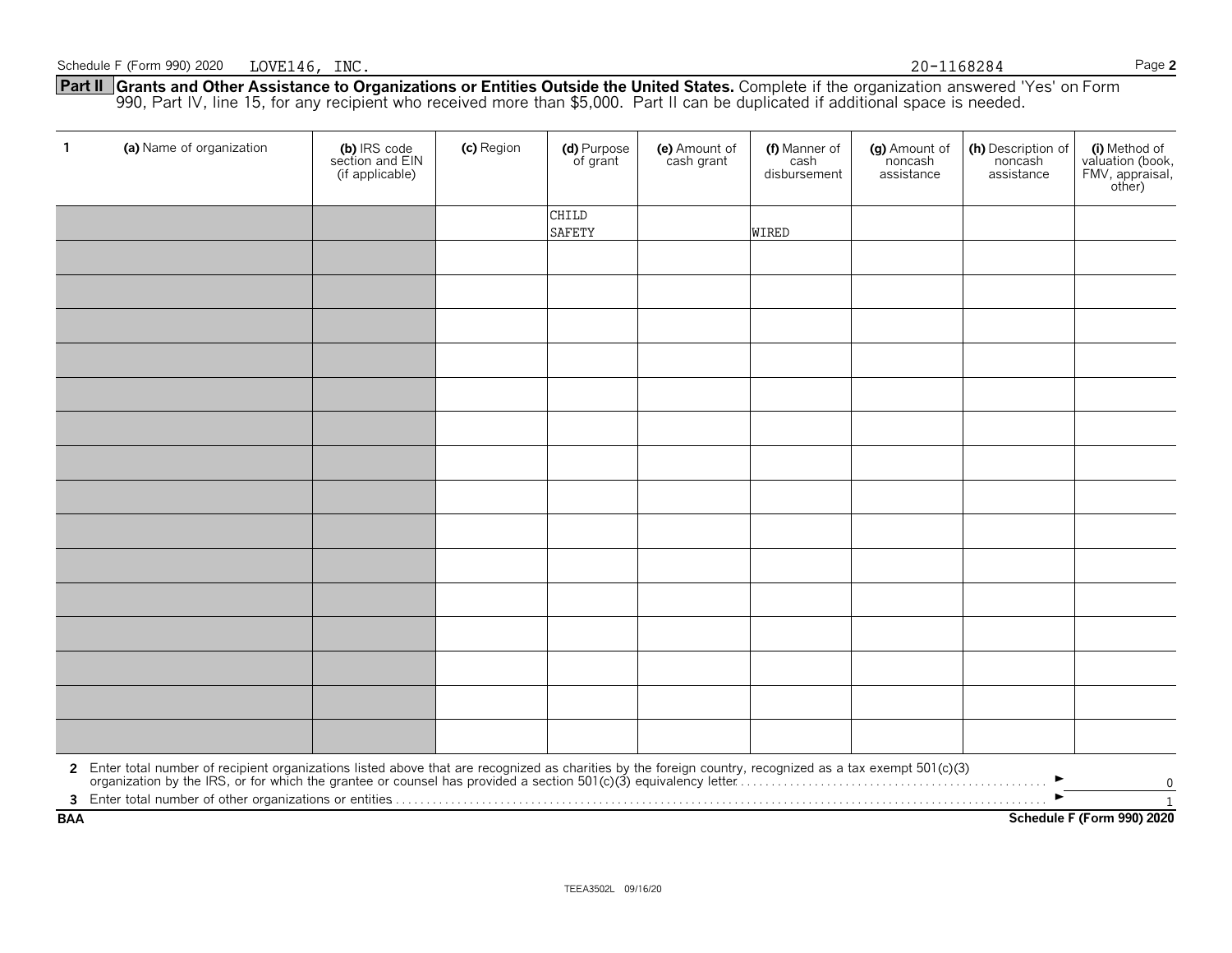Schedule F (Form 990) 2020 LOVE146, INC. 20-1168284 Page 2

**Part II Grants and Other Assistance to Organizations or Entities Outside the United States.** Complete if the organization answered 'Yes' on Form 990, Part IV, line 15, for any recipient who received more than $5,000. Part II can be duplicated if additional space is needed.

| 1 (a) Name of organization | (b) IRS code section and EIN (if applicable) | (c) Region | (d) Purpose of grant | (e) Amount of cash grant | (f) Manner of cash disbursement | (g) Amount of noncash assistance | (h) Description of noncash assistance | (i) Method of valuation (book, FMV, appraisal, other) |
|---|---|---|---|---|---|---|---|---|
| | | | CHILD SAFETY | | WIRED | | | |
| | | | | | | | | |
| | | | | | | | | |
| | | | | | | | | |
| | | | | | | | | |
| | | | | | | | | |
| | | | | | | | | |
| | | | | | | | | |
| | | | | | | | | |
| | | | | | | | | |
| | | | | | | | | |
| | | | | | | | | |
| | | | | | | | | |
| | | | | | | | | |
| | | | | | | | | |
| | | | | | | | | |

**2** Enter total number of recipient organizations listed above that are recognized as charities by the foreign country, recognized as a tax exempt 501(c)(3) organization by the IRS, or for which the grantee or counsel has provided a section 501(c)(3) equivalency letter ► 0

**3** Enter total number of other organizations or entities ► 1

BAA Schedule F (Form 990) 2020

TEEA3502L 09/16/20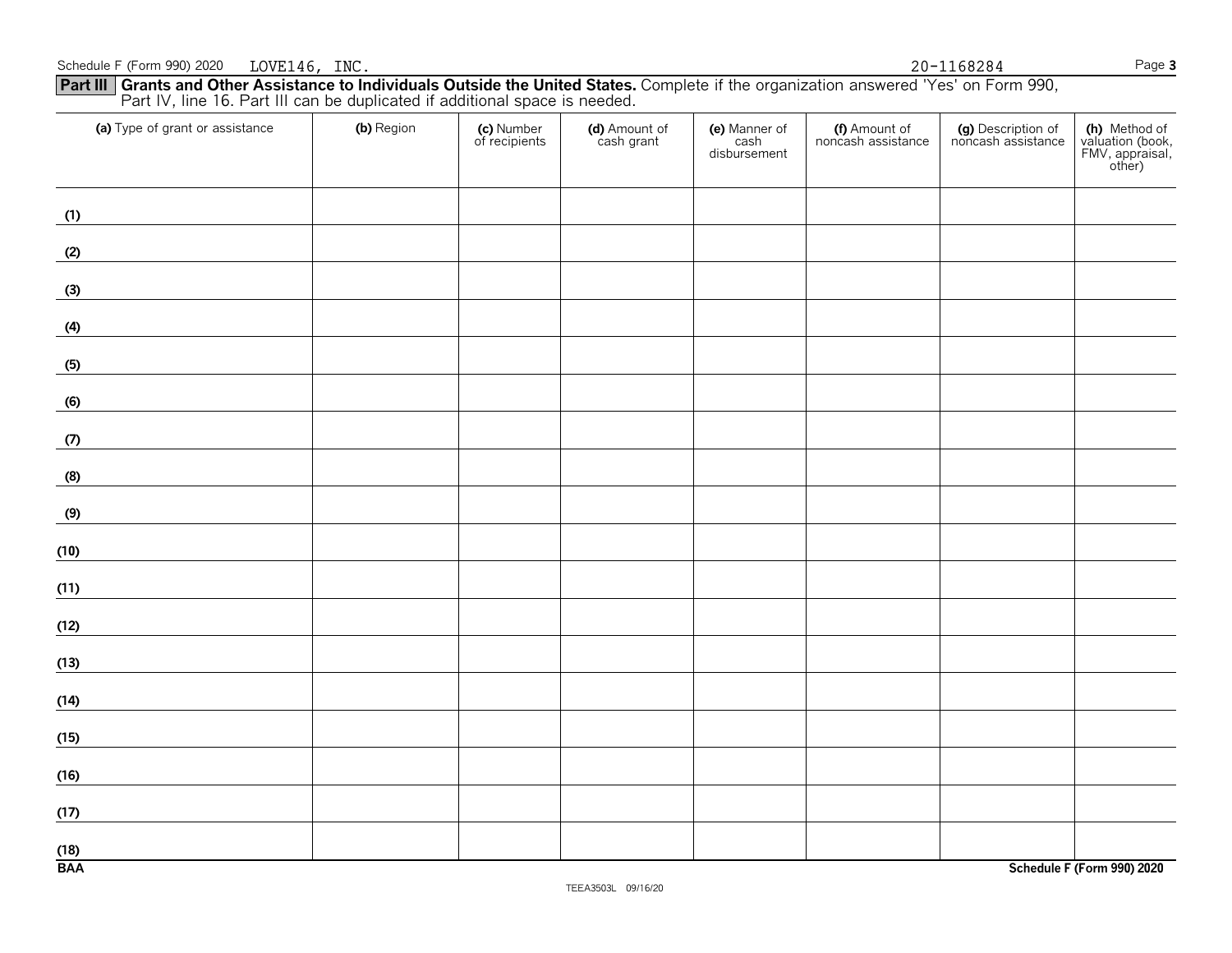Schedule F (Form 990) 2020 LOVE146, INC. 20-1168284

## Part III Grants and Other Assistance to Individuals Outside the United States.

Complete if the organization answered 'Yes' on Form 990, Part IV, line 16. Part III can be duplicated if additional space is needed.

| (a) Type of grant or assistance | (b) Region | (c) Number of recipients | (d) Amount of cash grant | (e) Manner of cash disbursement | (f) Amount of noncash assistance | (g) Description of noncash assistance | (h) Method of valuation (book, FMV, appraisal, other) |
|---|---|---|---|---|---|---|---|
| (1) | | | | | | | |
| (2) | | | | | | | |
| (3) | | | | | | | |
| (4) | | | | | | | |
| (5) | | | | | | | |
| (6) | | | | | | | |
| (7) | | | | | | | |
| (8) | | | | | | | |
| (9) | | | | | | | |
| (10) | | | | | | | |
| (11) | | | | | | | |
| (12) | | | | | | | |
| (13) | | | | | | | |
| (14) | | | | | | | |
| (15) | | | | | | | |
| (16) | | | | | | | |
| (17) | | | | | | | |
| (18) | | | | | | | |

BAA Schedule F (Form 990) 2020

TEEA3503L 09/16/20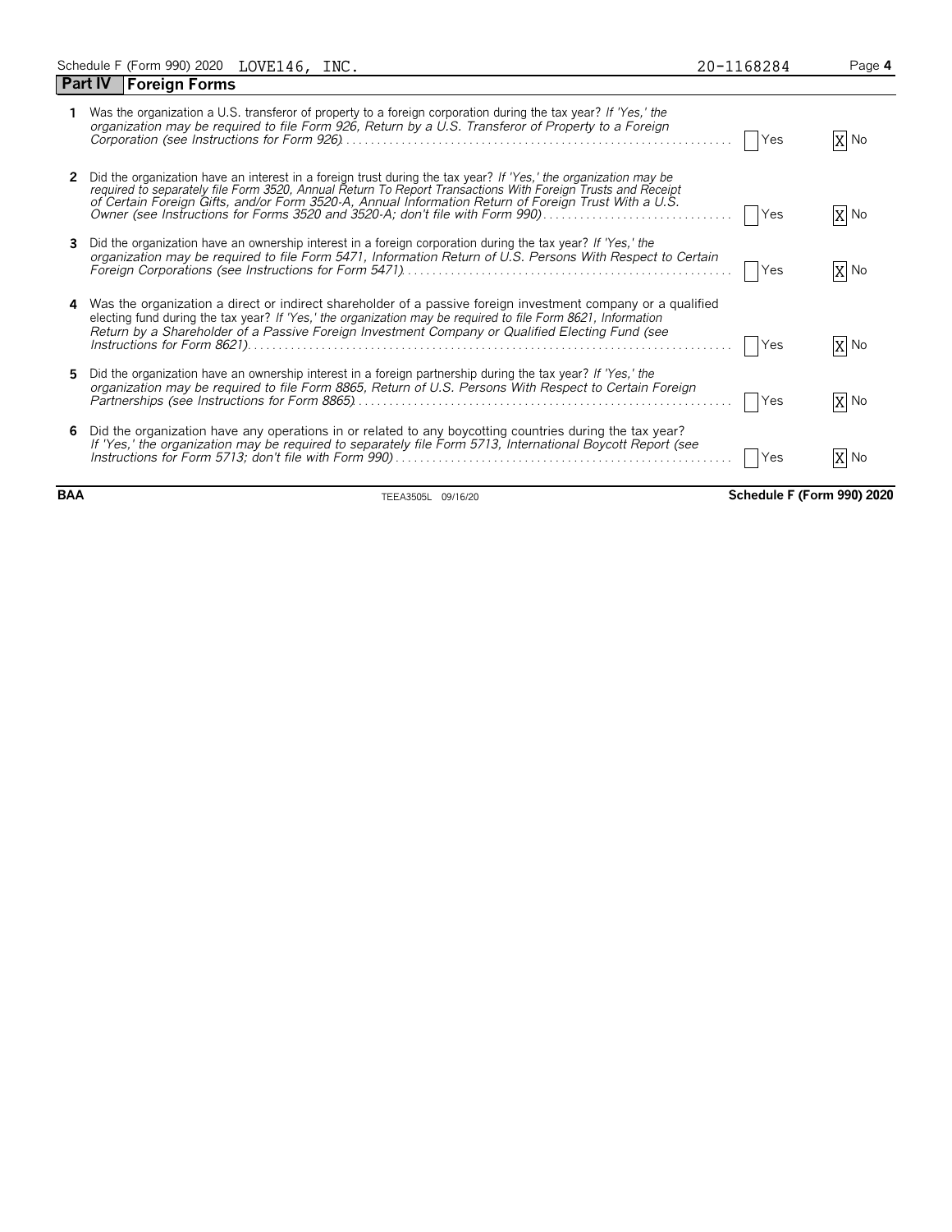## Part IV Foreign Forms

| | | Yes | No |
|---|---|---|---|
| **1** | Was the organization a U.S. transferor of property to a foreign corporation during the tax year? *If 'Yes,' the organization may be required to file Form 926, Return by a U.S. Transferor of Property to a Foreign Corporation (see Instructions for Form 926)* | | X |
| **2** | Did the organization have an interest in a foreign trust during the tax year? *If 'Yes,' the organization may be required to separately file Form 3520, Annual Return To Report Transactions With Foreign Trusts and Receipt of Certain Foreign Gifts, and/or Form 3520-A, Annual Information Return of Foreign Trust With a U.S. Owner (see Instructions for Forms 3520 and 3520-A; don't file with Form 990)* | | X |
| **3** | Did the organization have an ownership interest in a foreign corporation during the tax year? *If 'Yes,' the organization may be required to file Form 5471, Information Return of U.S. Persons With Respect to Certain Foreign Corporations (see Instructions for Form 5471)* | | X |
| **4** | Was the organization a direct or indirect shareholder of a passive foreign investment company or a qualified electing fund during the tax year? *If 'Yes,' the organization may be required to file Form 8621, Information Return by a Shareholder of a Passive Foreign Investment Company or Qualified Electing Fund (see Instructions for Form 8621)* | | X |
| **5** | Did the organization have an ownership interest in a foreign partnership during the tax year? *If 'Yes,' the organization may be required to file Form 8865, Return of U.S. Persons With Respect to Certain Foreign Partnerships (see Instructions for Form 8865)* | | X |
| **6** | Did the organization have any operations in or related to any boycotting countries during the tax year? *If 'Yes,' the organization may be required to separately file Form 5713, International Boycott Report (see Instructions for Form 5713; don't file with Form 990)* | | X |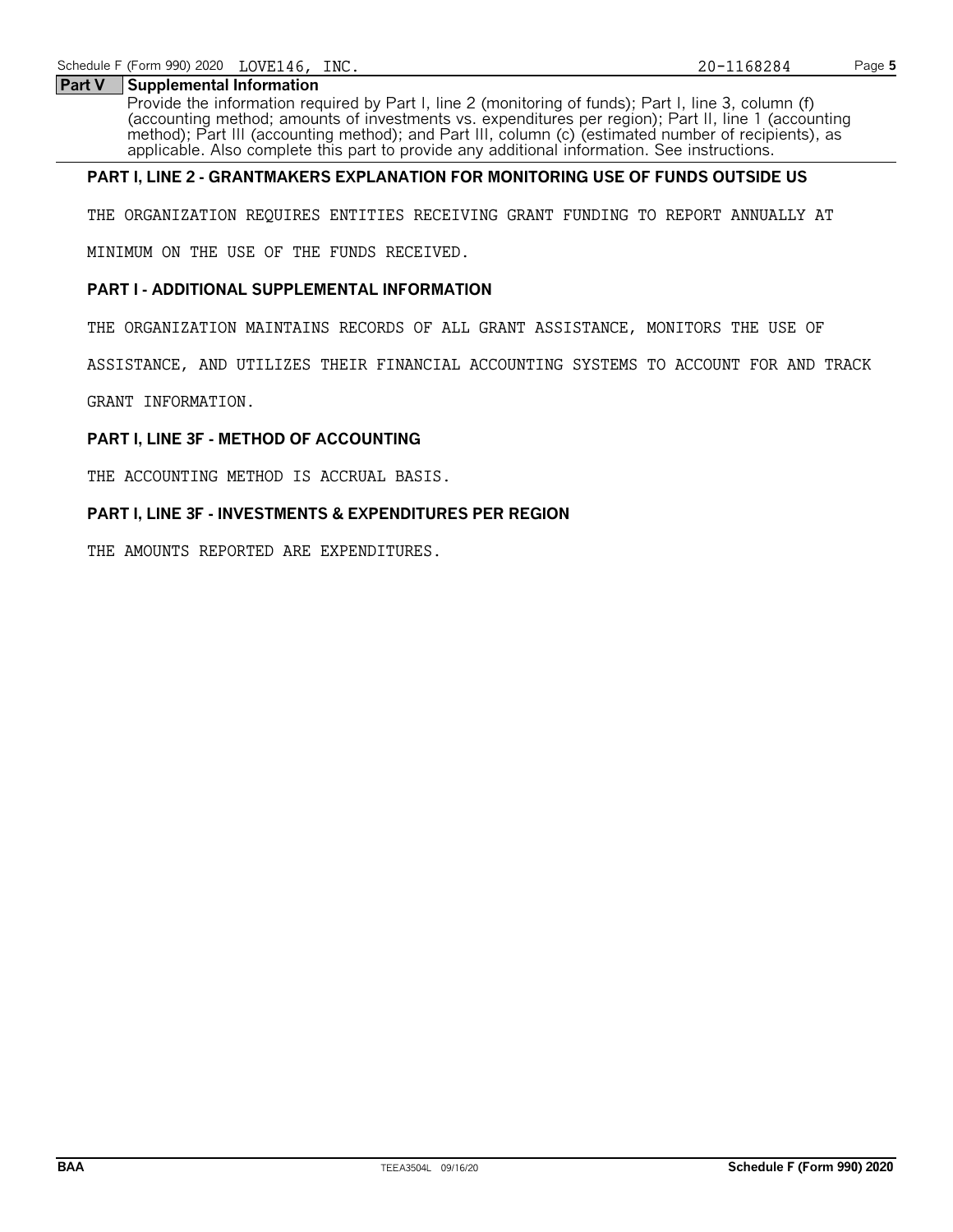## Part V Supplemental Information

Provide the information required by Part I, line 2 (monitoring of funds); Part I, line 3, column (f) (accounting method; amounts of investments vs. expenditures per region); Part II, line 1 (accounting method); Part III (accounting method); and Part III, column (c) (estimated number of recipients), as applicable. Also complete this part to provide any additional information. See instructions.

**PART I, LINE 2 - GRANTMAKERS EXPLANATION FOR MONITORING USE OF FUNDS OUTSIDE US**

THE ORGANIZATION REQUIRES ENTITIES RECEIVING GRANT FUNDING TO REPORT ANNUALLY AT MINIMUM ON THE USE OF THE FUNDS RECEIVED.

**PART I - ADDITIONAL SUPPLEMENTAL INFORMATION**

THE ORGANIZATION MAINTAINS RECORDS OF ALL GRANT ASSISTANCE, MONITORS THE USE OF ASSISTANCE, AND UTILIZES THEIR FINANCIAL ACCOUNTING SYSTEMS TO ACCOUNT FOR AND TRACK GRANT INFORMATION.

**PART I, LINE 3F - METHOD OF ACCOUNTING**

THE ACCOUNTING METHOD IS ACCRUAL BASIS.

**PART I, LINE 3F - INVESTMENTS & EXPENDITURES PER REGION**

THE AMOUNTS REPORTED ARE EXPENDITURES.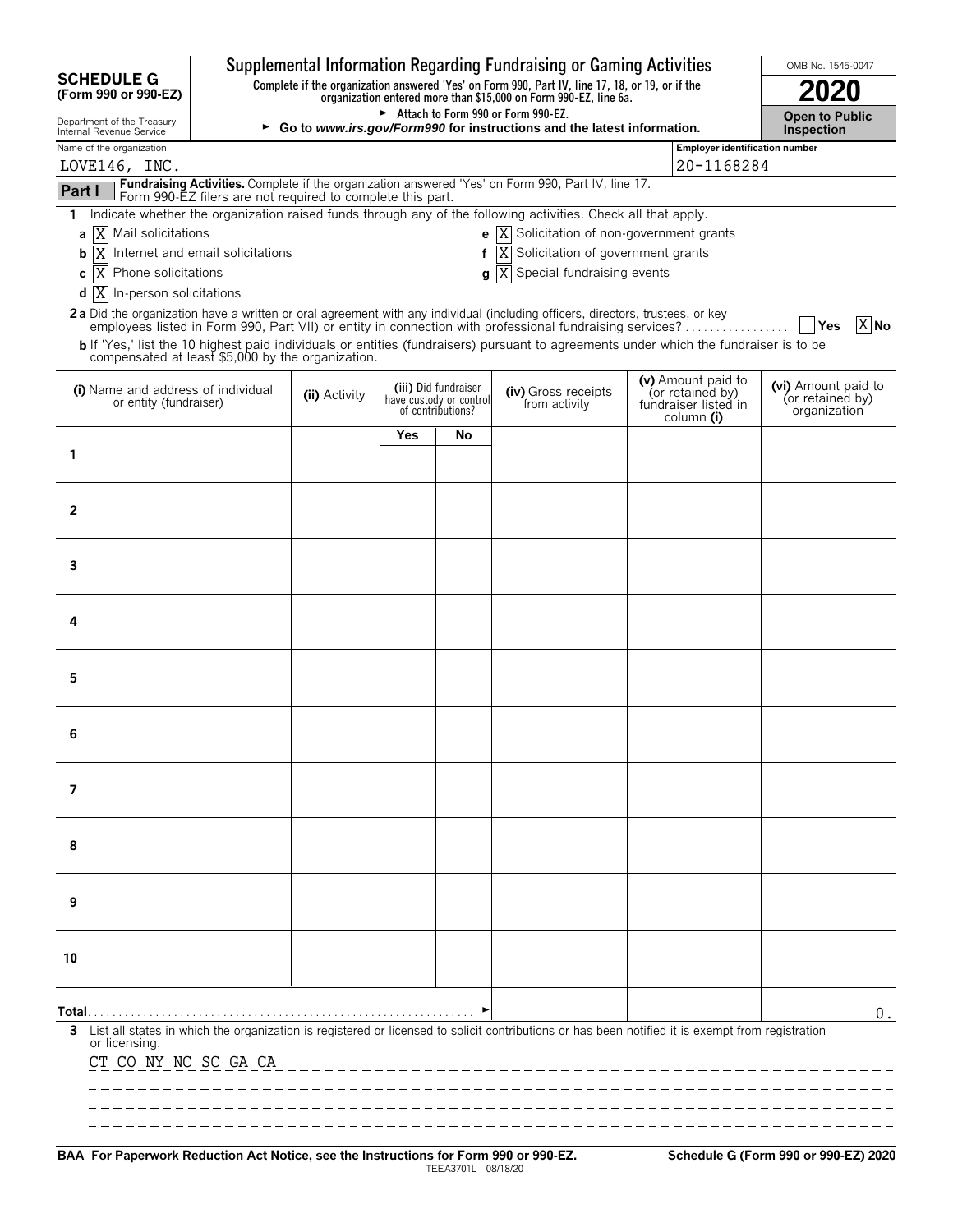**SCHEDULE G (Form 990 or 990-EZ)**

Department of the Treasury
Internal Revenue Service

# Supplemental Information Regarding Fundraising or Gaming Activities

**Complete if the organization answered 'Yes' on Form 990, Part IV, line 17, 18, or 19, or if the organization entered more than $15,000 on Form 990-EZ, line 6a.**

► Attach to Form 990 or Form 990-EZ.

► **Go to *www.irs.gov/Form990* for instructions and the latest information.**

OMB No. 1545-0047

**2020**

**Open to Public Inspection**

Name of the organization: LOVE146, INC.

Employer identification number: 20-1168284

**Part I** **Fundraising Activities.** Complete if the organization answered 'Yes' on Form 990, Part IV, line 17. Form 990-EZ filers are not required to complete this part.

1 Indicate whether the organization raised funds through any of the following activities. Check all that apply.

- a [X] Mail solicitations
- b [X] Internet and email solicitations
- c [X] Phone solicitations
- d [X] In-person solicitations
- e [X] Solicitation of non-government grants
- f [X] Solicitation of government grants
- g [X] Special fundraising events

**2a** Did the organization have a written or oral agreement with any individual (including officers, directors, trustees, or key employees listed in Form 990, Part VII) or entity in connection with professional fundraising services? [ ] Yes [X] No

**b** If 'Yes,' list the 10 highest paid individuals or entities (fundraisers) pursuant to agreements under which the fundraiser is to be compensated at least $5,000 by the organization.

| (i) Name and address of individual or entity (fundraiser) | (ii) Activity | (iii) Did fundraiser have custody or control of contributions? Yes | No | (iv) Gross receipts from activity | (v) Amount paid to (or retained by) fundraiser listed in column (i) | (vi) Amount paid to (or retained by) organization |
|---|---|---|---|---|---|---|
| 1 | | | | | | |
| 2 | | | | | | |
| 3 | | | | | | |
| 4 | | | | | | |
| 5 | | | | | | |
| 6 | | | | | | |
| 7 | | | | | | |
| 8 | | | | | | |
| 9 | | | | | | |
| 10 | | | | | | |
| **Total** ► | | | | | | 0. |

**3** List all states in which the organization is registered or licensed to solicit contributions or has been notified it is exempt from registration or licensing.

CT CO NY NC SC GA CA

**BAA For Paperwork Reduction Act Notice, see the Instructions for Form 990 or 990-EZ.** TEEA3701L 08/18/20 **Schedule G (Form 990 or 990-EZ) 2020**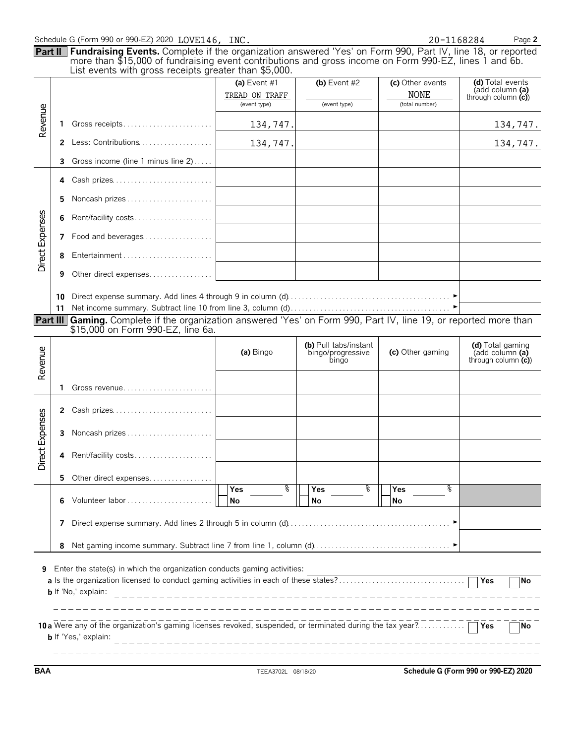Schedule G (Form 990 or 990-EZ) 2020 LOVE146, INC. 20-1168284 Page **2**

**Part II** **Fundraising Events.** Complete if the organization answered 'Yes' on Form 990, Part IV, line 18, or reported more than $15,000 of fundraising event contributions and gross income on Form 990-EZ, lines 1 and 6b. List events with gross receipts greater than $5,000.

| | | | (a) Event #1<br>TREAD ON TRAFF<br>(event type) | (b) Event #2<br><br>(event type) | (c) Other events<br>NONE<br>(total number) | (d) Total events (add column (a) through column (c)) |
|---|---|---|---|---|---|---|
| Revenue | 1 | Gross receipts | 134,747. | | | 134,747. |
| | 2 | Less: Contributions | 134,747. | | | 134,747. |
| | 3 | Gross income (line 1 minus line 2) | | | | |
| Direct Expenses | 4 | Cash prizes | | | | |
| | 5 | Noncash prizes | | | | |
| | 6 | Rent/facility costs | | | | |
| | 7 | Food and beverages | | | | |
| | 8 | Entertainment | | | | |
| | 9 | Other direct expenses | | | | |
| | 10 | Direct expense summary. Add lines 4 through 9 in column (d) | | | ► | |
| | 11 | Net income summary. Subtract line 10 from line 3, column (d) | | | ► | |

**Part III** **Gaming.** Complete if the organization answered 'Yes' on Form 990, Part IV, line 19, or reported more than $15,000 on Form 990-EZ, line 6a.

| | | | (a) Bingo | (b) Pull tabs/instant bingo/progressive bingo | (c) Other gaming | (d) Total gaming (add column (a) through column (c)) |
|---|---|---|---|---|---|---|
| Revenue | 1 | Gross revenue | | | | |
| Direct Expenses | 2 | Cash prizes | | | | |
| | 3 | Noncash prizes | | | | |
| | 4 | Rent/facility costs | | | | |
| | 5 | Other direct expenses | | | | |
| | 6 | Volunteer labor | Yes ___ %<br>No | Yes ___ %<br>No | Yes ___ %<br>No | |
| | 7 | Direct expense summary. Add lines 2 through 5 in column (d) | | | ► | |
| | 8 | Net gaming income summary. Subtract line 7 from line 1, column (d) | | | ► | |

**9** Enter the state(s) in which the organization conducts gaming activities:

**a** Is the organization licensed to conduct gaming activities in each of these states? ☐ Yes ☐ No

**b** If 'No,' explain:

**10a** Were any of the organization's gaming licenses revoked, suspended, or terminated during the tax year? ☐ Yes ☐ No

**b** If 'Yes,' explain:

BAA TEEA3702L 08/18/20 **Schedule G (Form 990 or 990-EZ) 2020**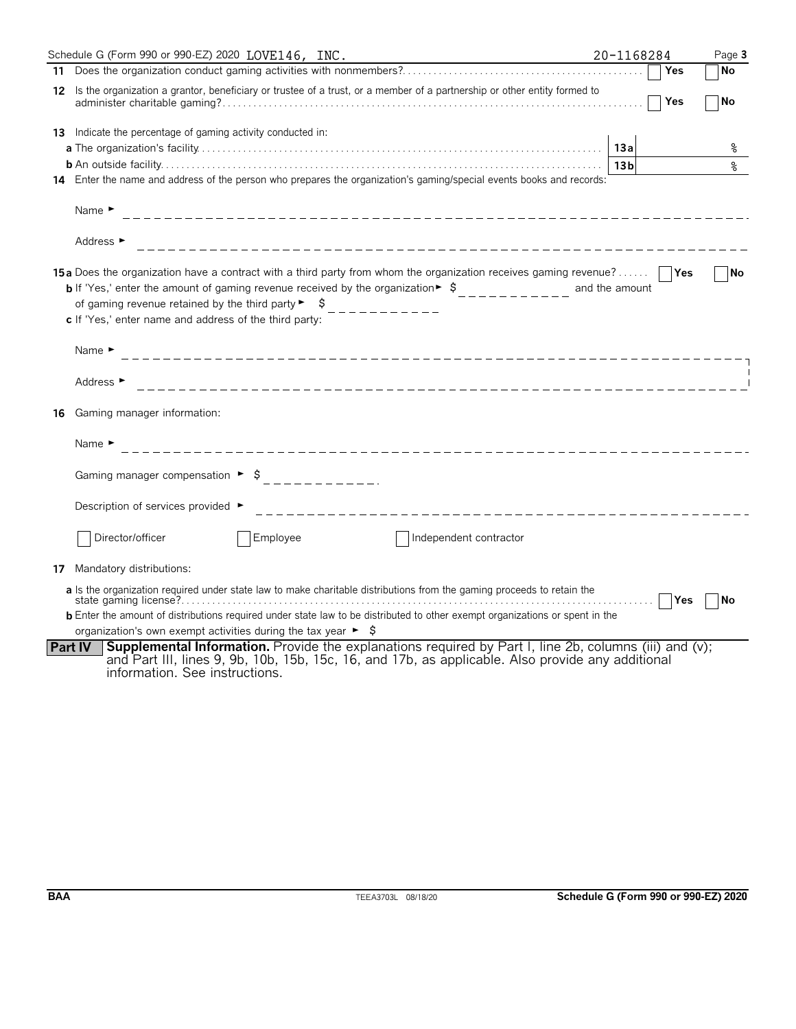Schedule G (Form 990 or 990-EZ) 2020 LOVE146, INC. 20-1168284 Page **3**

**11** Does the organization conduct gaming activities with nonmembers? ☐ Yes ☐ No

**12** Is the organization a grantor, beneficiary or trustee of a trust, or a member of a partnership or other entity formed to administer charitable gaming? ☐ Yes ☐ No

**13** Indicate the percentage of gaming activity conducted in:

**a** The organization's facility **13a** %

**b** An outside facility **13b** %

**14** Enter the name and address of the person who prepares the organization's gaming/special events books and records:

Name ►

Address ►

**15a** Does the organization have a contract with a third party from whom the organization receives gaming revenue? ☐ Yes ☐ No

**b** If 'Yes,' enter the amount of gaming revenue received by the organization ► $ and the amount of gaming revenue retained by the third party ► $

**c** If 'Yes,' enter name and address of the third party:

Name ►

Address ►

**16** Gaming manager information:

Name ►

Gaming manager compensation ► $

Description of services provided ►

☐ Director/officer ☐ Employee ☐ Independent contractor

**17** Mandatory distributions:

**a** Is the organization required under state law to make charitable distributions from the gaming proceeds to retain the state gaming license? ☐ Yes ☐ No

**b** Enter the amount of distributions required under state law to be distributed to other exempt organizations or spent in the organization's own exempt activities during the tax year ► $

**Part IV** **Supplemental Information.** Provide the explanations required by Part I, line 2b, columns (iii) and (v); and Part III, lines 9, 9b, 10b, 15b, 15c, 16, and 17b, as applicable. Also provide any additional information. See instructions.

BAA TEEA3703L 08/18/20 **Schedule G (Form 990 or 990-EZ) 2020**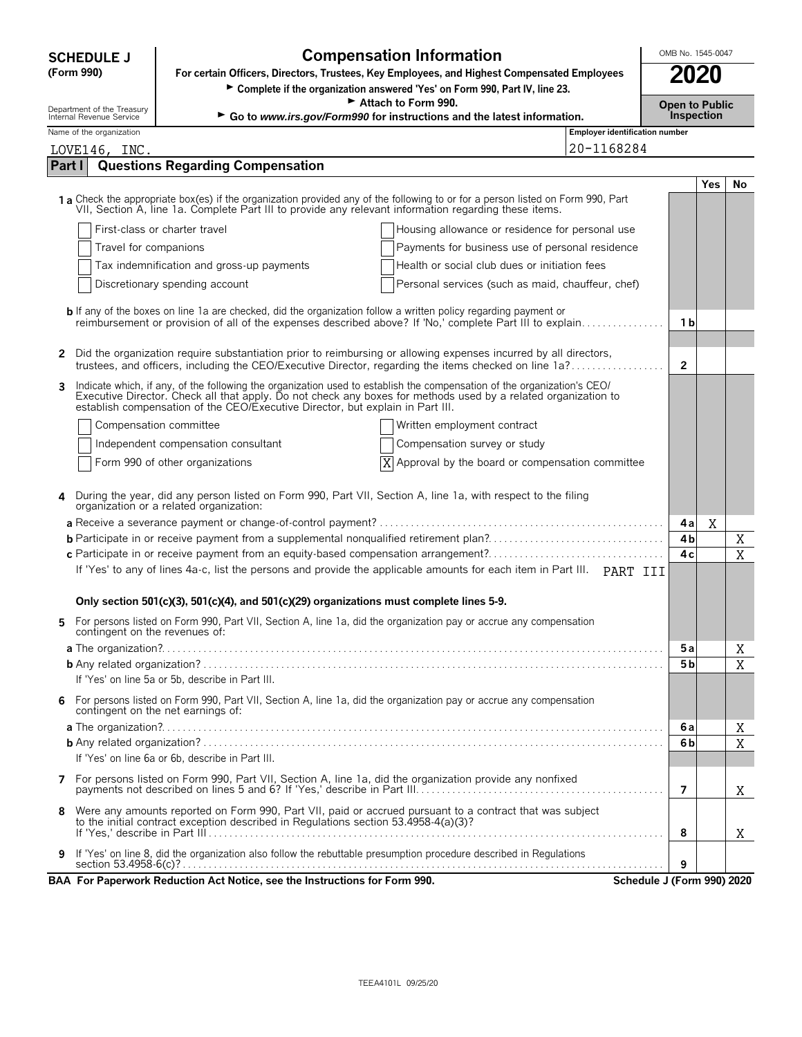**SCHEDULE J**
**(Form 990)**

Department of the Treasury
Internal Revenue Service

# Compensation Information

**For certain Officers, Directors, Trustees, Key Employees, and Highest Compensated Employees**

► **Complete if the organization answered 'Yes' on Form 990, Part IV, line 23.**

► **Attach to Form 990.**

► **Go to www.irs.gov/Form990 for instructions and the latest information.**

OMB No. 1545-0047

**2020**

**Open to Public Inspection**

| Name of the organization | Employer identification number |
|---|---|
| LOVE146, INC. | 20-1168284 |

## Part I — Questions Regarding Compensation

| | | | Yes | No |
|---|---|---|---|---|
| **1a** | Check the appropriate box(es) if the organization provided any of the following to or for a person listed on Form 990, Part VII, Section A, line 1a. Complete Part III to provide any relevant information regarding these items. | | | |
| | ☐ First-class or charter travel ☐ Housing allowance or residence for personal use | | | |
| | ☐ Travel for companions ☐ Payments for business use of personal residence | | | |
| | ☐ Tax indemnification and gross-up payments ☐ Health or social club dues or initiation fees | | | |
| | ☐ Discretionary spending account ☐ Personal services (such as maid, chauffeur, chef) | | | |
| **b** | If any of the boxes on line 1a are checked, did the organization follow a written policy regarding payment or reimbursement or provision of all of the expenses described above? If 'No,' complete Part III to explain | 1b | | |
| **2** | Did the organization require substantiation prior to reimbursing or allowing expenses incurred by all directors, trustees, and officers, including the CEO/Executive Director, regarding the items checked on line 1a? | 2 | | |
| **3** | Indicate which, if any, of the following the organization used to establish the compensation of the organization's CEO/Executive Director. Check all that apply. Do not check any boxes for methods used by a related organization to establish compensation of the CEO/Executive Director, but explain in Part III. | | | |
| | ☐ Compensation committee ☐ Written employment contract | | | |
| | ☐ Independent compensation consultant ☐ Compensation survey or study | | | |
| | ☐ Form 990 of other organizations ☒ Approval by the board or compensation committee | | | |
| **4** | During the year, did any person listed on Form 990, Part VII, Section A, line 1a, with respect to the filing organization or a related organization: | | | |
| **a** | Receive a severance payment or change-of-control payment? | 4a | X | |
| **b** | Participate in or receive payment from a supplemental nonqualified retirement plan? | 4b | | X |
| **c** | Participate in or receive payment from an equity-based compensation arrangement? | 4c | | X |
| | If 'Yes' to any of lines 4a-c, list the persons and provide the applicable amounts for each item in Part III. PART III | | | |
| | **Only section 501(c)(3), 501(c)(4), and 501(c)(29) organizations must complete lines 5-9.** | | | |
| **5** | For persons listed on Form 990, Part VII, Section A, line 1a, did the organization pay or accrue any compensation contingent on the revenues of: | | | |
| **a** | The organization? | 5a | | X |
| **b** | Any related organization? | 5b | | X |
| | If 'Yes' on line 5a or 5b, describe in Part III. | | | |
| **6** | For persons listed on Form 990, Part VII, Section A, line 1a, did the organization pay or accrue any compensation contingent on the net earnings of: | | | |
| **a** | The organization? | 6a | | X |
| **b** | Any related organization? | 6b | | X |
| | If 'Yes' on line 6a or 6b, describe in Part III. | | | |
| **7** | For persons listed on Form 990, Part VII, Section A, line 1a, did the organization provide any nonfixed payments not described on lines 5 and 6? If 'Yes,' describe in Part III | 7 | | X |
| **8** | Were any amounts reported on Form 990, Part VII, paid or accrued pursuant to a contract that was subject to the initial contract exception described in Regulations section 53.4958-4(a)(3)? If 'Yes,' describe in Part III | 8 | | X |
| **9** | If 'Yes' on line 8, did the organization also follow the rebuttable presumption procedure described in Regulations section 53.4958-6(c)? | 9 | | |

**BAA For Paperwork Reduction Act Notice, see the Instructions for Form 990.** **Schedule J (Form 990) 2020**

TEEA4101L 09/25/20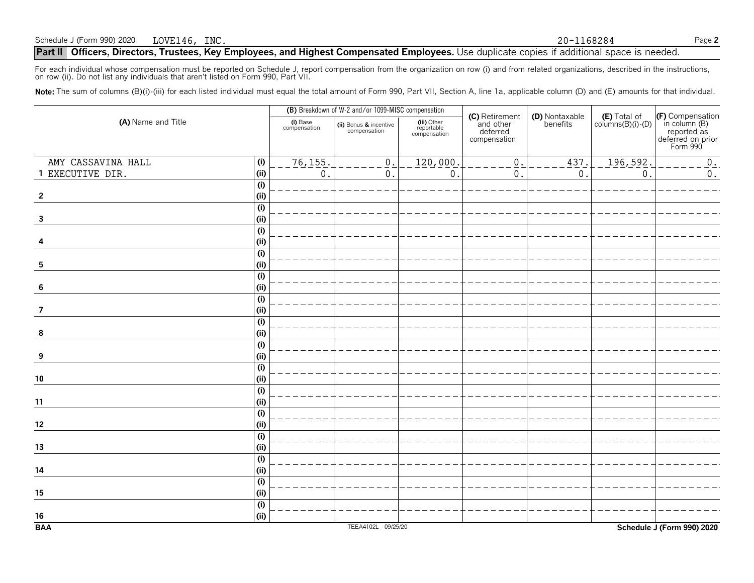Schedule J (Form 990) 2020 LOVE146, INC. 20-1168284

## Part II Officers, Directors, Trustees, Key Employees, and Highest Compensated Employees. Use duplicate copies if additional space is needed.

For each individual whose compensation must be reported on Schedule J, report compensation from the organization on row (i) and from related organizations, described in the instructions, on row (ii). Do not list any individuals that aren't listed on Form 990, Part VII.

**Note:** The sum of columns (B)(i)-(iii) for each listed individual must equal the total amount of Form 990, Part VII, Section A, line 1a, applicable column (D) and (E) amounts for that individual.

| (A) Name and Title | | (B) Breakdown of W-2 and/or 1099-MISC compensation | | | (C) Retirement and other deferred compensation | (D) Nontaxable benefits | (E) Total of columns(B)(i)-(D) | (F) Compensation in column (B) reported as deferred on prior Form 990 |
|---|---|---|---|---|---|---|---|---|
| | | (i) Base compensation | (ii) Bonus & incentive compensation | (iii) Other reportable compensation | | | | |
| AMY CASSAVINA HALL | (i) | 76,155. | 0. | 120,000. | 0. | 437. | 196,592. | 0. |
| 1 EXECUTIVE DIR. | (ii) | 0. | 0. | 0. | 0. | 0. | 0. | 0. |
| | (i) | | | | | | | |
| 2 | (ii) | | | | | | | |
| | (i) | | | | | | | |
| 3 | (ii) | | | | | | | |
| | (i) | | | | | | | |
| 4 | (ii) | | | | | | | |
| | (i) | | | | | | | |
| 5 | (ii) | | | | | | | |
| | (i) | | | | | | | |
| 6 | (ii) | | | | | | | |
| | (i) | | | | | | | |
| 7 | (ii) | | | | | | | |
| | (i) | | | | | | | |
| 8 | (ii) | | | | | | | |
| | (i) | | | | | | | |
| 9 | (ii) | | | | | | | |
| | (i) | | | | | | | |
| 10 | (ii) | | | | | | | |
| | (i) | | | | | | | |
| 11 | (ii) | | | | | | | |
| | (i) | | | | | | | |
| 12 | (ii) | | | | | | | |
| | (i) | | | | | | | |
| 13 | (ii) | | | | | | | |
| | (i) | | | | | | | |
| 14 | (ii) | | | | | | | |
| | (i) | | | | | | | |
| 15 | (ii) | | | | | | | |
| | (i) | | | | | | | |
| 16 | (ii) | | | | | | | |

BAA TEEA4102L 09/25/20 Schedule J (Form 990) 2020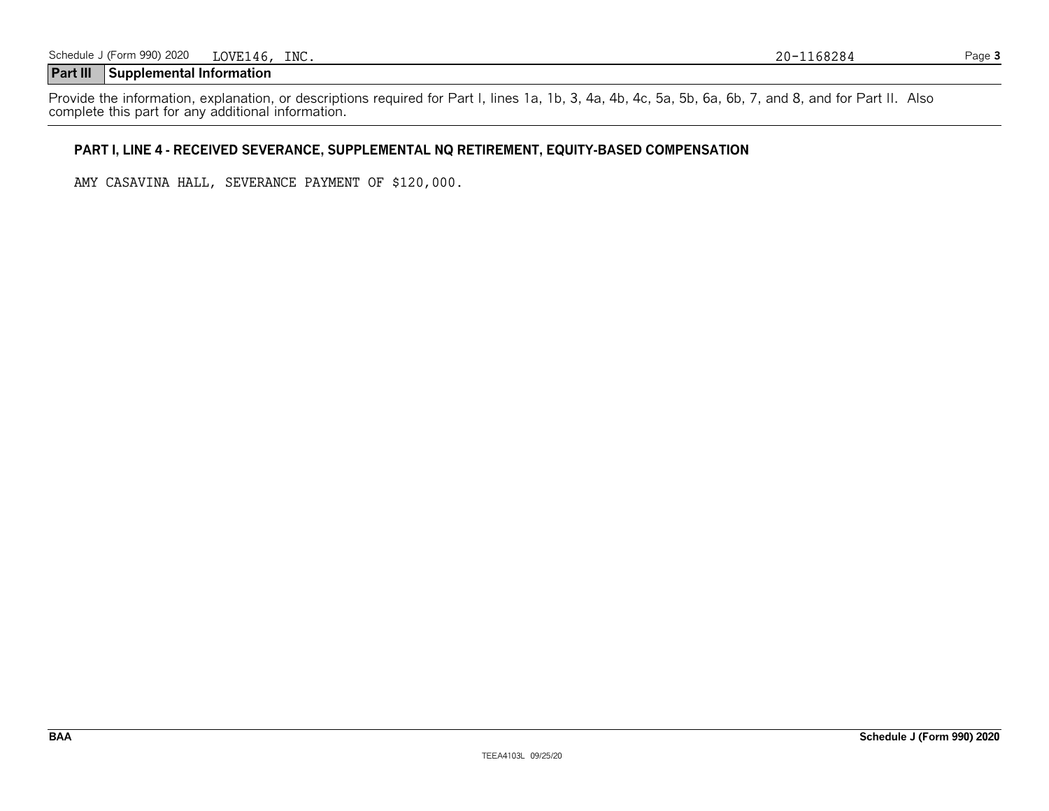## Part III Supplemental Information

Provide the information, explanation, or descriptions required for Part I, lines 1a, 1b, 3, 4a, 4b, 4c, 5a, 5b, 6a, 6b, 7, and 8, and for Part II. Also complete this part for any additional information.

**PART I, LINE 4 - RECEIVED SEVERANCE, SUPPLEMENTAL NQ RETIREMENT, EQUITY-BASED COMPENSATION**

AMY CASAVINA HALL, SEVERANCE PAYMENT OF $120,000.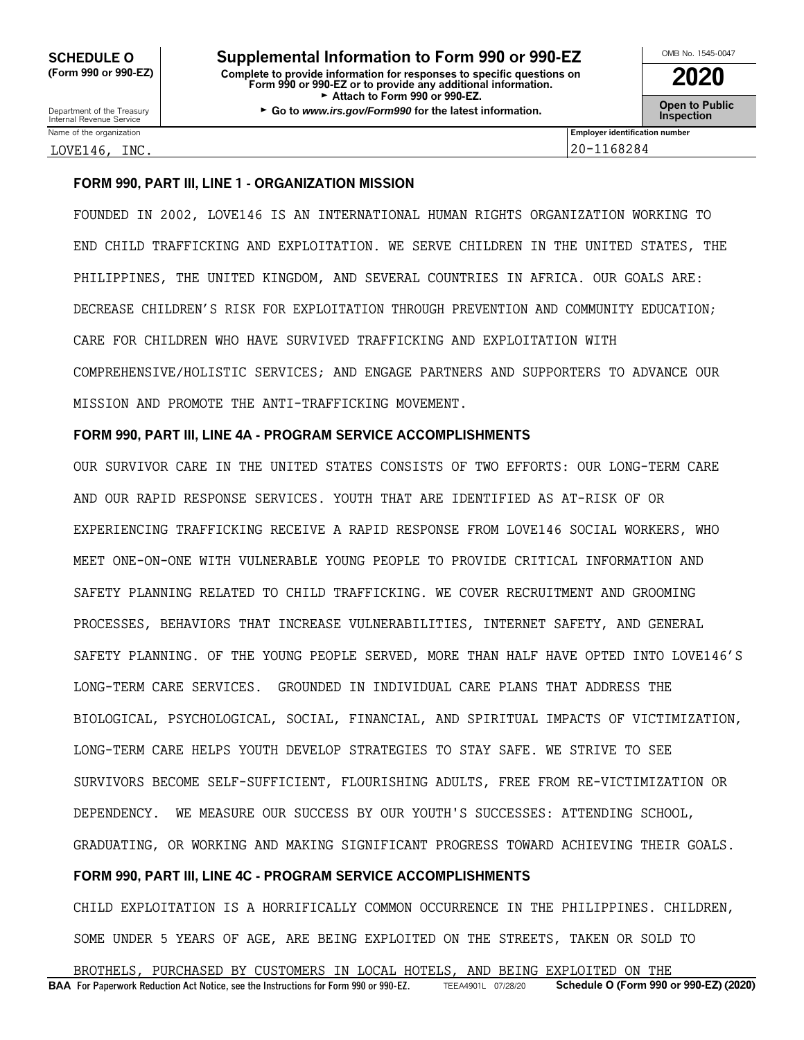**SCHEDULE O (Form 990 or 990-EZ)**

Department of the Treasury
Internal Revenue Service

# Supplemental Information to Form 990 or 990-EZ

**Complete to provide information for responses to specific questions on Form 990 or 990-EZ or to provide any additional information.**
► **Attach to Form 990 or 990-EZ.**
► **Go to *www.irs.gov/Form990* for the latest information.**

OMB No. 1545-0047

**2020**

**Open to Public Inspection**

| Name of the organization | Employer identification number |
|---|---|
| LOVE146, INC. | 20-1168284 |

### FORM 990, PART III, LINE 1 - ORGANIZATION MISSION

FOUNDED IN 2002, LOVE146 IS AN INTERNATIONAL HUMAN RIGHTS ORGANIZATION WORKING TO END CHILD TRAFFICKING AND EXPLOITATION. WE SERVE CHILDREN IN THE UNITED STATES, THE PHILIPPINES, THE UNITED KINGDOM, AND SEVERAL COUNTRIES IN AFRICA. OUR GOALS ARE: DECREASE CHILDREN'S RISK FOR EXPLOITATION THROUGH PREVENTION AND COMMUNITY EDUCATION; CARE FOR CHILDREN WHO HAVE SURVIVED TRAFFICKING AND EXPLOITATION WITH COMPREHENSIVE/HOLISTIC SERVICES; AND ENGAGE PARTNERS AND SUPPORTERS TO ADVANCE OUR MISSION AND PROMOTE THE ANTI-TRAFFICKING MOVEMENT.

### FORM 990, PART III, LINE 4A - PROGRAM SERVICE ACCOMPLISHMENTS

OUR SURVIVOR CARE IN THE UNITED STATES CONSISTS OF TWO EFFORTS: OUR LONG-TERM CARE AND OUR RAPID RESPONSE SERVICES. YOUTH THAT ARE IDENTIFIED AS AT-RISK OF OR EXPERIENCING TRAFFICKING RECEIVE A RAPID RESPONSE FROM LOVE146 SOCIAL WORKERS, WHO MEET ONE-ON-ONE WITH VULNERABLE YOUNG PEOPLE TO PROVIDE CRITICAL INFORMATION AND SAFETY PLANNING RELATED TO CHILD TRAFFICKING. WE COVER RECRUITMENT AND GROOMING PROCESSES, BEHAVIORS THAT INCREASE VULNERABILITIES, INTERNET SAFETY, AND GENERAL SAFETY PLANNING. OF THE YOUNG PEOPLE SERVED, MORE THAN HALF HAVE OPTED INTO LOVE146'S LONG-TERM CARE SERVICES. GROUNDED IN INDIVIDUAL CARE PLANS THAT ADDRESS THE BIOLOGICAL, PSYCHOLOGICAL, SOCIAL, FINANCIAL, AND SPIRITUAL IMPACTS OF VICTIMIZATION, LONG-TERM CARE HELPS YOUTH DEVELOP STRATEGIES TO STAY SAFE. WE STRIVE TO SEE SURVIVORS BECOME SELF-SUFFICIENT, FLOURISHING ADULTS, FREE FROM RE-VICTIMIZATION OR DEPENDENCY. WE MEASURE OUR SUCCESS BY OUR YOUTH'S SUCCESSES: ATTENDING SCHOOL, GRADUATING, OR WORKING AND MAKING SIGNIFICANT PROGRESS TOWARD ACHIEVING THEIR GOALS.

### FORM 990, PART III, LINE 4C - PROGRAM SERVICE ACCOMPLISHMENTS

CHILD EXPLOITATION IS A HORRIFICALLY COMMON OCCURRENCE IN THE PHILIPPINES. CHILDREN, SOME UNDER 5 YEARS OF AGE, ARE BEING EXPLOITED ON THE STREETS, TAKEN OR SOLD TO BROTHELS, PURCHASED BY CUSTOMERS IN LOCAL HOTELS, AND BEING EXPLOITED ON THE

**BAA For Paperwork Reduction Act Notice, see the Instructions for Form 990 or 990-EZ.** TEEA4901L 07/28/20 **Schedule O (Form 990 or 990-EZ) (2020)**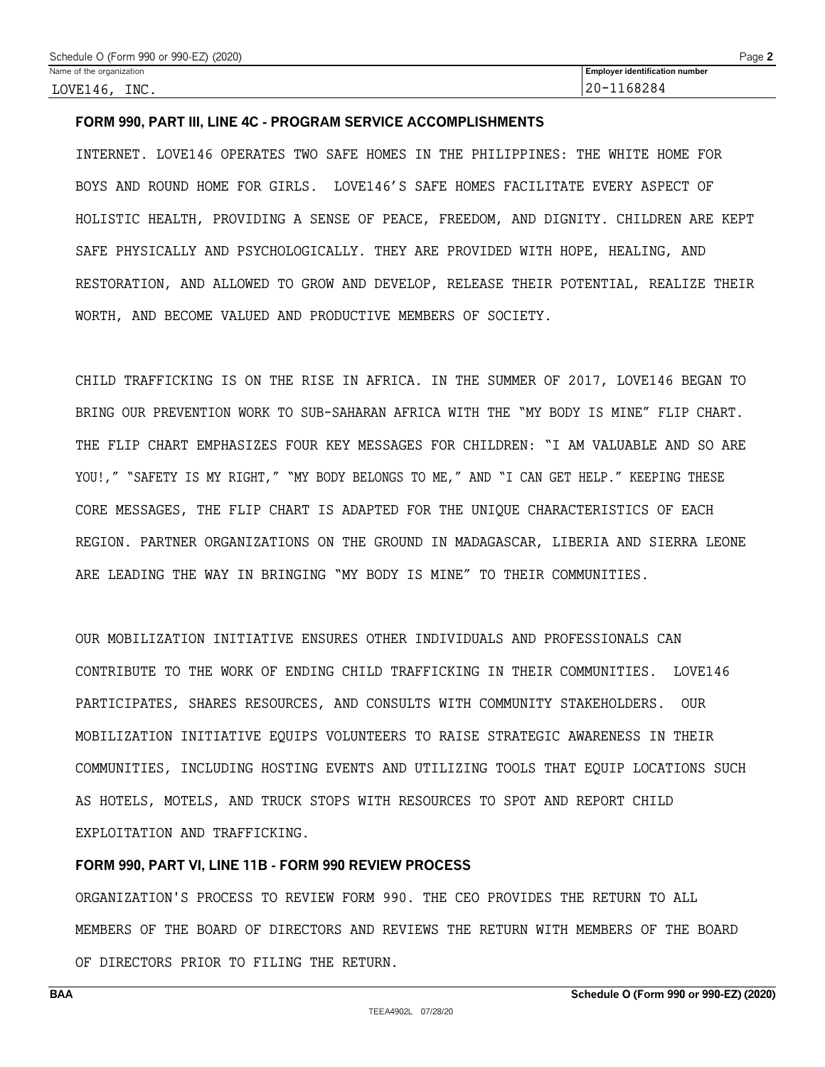Schedule O (Form 990 or 990-EZ) (2020)

| Name of the organization | Employer identification number |
| --- | --- |
| LOVE146, INC. | 20-1168284 |

**FORM 990, PART III, LINE 4C - PROGRAM SERVICE ACCOMPLISHMENTS**

INTERNET. LOVE146 OPERATES TWO SAFE HOMES IN THE PHILIPPINES: THE WHITE HOME FOR BOYS AND ROUND HOME FOR GIRLS. LOVE146'S SAFE HOMES FACILITATE EVERY ASPECT OF HOLISTIC HEALTH, PROVIDING A SENSE OF PEACE, FREEDOM, AND DIGNITY. CHILDREN ARE KEPT SAFE PHYSICALLY AND PSYCHOLOGICALLY. THEY ARE PROVIDED WITH HOPE, HEALING, AND RESTORATION, AND ALLOWED TO GROW AND DEVELOP, RELEASE THEIR POTENTIAL, REALIZE THEIR WORTH, AND BECOME VALUED AND PRODUCTIVE MEMBERS OF SOCIETY.

CHILD TRAFFICKING IS ON THE RISE IN AFRICA. IN THE SUMMER OF 2017, LOVE146 BEGAN TO BRING OUR PREVENTION WORK TO SUB-SAHARAN AFRICA WITH THE "MY BODY IS MINE" FLIP CHART. THE FLIP CHART EMPHASIZES FOUR KEY MESSAGES FOR CHILDREN: "I AM VALUABLE AND SO ARE YOU!," "SAFETY IS MY RIGHT," "MY BODY BELONGS TO ME," AND "I CAN GET HELP." KEEPING THESE CORE MESSAGES, THE FLIP CHART IS ADAPTED FOR THE UNIQUE CHARACTERISTICS OF EACH REGION. PARTNER ORGANIZATIONS ON THE GROUND IN MADAGASCAR, LIBERIA AND SIERRA LEONE ARE LEADING THE WAY IN BRINGING "MY BODY IS MINE" TO THEIR COMMUNITIES.

OUR MOBILIZATION INITIATIVE ENSURES OTHER INDIVIDUALS AND PROFESSIONALS CAN CONTRIBUTE TO THE WORK OF ENDING CHILD TRAFFICKING IN THEIR COMMUNITIES. LOVE146 PARTICIPATES, SHARES RESOURCES, AND CONSULTS WITH COMMUNITY STAKEHOLDERS. OUR MOBILIZATION INITIATIVE EQUIPS VOLUNTEERS TO RAISE STRATEGIC AWARENESS IN THEIR COMMUNITIES, INCLUDING HOSTING EVENTS AND UTILIZING TOOLS THAT EQUIP LOCATIONS SUCH AS HOTELS, MOTELS, AND TRUCK STOPS WITH RESOURCES TO SPOT AND REPORT CHILD EXPLOITATION AND TRAFFICKING.

**FORM 990, PART VI, LINE 11B - FORM 990 REVIEW PROCESS**

ORGANIZATION'S PROCESS TO REVIEW FORM 990. THE CEO PROVIDES THE RETURN TO ALL MEMBERS OF THE BOARD OF DIRECTORS AND REVIEWS THE RETURN WITH MEMBERS OF THE BOARD OF DIRECTORS PRIOR TO FILING THE RETURN.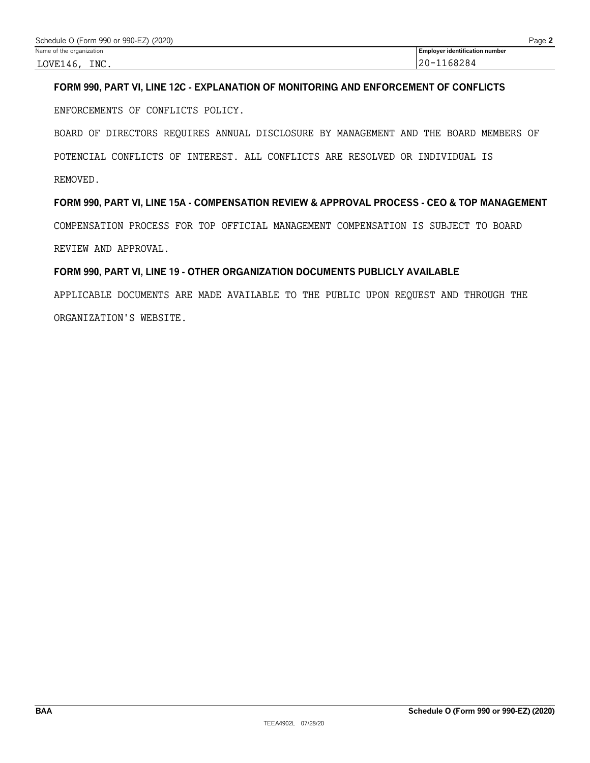| Name of the organization | Employer identification number |
| --- | --- |
| LOVE146, INC. | 20-1168284 |

**FORM 990, PART VI, LINE 12C - EXPLANATION OF MONITORING AND ENFORCEMENT OF CONFLICTS**

ENFORCEMENTS OF CONFLICTS POLICY.

BOARD OF DIRECTORS REQUIRES ANNUAL DISCLOSURE BY MANAGEMENT AND THE BOARD MEMBERS OF POTENCIAL CONFLICTS OF INTEREST. ALL CONFLICTS ARE RESOLVED OR INDIVIDUAL IS REMOVED.

**FORM 990, PART VI, LINE 15A - COMPENSATION REVIEW & APPROVAL PROCESS - CEO & TOP MANAGEMENT**

COMPENSATION PROCESS FOR TOP OFFICIAL MANAGEMENT COMPENSATION IS SUBJECT TO BOARD REVIEW AND APPROVAL.

**FORM 990, PART VI, LINE 19 - OTHER ORGANIZATION DOCUMENTS PUBLICLY AVAILABLE**

APPLICABLE DOCUMENTS ARE MADE AVAILABLE TO THE PUBLIC UPON REQUEST AND THROUGH THE ORGANIZATION'S WEBSITE.